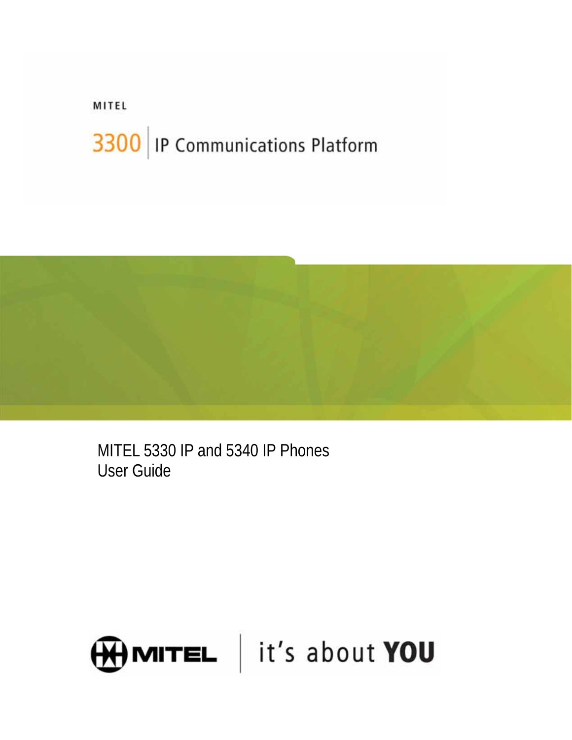MITEL

# 3300 IP Communications Platform

MITEL 5330 IP and 5340 IP Phones
User Guide

MITEL | it's about **YOU**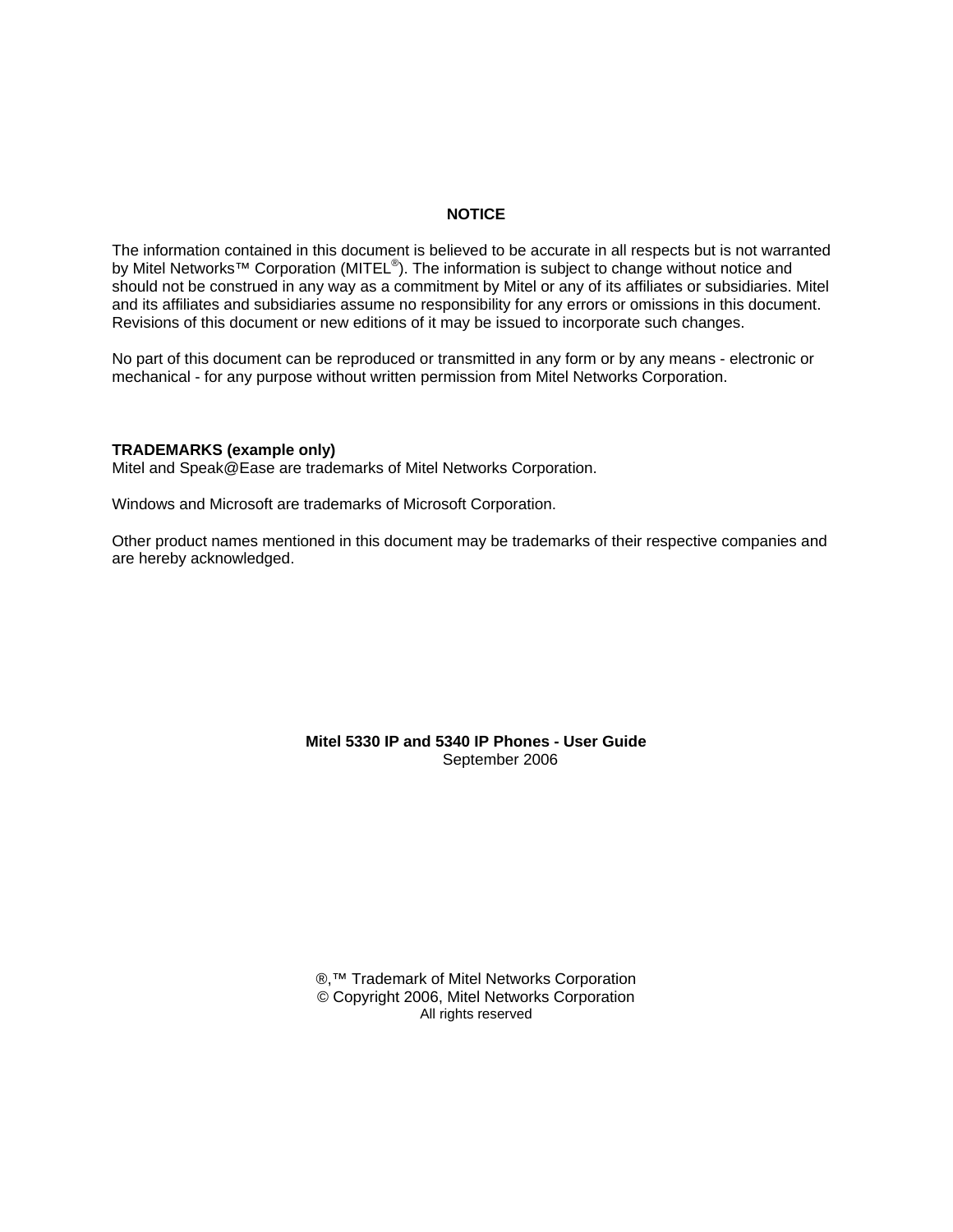## NOTICE

The information contained in this document is believed to be accurate in all respects but is not warranted by Mitel Networks™ Corporation (MITEL®). The information is subject to change without notice and should not be construed in any way as a commitment by Mitel or any of its affiliates or subsidiaries. Mitel and its affiliates and subsidiaries assume no responsibility for any errors or omissions in this document. Revisions of this document or new editions of it may be issued to incorporate such changes.

No part of this document can be reproduced or transmitted in any form or by any means - electronic or mechanical - for any purpose without written permission from Mitel Networks Corporation.

**TRADEMARKS (example only)**
Mitel and Speak@Ease are trademarks of Mitel Networks Corporation.

Windows and Microsoft are trademarks of Microsoft Corporation.

Other product names mentioned in this document may be trademarks of their respective companies and are hereby acknowledged.

**Mitel 5330 IP and 5340 IP Phones - User Guide**
September 2006

®,™ Trademark of Mitel Networks Corporation
© Copyright 2006, Mitel Networks Corporation
All rights reserved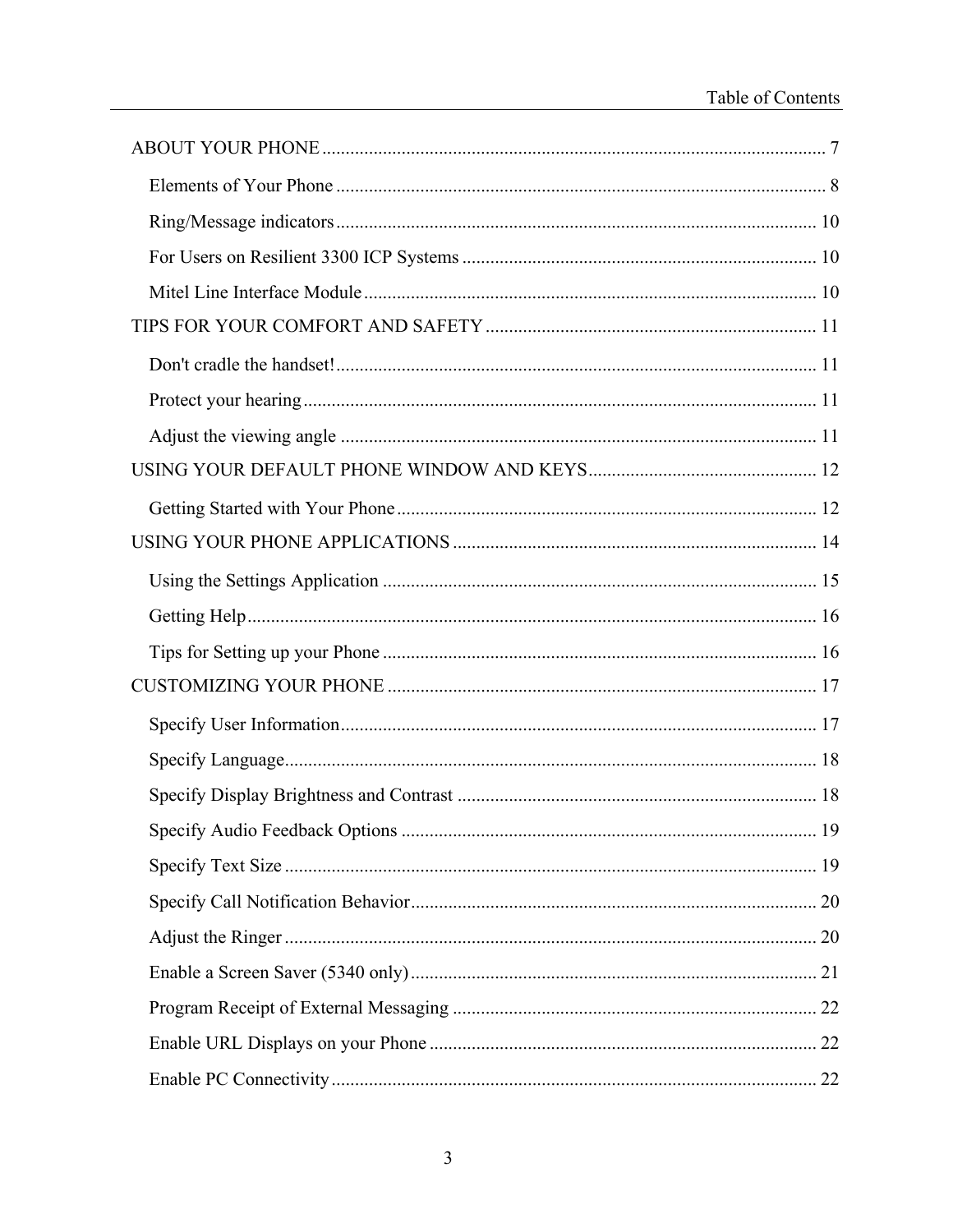ABOUT YOUR PHONE ........................................................................................................ 7

- Elements of Your Phone ........................................................................................................ 8
- Ring/Message indicators ........................................................................................................ 10
- For Users on Resilient 3300 ICP Systems ........................................................................... 10
- Mitel Line Interface Module ................................................................................................ 10

TIPS FOR YOUR COMFORT AND SAFETY ...................................................................... 11

- Don't cradle the handset! ...................................................................................................... 11
- Protect your hearing ............................................................................................................. 11
- Adjust the viewing angle ...................................................................................................... 11

USING YOUR DEFAULT PHONE WINDOW AND KEYS ................................................. 12

- Getting Started with Your Phone .......................................................................................... 12

USING YOUR PHONE APPLICATIONS ............................................................................. 14

- Using the Settings Application ............................................................................................ 15
- Getting Help .......................................................................................................................... 16
- Tips for Setting up your Phone ............................................................................................ 16

CUSTOMIZING YOUR PHONE ............................................................................................ 17

- Specify User Information ..................................................................................................... 17
- Specify Language ................................................................................................................. 18
- Specify Display Brightness and Contrast ............................................................................ 18
- Specify Audio Feedback Options ......................................................................................... 19
- Specify Text Size .................................................................................................................. 19
- Specify Call Notification Behavior ...................................................................................... 20
- Adjust the Ringer .................................................................................................................. 20
- Enable a Screen Saver (5340 only) ....................................................................................... 21
- Program Receipt of External Messaging .............................................................................. 22
- Enable URL Displays on your Phone ................................................................................... 22
- Enable PC Connectivity ........................................................................................................ 22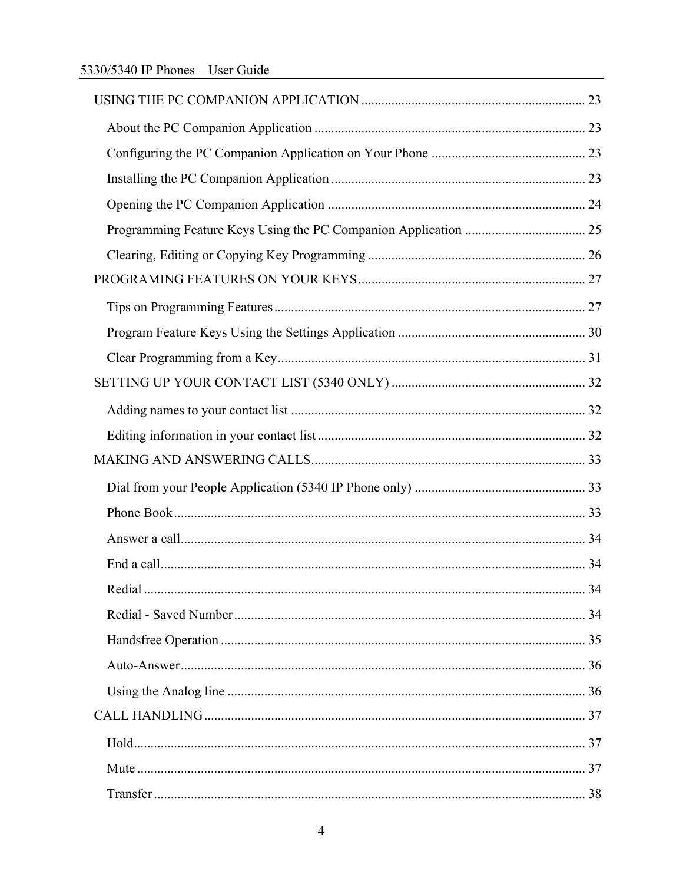USING THE PC COMPANION APPLICATION .................................................................. 23

About the PC Companion Application ................................................................................ 23

Configuring the PC Companion Application on Your Phone .............................................. 23

Installing the PC Companion Application ........................................................................... 23

Opening the PC Companion Application ............................................................................ 24

Programming Feature Keys Using the PC Companion Application .................................... 25

Clearing, Editing or Copying Key Programming ................................................................ 26

PROGRAMING FEATURES ON YOUR KEYS................................................................... 27

Tips on Programming Features............................................................................................ 27

Program Feature Keys Using the Settings Application ........................................................ 30

Clear Programming from a Key........................................................................................... 31

SETTING UP YOUR CONTACT LIST (5340 ONLY) .......................................................... 32

Adding names to your contact list ....................................................................................... 32

Editing information in your contact list ............................................................................... 32

MAKING AND ANSWERING CALLS................................................................................. 33

Dial from your People Application (5340 IP Phone only) ................................................... 33

Phone Book .......................................................................................................................... 33

Answer a call........................................................................................................................ 34

End a call.............................................................................................................................. 34

Redial ................................................................................................................................... 34

Redial - Saved Number ........................................................................................................ 34

Handsfree Operation ............................................................................................................ 35

Auto-Answer ........................................................................................................................ 36

Using the Analog line .......................................................................................................... 36

CALL HANDLING................................................................................................................. 37

Hold...................................................................................................................................... 37

Mute ..................................................................................................................................... 37

Transfer ................................................................................................................................ 38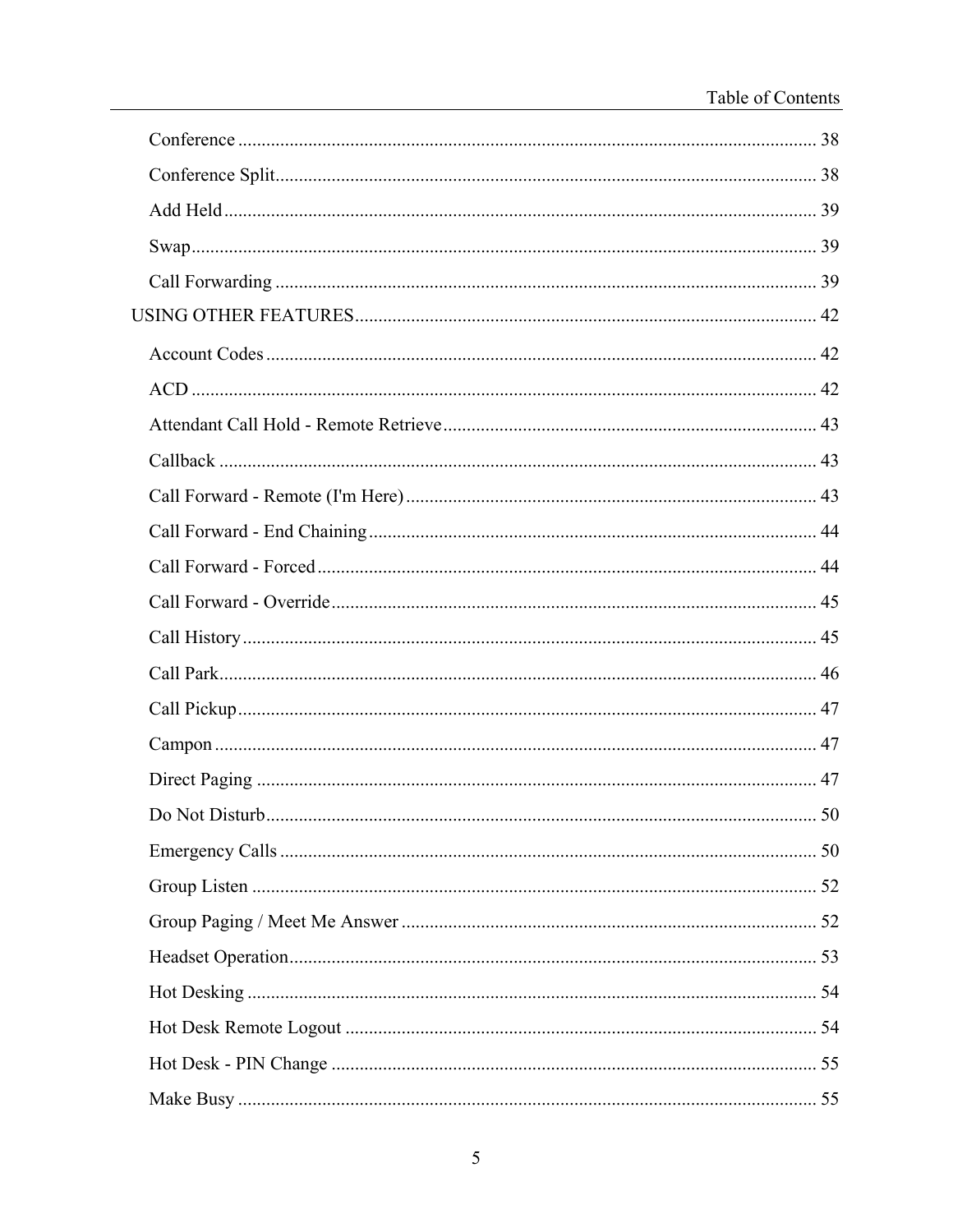Conference ........................................................................................................... 38

Conference Split.................................................................................................... 38

Add Held.............................................................................................................. 39

Swap..................................................................................................................... 39

Call Forwarding .................................................................................................... 39

USING OTHER FEATURES.................................................................................... 42

Account Codes ...................................................................................................... 42

ACD ...................................................................................................................... 42

Attendant Call Hold - Remote Retrieve................................................................ 43

Callback ................................................................................................................ 43

Call Forward - Remote (I'm Here)........................................................................ 43

Call Forward - End Chaining................................................................................ 44

Call Forward - Forced........................................................................................... 44

Call Forward - Override........................................................................................ 45

Call History........................................................................................................... 45

Call Park................................................................................................................ 46

Call Pickup............................................................................................................ 47

Campon ................................................................................................................. 47

Direct Paging ........................................................................................................ 47

Do Not Disturb...................................................................................................... 50

Emergency Calls ................................................................................................... 50

Group Listen ......................................................................................................... 52

Group Paging / Meet Me Answer ......................................................................... 52

Headset Operation................................................................................................. 53

Hot Desking .......................................................................................................... 54

Hot Desk Remote Logout ..................................................................................... 54

Hot Desk - PIN Change ........................................................................................ 55

Make Busy ............................................................................................................ 55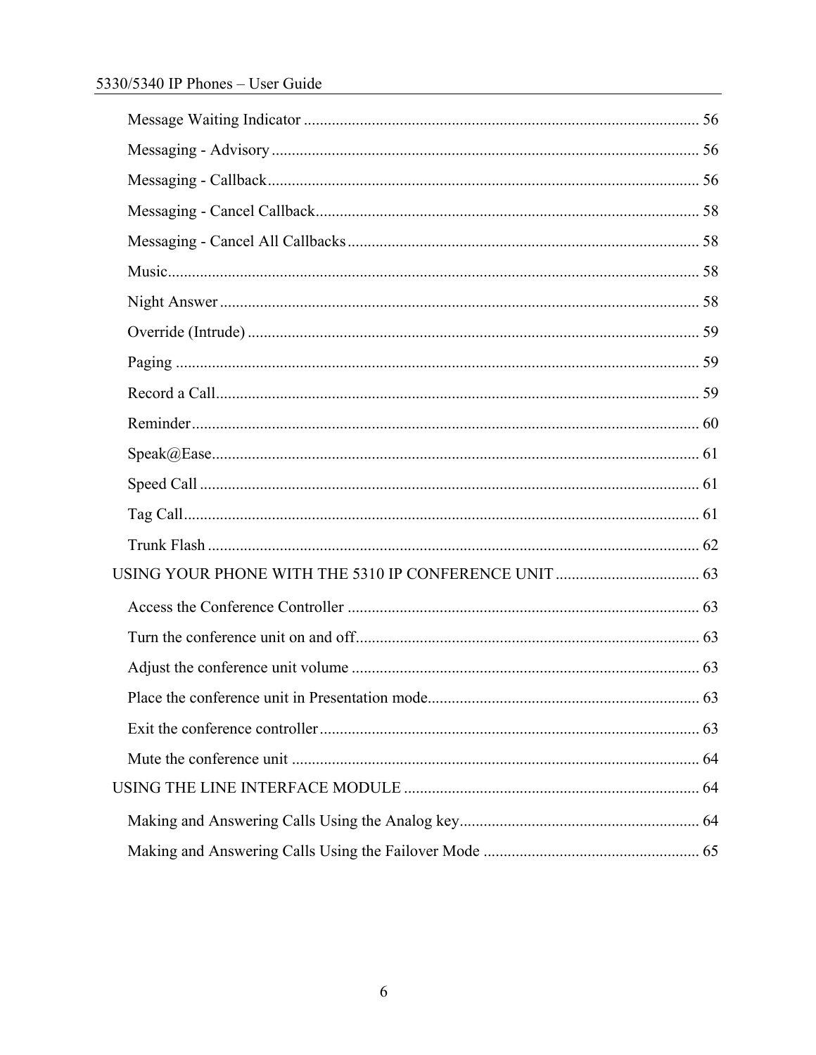Message Waiting Indicator .................................................................................................. 56

Messaging - Advisory .......................................................................................................... 56

Messaging - Callback........................................................................................................... 56

Messaging - Cancel Callback............................................................................................... 58

Messaging - Cancel All Callbacks....................................................................................... 58

Music.................................................................................................................................... 58

Night Answer ....................................................................................................................... 58

Override (Intrude) ................................................................................................................ 59

Paging .................................................................................................................................. 59

Record a Call........................................................................................................................ 59

Reminder.............................................................................................................................. 60

Speak@Ease......................................................................................................................... 61

Speed Call ............................................................................................................................ 61

Tag Call................................................................................................................................ 61

Trunk Flash .......................................................................................................................... 62

USING YOUR PHONE WITH THE 5310 IP CONFERENCE UNIT .................................... 63

Access the Conference Controller ....................................................................................... 63

Turn the conference unit on and off..................................................................................... 63

Adjust the conference unit volume ...................................................................................... 63

Place the conference unit in Presentation mode................................................................... 63

Exit the conference controller.............................................................................................. 63

Mute the conference unit ..................................................................................................... 64

USING THE LINE INTERFACE MODULE .......................................................................... 64

Making and Answering Calls Using the Analog key............................................................ 64

Making and Answering Calls Using the Failover Mode ...................................................... 65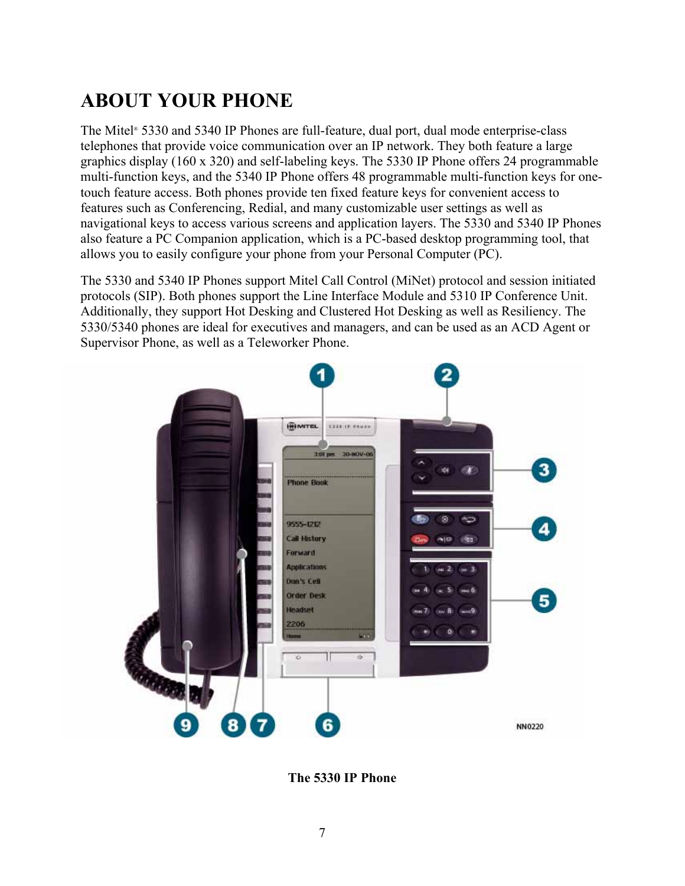# ABOUT YOUR PHONE

The Mitel® 5330 and 5340 IP Phones are full-feature, dual port, dual mode enterprise-class telephones that provide voice communication over an IP network. They both feature a large graphics display (160 x 320) and self-labeling keys. The 5330 IP Phone offers 24 programmable multi-function keys, and the 5340 IP Phone offers 48 programmable multi-function keys for one-touch feature access. Both phones provide ten fixed feature keys for convenient access to features such as Conferencing, Redial, and many customizable user settings as well as navigational keys to access various screens and application layers. The 5330 and 5340 IP Phones also feature a PC Companion application, which is a PC-based desktop programming tool, that allows you to easily configure your phone from your Personal Computer (PC).

The 5330 and 5340 IP Phones support Mitel Call Control (MiNet) protocol and session initiated protocols (SIP). Both phones support the Line Interface Module and 5310 IP Conference Unit. Additionally, they support Hot Desking and Clustered Hot Desking as well as Resiliency. The 5330/5340 phones are ideal for executives and managers, and can be used as an ACD Agent or Supervisor Phone, as well as a Teleworker Phone.

**The 5330 IP Phone**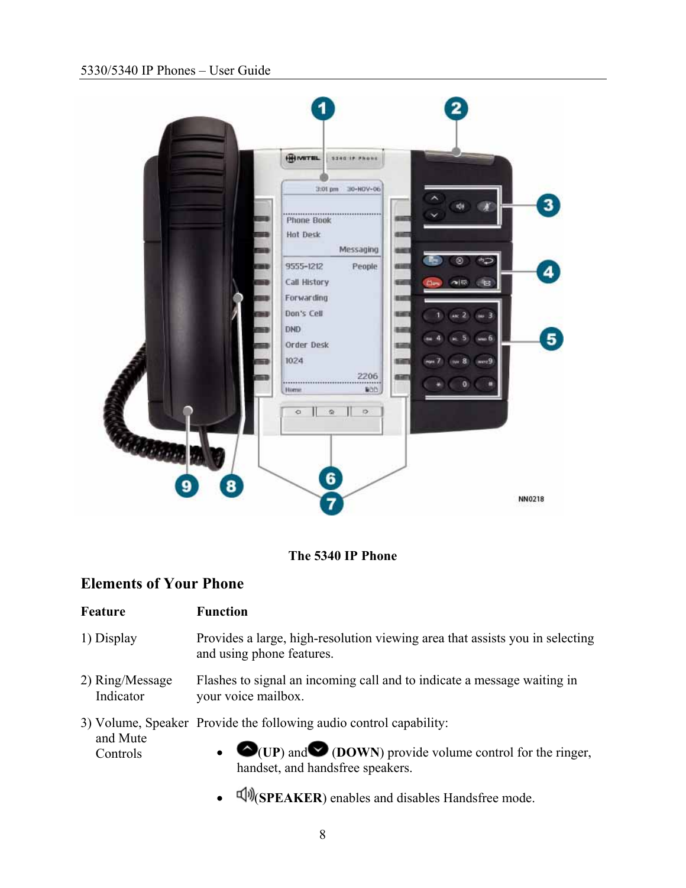**The 5340 IP Phone**

## Elements of Your Phone

| Feature | Function |
| --- | --- |
| 1) Display | Provides a large, high-resolution viewing area that assists you in selecting and using phone features. |
| 2) Ring/Message Indicator | Flashes to signal an incoming call and to indicate a message waiting in your voice mailbox. |
| 3) Volume, Speaker and Mute Controls | Provide the following audio control capability: |

- (**UP**) and (**DOWN**) provide volume control for the ringer, handset, and handsfree speakers.
- (**SPEAKER**) enables and disables Handsfree mode.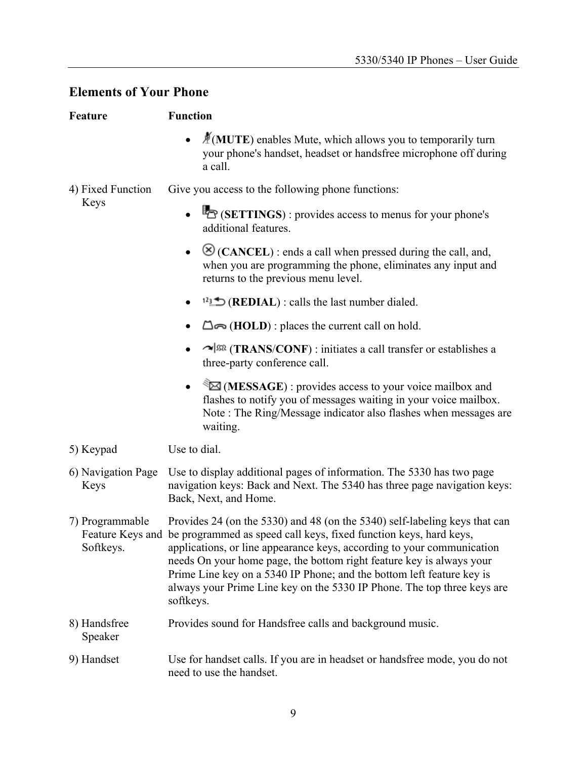## Elements of Your Phone

| Feature | Function |
|---|---|
| | • (**MUTE**) enables Mute, which allows you to temporarily turn your phone's handset, headset or handsfree microphone off during a call. |
| 4) Fixed Function Keys | Give you access to the following phone functions:<br>• (**SETTINGS**) : provides access to menus for your phone's additional features.<br>• (**CANCEL**) : ends a call when pressed during the call, and, when you are programming the phone, eliminates any input and returns to the previous menu level.<br>• (**REDIAL**) : calls the last number dialed.<br>• (**HOLD**) : places the current call on hold.<br>• (**TRANS**/**CONF**) : initiates a call transfer or establishes a three-party conference call.<br>• (**MESSAGE**) : provides access to your voice mailbox and flashes to notify you of messages waiting in your voice mailbox. Note : The Ring/Message indicator also flashes when messages are waiting. |
| 5) Keypad | Use to dial. |
| 6) Navigation Page Keys | Use to display additional pages of information. The 5330 has two page navigation keys: Back and Next. The 5340 has three page navigation keys: Back, Next, and Home. |
| 7) Programmable Feature Keys and Softkeys. | Provides 24 (on the 5330) and 48 (on the 5340) self-labeling keys that can be programmed as speed call keys, fixed function keys, hard keys, applications, or line appearance keys, according to your communication needs On your home page, the bottom right feature key is always your Prime Line key on a 5340 IP Phone; and the bottom left feature key is always your Prime Line key on the 5330 IP Phone. The top three keys are softkeys. |
| 8) Handsfree Speaker | Provides sound for Handsfree calls and background music. |
| 9) Handset | Use for handset calls. If you are in headset or handsfree mode, you do not need to use the handset. |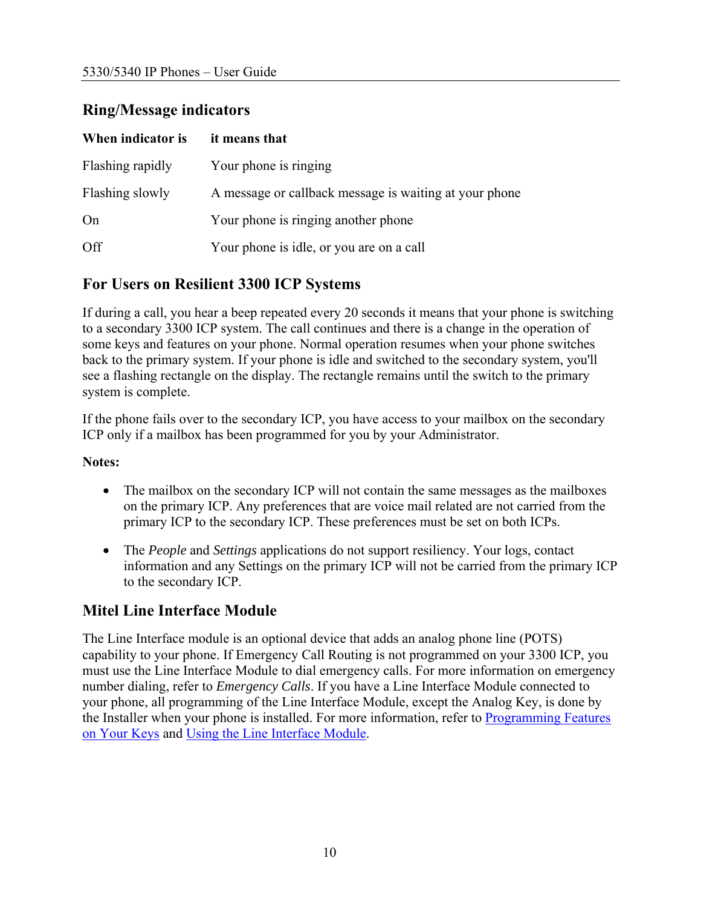## Ring/Message indicators

| When indicator is | it means that |
|---|---|
| Flashing rapidly | Your phone is ringing |
| Flashing slowly | A message or callback message is waiting at your phone |
| On | Your phone is ringing another phone |
| Off | Your phone is idle, or you are on a call |

## For Users on Resilient 3300 ICP Systems

If during a call, you hear a beep repeated every 20 seconds it means that your phone is switching to a secondary 3300 ICP system. The call continues and there is a change in the operation of some keys and features on your phone. Normal operation resumes when your phone switches back to the primary system. If your phone is idle and switched to the secondary system, you'll see a flashing rectangle on the display. The rectangle remains until the switch to the primary system is complete.

If the phone fails over to the secondary ICP, you have access to your mailbox on the secondary ICP only if a mailbox has been programmed for you by your Administrator.

**Notes:**

- The mailbox on the secondary ICP will not contain the same messages as the mailboxes on the primary ICP. Any preferences that are voice mail related are not carried from the primary ICP to the secondary ICP. These preferences must be set on both ICPs.
- The *People* and *Settings* applications do not support resiliency. Your logs, contact information and any Settings on the primary ICP will not be carried from the primary ICP to the secondary ICP.

## Mitel Line Interface Module

The Line Interface module is an optional device that adds an analog phone line (POTS) capability to your phone. If Emergency Call Routing is not programmed on your 3300 ICP, you must use the Line Interface Module to dial emergency calls. For more information on emergency number dialing, refer to *Emergency Calls*. If you have a Line Interface Module connected to your phone, all programming of the Line Interface Module, except the Analog Key, is done by the Installer when your phone is installed. For more information, refer to Programming Features on Your Keys and Using the Line Interface Module.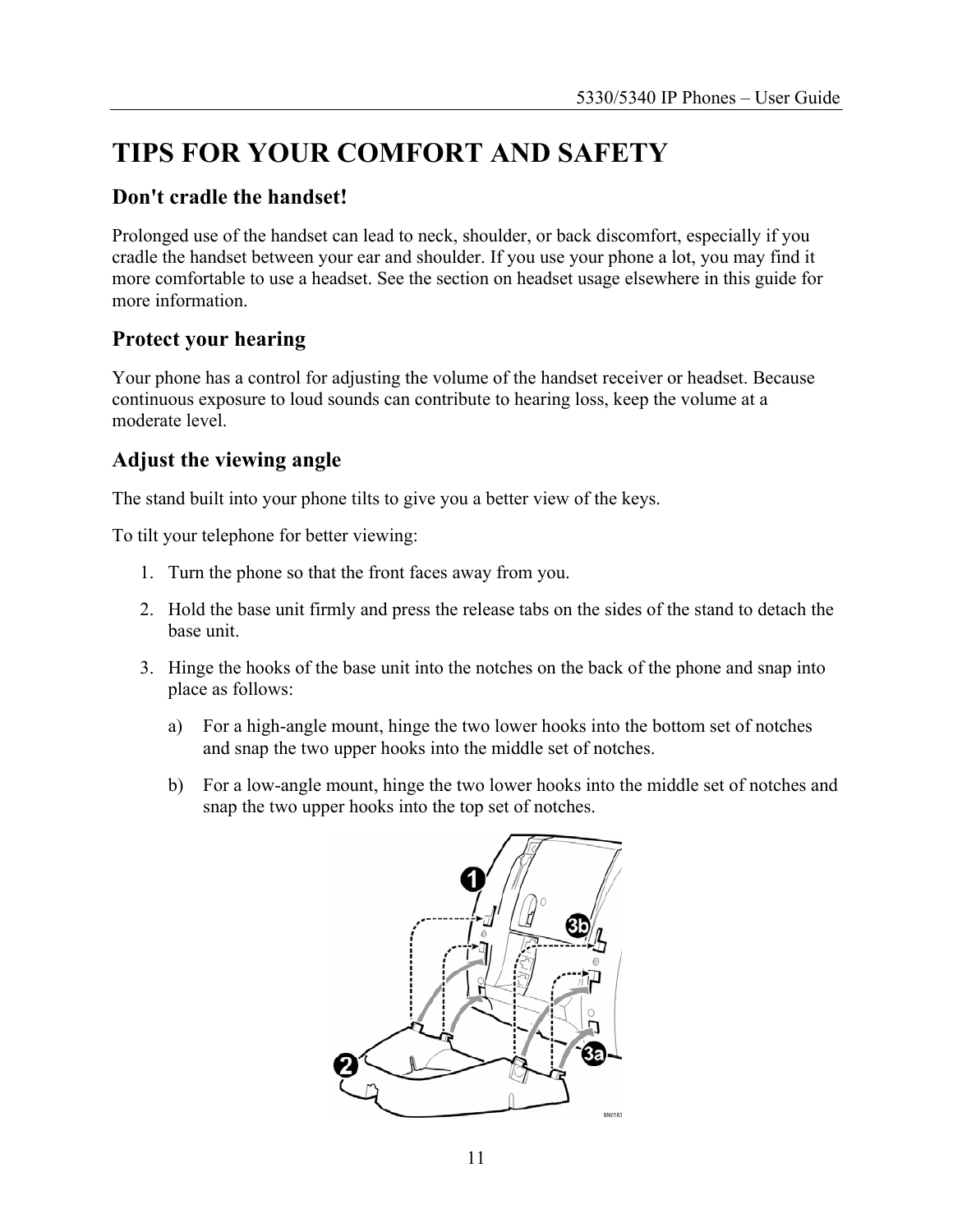# TIPS FOR YOUR COMFORT AND SAFETY

## Don't cradle the handset!

Prolonged use of the handset can lead to neck, shoulder, or back discomfort, especially if you cradle the handset between your ear and shoulder. If you use your phone a lot, you may find it more comfortable to use a headset. See the section on headset usage elsewhere in this guide for more information.

## Protect your hearing

Your phone has a control for adjusting the volume of the handset receiver or headset. Because continuous exposure to loud sounds can contribute to hearing loss, keep the volume at a moderate level.

## Adjust the viewing angle

The stand built into your phone tilts to give you a better view of the keys.

To tilt your telephone for better viewing:

1. Turn the phone so that the front faces away from you.
2. Hold the base unit firmly and press the release tabs on the sides of the stand to detach the base unit.
3. Hinge the hooks of the base unit into the notches on the back of the phone and snap into place as follows:

   a) For a high-angle mount, hinge the two lower hooks into the bottom set of notches and snap the two upper hooks into the middle set of notches.

   b) For a low-angle mount, hinge the two lower hooks into the middle set of notches and snap the two upper hooks into the top set of notches.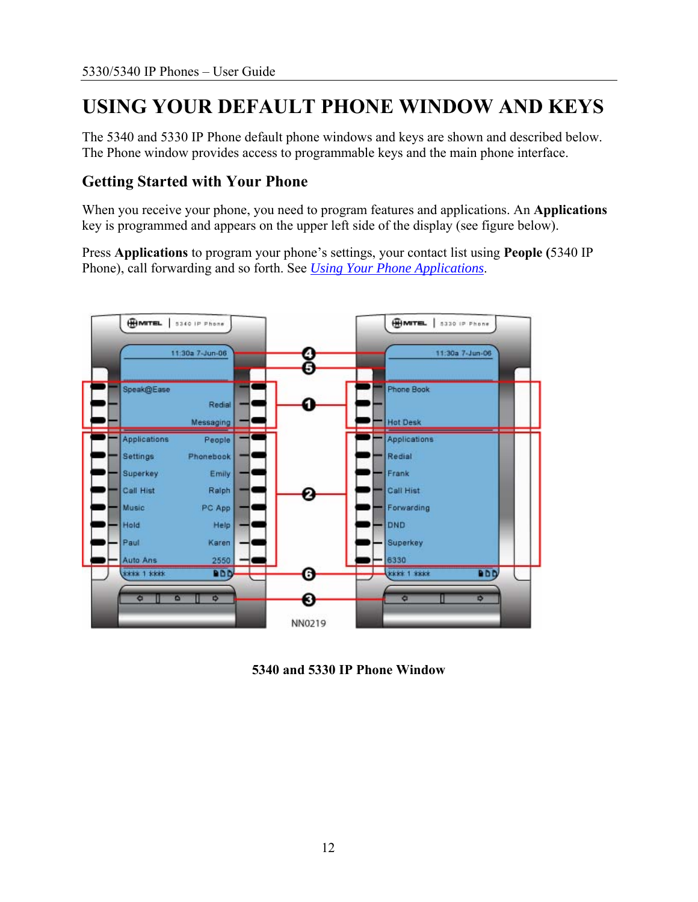# USING YOUR DEFAULT PHONE WINDOW AND KEYS

The 5340 and 5330 IP Phone default phone windows and keys are shown and described below. The Phone window provides access to programmable keys and the main phone interface.

## Getting Started with Your Phone

When you receive your phone, you need to program features and applications. An **Applications** key is programmed and appears on the upper left side of the display (see figure below).

Press **Applications** to program your phone's settings, your contact list using **People (**5340 IP Phone), call forwarding and so forth. See *Using Your Phone Applications*.

**5340 and 5330 IP Phone Window**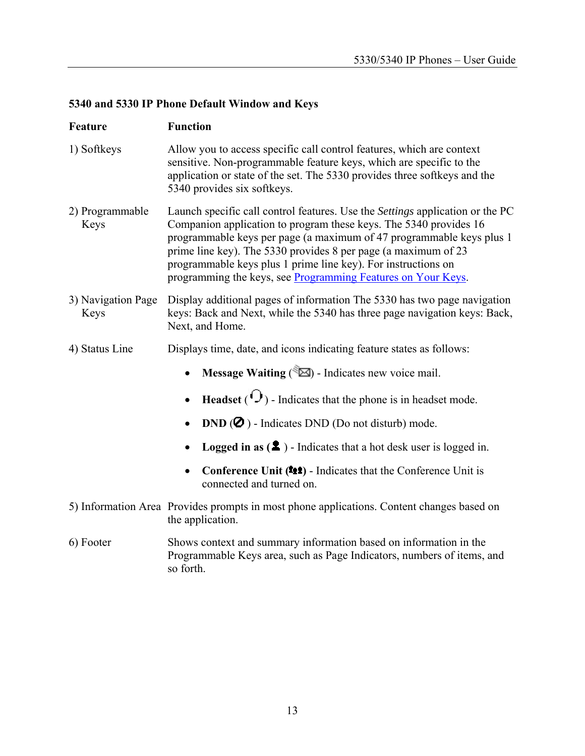**5340 and 5330 IP Phone Default Window and Keys**

| Feature | Function |
|---|---|
| 1) Softkeys | Allow you to access specific call control features, which are context sensitive. Non-programmable feature keys, which are specific to the application or state of the set. The 5330 provides three softkeys and the 5340 provides six softkeys. |
| 2) Programmable Keys | Launch specific call control features. Use the *Settings* application or the PC Companion application to program these keys. The 5340 provides 16 programmable keys per page (a maximum of 47 programmable keys plus 1 prime line key). The 5330 provides 8 per page (a maximum of 23 programmable keys plus 1 prime line key). For instructions on programming the keys, see Programming Features on Your Keys. |
| 3) Navigation Page Keys | Display additional pages of information The 5330 has two page navigation keys: Back and Next, while the 5340 has three page navigation keys: Back, Next, and Home. |
| 4) Status Line | Displays time, date, and icons indicating feature states as follows:<br>• **Message Waiting** ( ) - Indicates new voice mail.<br>• **Headset** ( ) - Indicates that the phone is in headset mode.<br>• **DND** ( ) - Indicates DND (Do not disturb) mode.<br>• **Logged in as** ( ) - Indicates that a hot desk user is logged in.<br>• **Conference Unit** ( ) - Indicates that the Conference Unit is connected and turned on. |
| 5) Information Area | Provides prompts in most phone applications. Content changes based on the application. |
| 6) Footer | Shows context and summary information based on information in the Programmable Keys area, such as Page Indicators, numbers of items, and so forth. |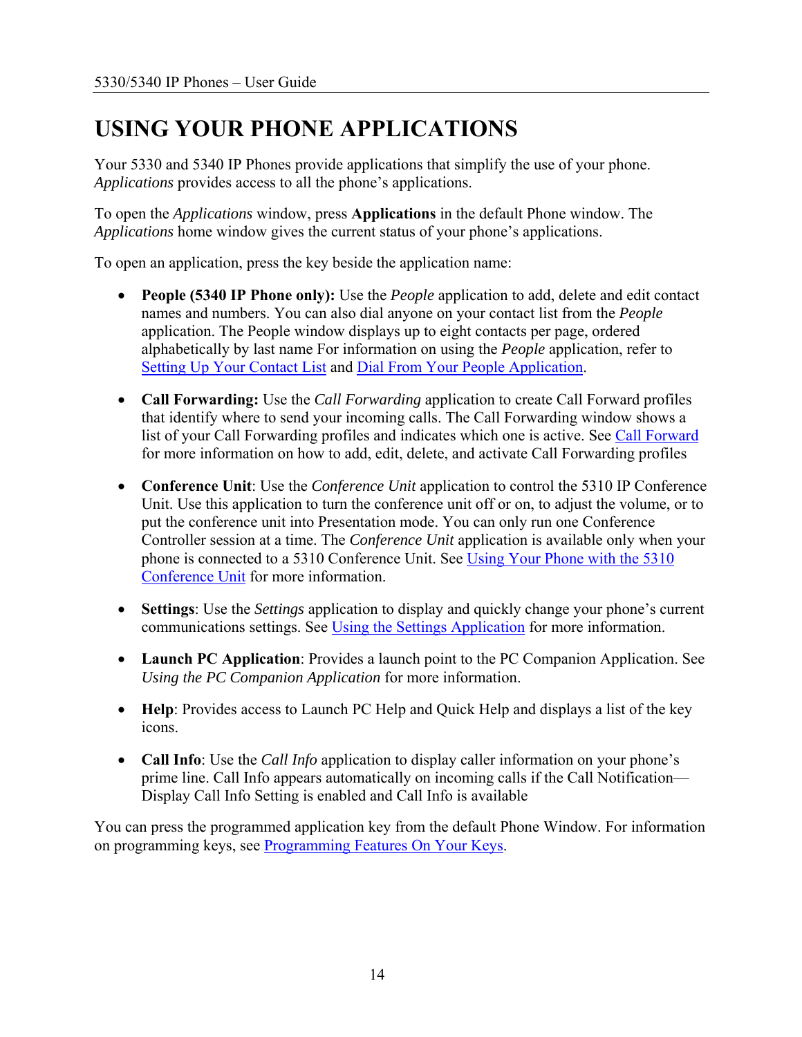# USING YOUR PHONE APPLICATIONS

Your 5330 and 5340 IP Phones provide applications that simplify the use of your phone. *Applications* provides access to all the phone's applications.

To open the *Applications* window, press **Applications** in the default Phone window. The *Applications* home window gives the current status of your phone's applications.

To open an application, press the key beside the application name:

- **People (5340 IP Phone only):** Use the *People* application to add, delete and edit contact names and numbers. You can also dial anyone on your contact list from the *People* application. The People window displays up to eight contacts per page, ordered alphabetically by last name For information on using the *People* application, refer to Setting Up Your Contact List and Dial From Your People Application.

- **Call Forwarding:** Use the *Call Forwarding* application to create Call Forward profiles that identify where to send your incoming calls. The Call Forwarding window shows a list of your Call Forwarding profiles and indicates which one is active. See Call Forward for more information on how to add, edit, delete, and activate Call Forwarding profiles

- **Conference Unit**: Use the *Conference Unit* application to control the 5310 IP Conference Unit. Use this application to turn the conference unit off or on, to adjust the volume, or to put the conference unit into Presentation mode. You can only run one Conference Controller session at a time. The *Conference Unit* application is available only when your phone is connected to a 5310 Conference Unit. See Using Your Phone with the 5310 Conference Unit for more information.

- **Settings**: Use the *Settings* application to display and quickly change your phone's current communications settings. See Using the Settings Application for more information.

- **Launch PC Application**: Provides a launch point to the PC Companion Application. See *Using the PC Companion Application* for more information.

- **Help**: Provides access to Launch PC Help and Quick Help and displays a list of the key icons.

- **Call Info**: Use the *Call Info* application to display caller information on your phone's prime line. Call Info appears automatically on incoming calls if the Call Notification—Display Call Info Setting is enabled and Call Info is available

You can press the programmed application key from the default Phone Window. For information on programming keys, see Programming Features On Your Keys.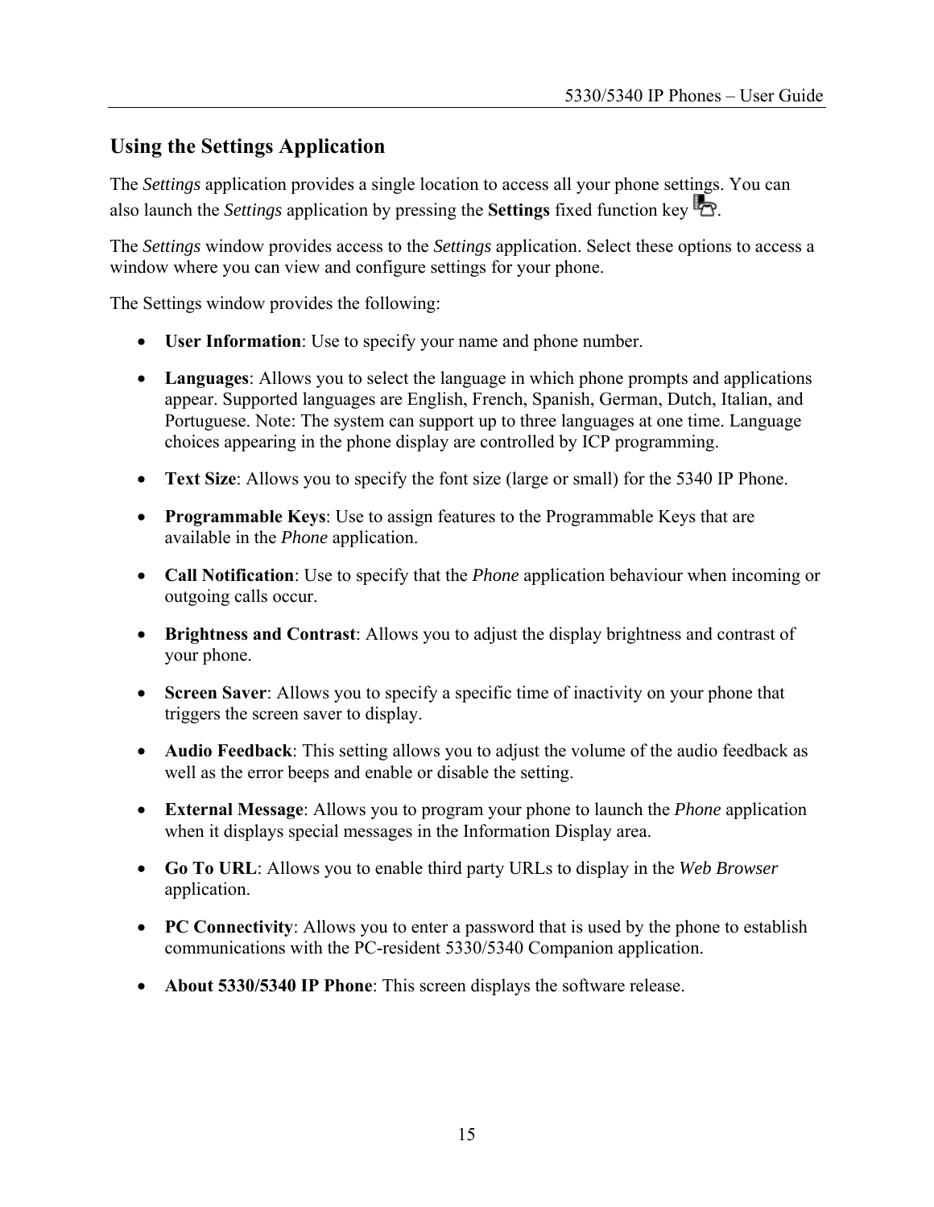## Using the Settings Application

The *Settings* application provides a single location to access all your phone settings. You can also launch the *Settings* application by pressing the **Settings** fixed function key.

The *Settings* window provides access to the *Settings* application. Select these options to access a window where you can view and configure settings for your phone.

The Settings window provides the following:

- **User Information**: Use to specify your name and phone number.
- **Languages**: Allows you to select the language in which phone prompts and applications appear. Supported languages are English, French, Spanish, German, Dutch, Italian, and Portuguese. Note: The system can support up to three languages at one time. Language choices appearing in the phone display are controlled by ICP programming.
- **Text Size**: Allows you to specify the font size (large or small) for the 5340 IP Phone.
- **Programmable Keys**: Use to assign features to the Programmable Keys that are available in the *Phone* application.
- **Call Notification**: Use to specify that the *Phone* application behaviour when incoming or outgoing calls occur.
- **Brightness and Contrast**: Allows you to adjust the display brightness and contrast of your phone.
- **Screen Saver**: Allows you to specify a specific time of inactivity on your phone that triggers the screen saver to display.
- **Audio Feedback**: This setting allows you to adjust the volume of the audio feedback as well as the error beeps and enable or disable the setting.
- **External Message**: Allows you to program your phone to launch the *Phone* application when it displays special messages in the Information Display area.
- **Go To URL**: Allows you to enable third party URLs to display in the *Web Browser* application.
- **PC Connectivity**: Allows you to enter a password that is used by the phone to establish communications with the PC-resident 5330/5340 Companion application.
- **About 5330/5340 IP Phone**: This screen displays the software release.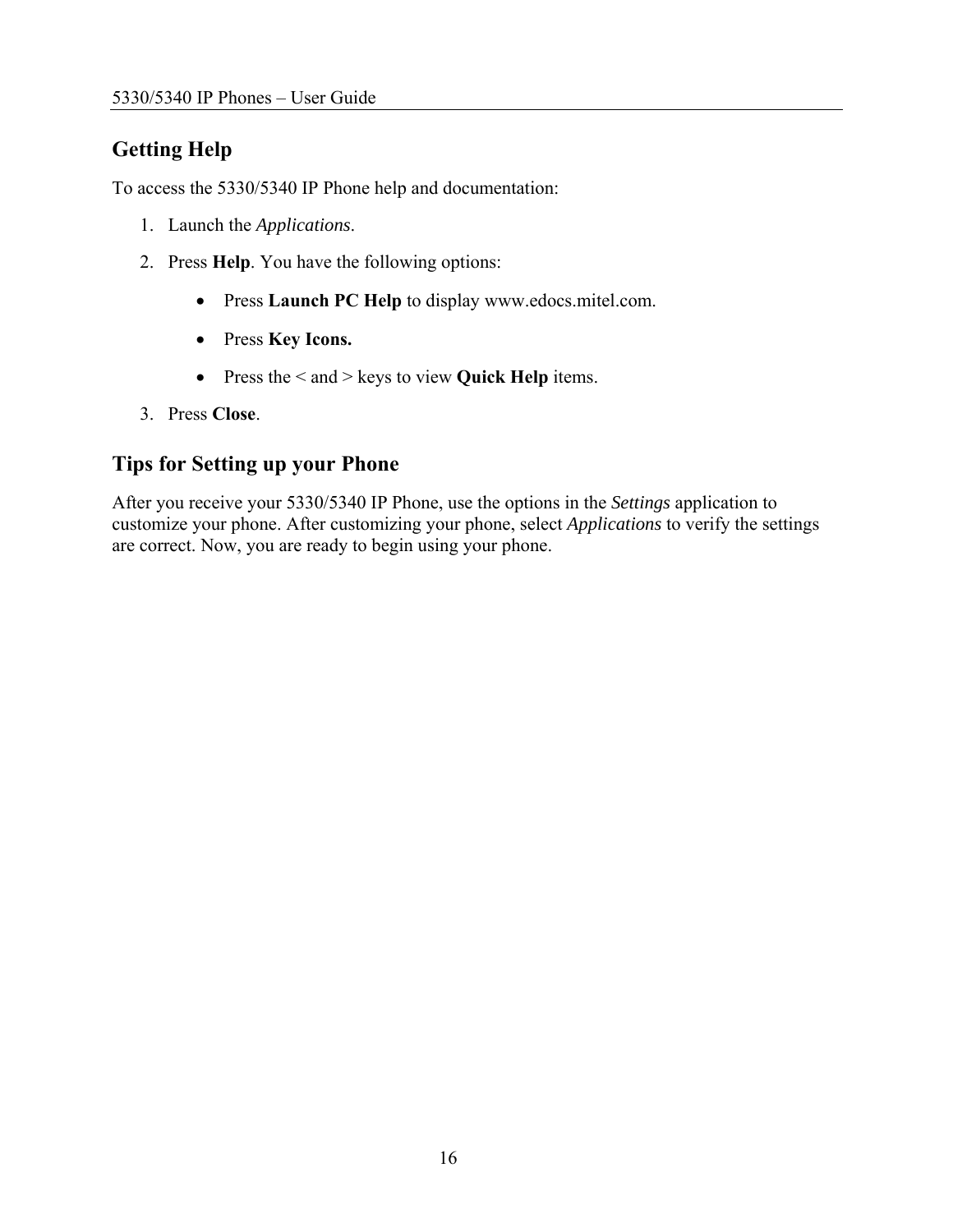## Getting Help

To access the 5330/5340 IP Phone help and documentation:

1. Launch the *Applications*.
2. Press **Help**. You have the following options:
   - Press **Launch PC Help** to display www.edocs.mitel.com.
   - Press **Key Icons.**
   - Press the < and > keys to view **Quick Help** items.
3. Press **Close**.

## Tips for Setting up your Phone

After you receive your 5330/5340 IP Phone, use the options in the *Settings* application to customize your phone. After customizing your phone, select *Applications* to verify the settings are correct. Now, you are ready to begin using your phone.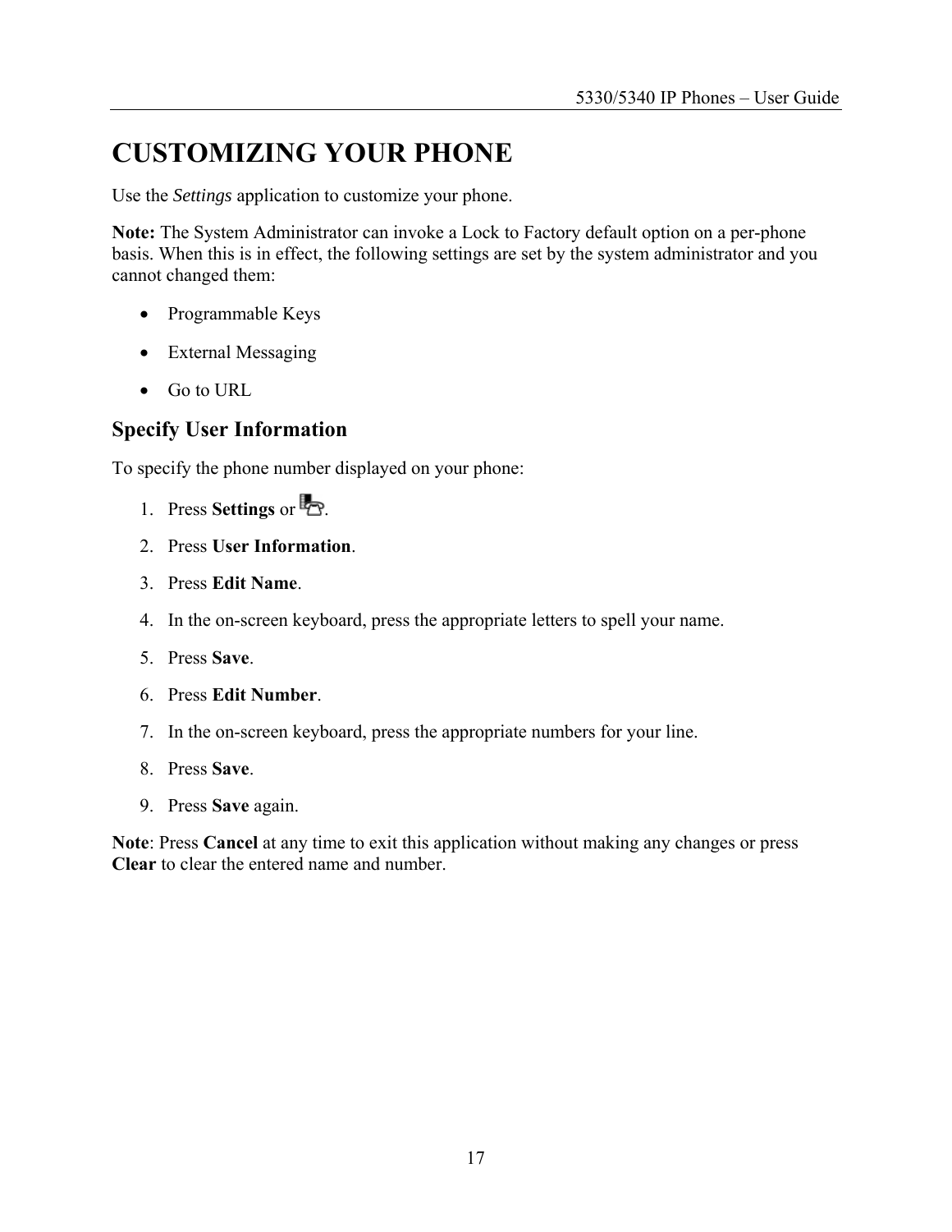# CUSTOMIZING YOUR PHONE

Use the *Settings* application to customize your phone.

**Note:** The System Administrator can invoke a Lock to Factory default option on a per-phone basis. When this is in effect, the following settings are set by the system administrator and you cannot changed them:

- Programmable Keys
- External Messaging
- Go to URL

## Specify User Information

To specify the phone number displayed on your phone:

1. Press **Settings** or .
2. Press **User Information**.
3. Press **Edit Name**.
4. In the on-screen keyboard, press the appropriate letters to spell your name.
5. Press **Save**.
6. Press **Edit Number**.
7. In the on-screen keyboard, press the appropriate numbers for your line.
8. Press **Save**.
9. Press **Save** again.

**Note**: Press **Cancel** at any time to exit this application without making any changes or press **Clear** to clear the entered name and number.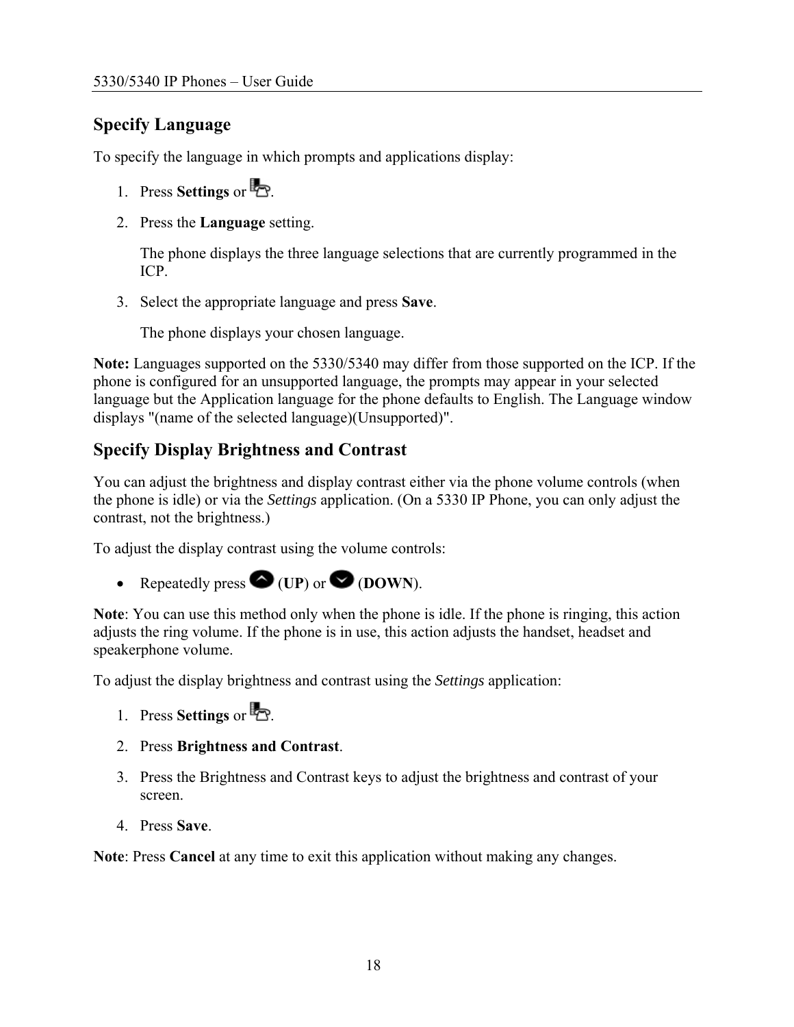## Specify Language

To specify the language in which prompts and applications display:

1. Press **Settings** or .
2. Press the **Language** setting.

   The phone displays the three language selections that are currently programmed in the ICP.
3. Select the appropriate language and press **Save**.

   The phone displays your chosen language.

**Note:** Languages supported on the 5330/5340 may differ from those supported on the ICP. If the phone is configured for an unsupported language, the prompts may appear in your selected language but the Application language for the phone defaults to English. The Language window displays "(name of the selected language)(Unsupported)".

## Specify Display Brightness and Contrast

You can adjust the brightness and display contrast either via the phone volume controls (when the phone is idle) or via the *Settings* application. (On a 5330 IP Phone, you can only adjust the contrast, not the brightness.)

To adjust the display contrast using the volume controls:

- Repeatedly press  (**UP**) or  (**DOWN**).

**Note**: You can use this method only when the phone is idle. If the phone is ringing, this action adjusts the ring volume. If the phone is in use, this action adjusts the handset, headset and speakerphone volume.

To adjust the display brightness and contrast using the *Settings* application:

1. Press **Settings** or .
2. Press **Brightness and Contrast**.
3. Press the Brightness and Contrast keys to adjust the brightness and contrast of your screen.
4. Press **Save**.

**Note**: Press **Cancel** at any time to exit this application without making any changes.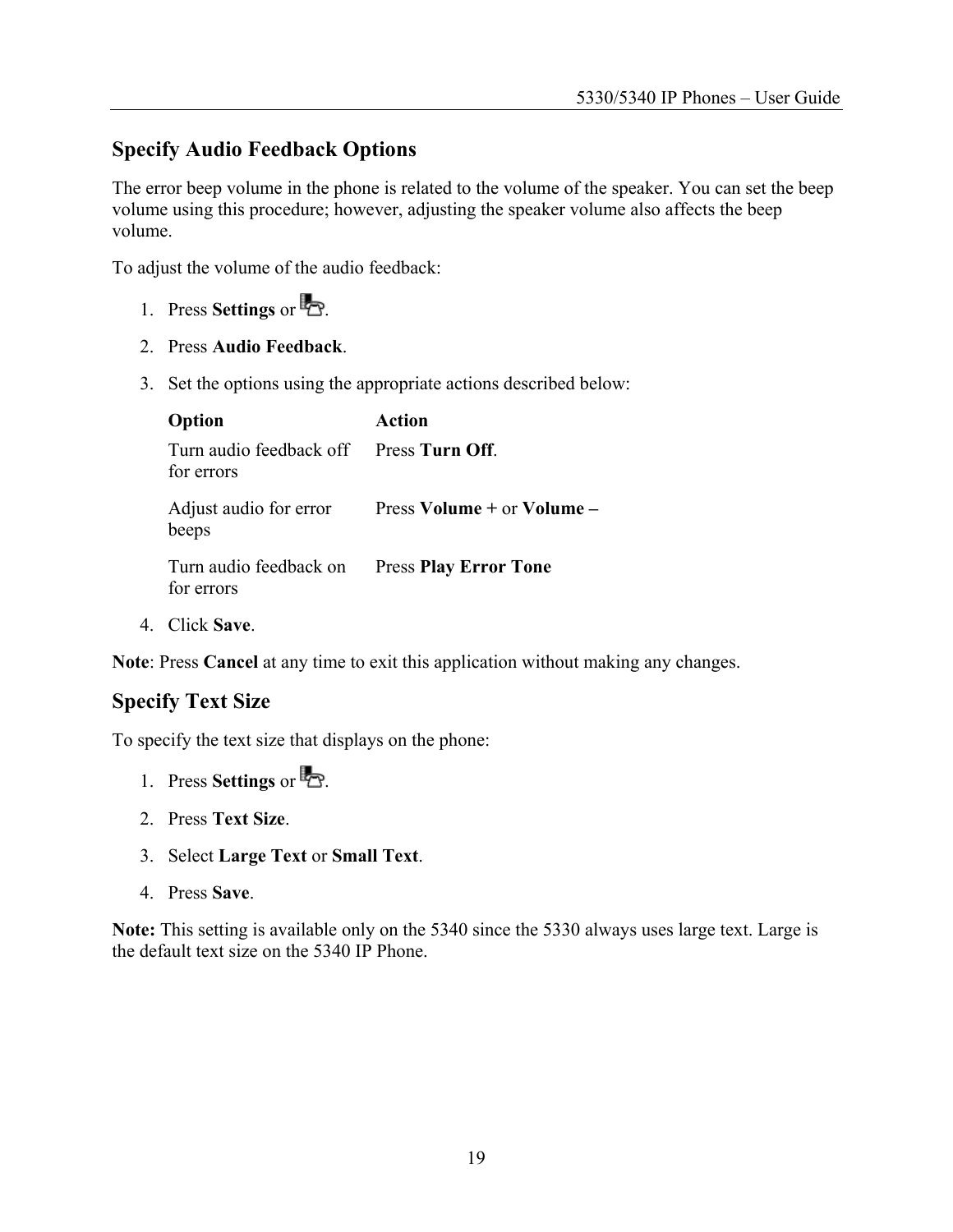## Specify Audio Feedback Options

The error beep volume in the phone is related to the volume of the speaker. You can set the beep volume using this procedure; however, adjusting the speaker volume also affects the beep volume.

To adjust the volume of the audio feedback:

1. Press **Settings** or .
2. Press **Audio Feedback**.
3. Set the options using the appropriate actions described below:

| Option | Action |
|---|---|
| Turn audio feedback off for errors | Press **Turn Off**. |
| Adjust audio for error beeps | Press **Volume +** or **Volume –** |
| Turn audio feedback on for errors | Press **Play Error Tone** |

4. Click **Save**.

**Note**: Press **Cancel** at any time to exit this application without making any changes.

## Specify Text Size

To specify the text size that displays on the phone:

1. Press **Settings** or .
2. Press **Text Size**.
3. Select **Large Text** or **Small Text**.
4. Press **Save**.

**Note:** This setting is available only on the 5340 since the 5330 always uses large text. Large is the default text size on the 5340 IP Phone.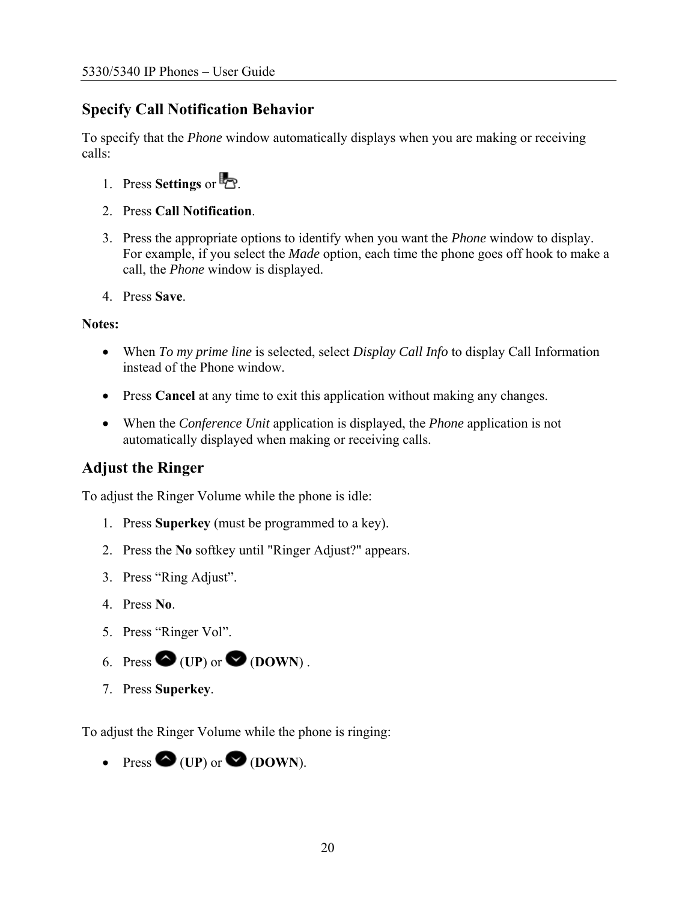## Specify Call Notification Behavior

To specify that the *Phone* window automatically displays when you are making or receiving calls:

1. Press **Settings** or .
2. Press **Call Notification**.
3. Press the appropriate options to identify when you want the *Phone* window to display. For example, if you select the *Made* option, each time the phone goes off hook to make a call, the *Phone* window is displayed.
4. Press **Save**.

**Notes:**

- When *To my prime line* is selected, select *Display Call Info* to display Call Information instead of the Phone window.
- Press **Cancel** at any time to exit this application without making any changes.
- When the *Conference Unit* application is displayed, the *Phone* application is not automatically displayed when making or receiving calls.

## Adjust the Ringer

To adjust the Ringer Volume while the phone is idle:

1. Press **Superkey** (must be programmed to a key).
2. Press the **No** softkey until "Ringer Adjust?" appears.
3. Press “Ring Adjust”.
4. Press **No**.
5. Press “Ringer Vol”.
6. Press (**UP**) or (**DOWN**) .
7. Press **Superkey**.

To adjust the Ringer Volume while the phone is ringing:

- Press (**UP**) or (**DOWN**).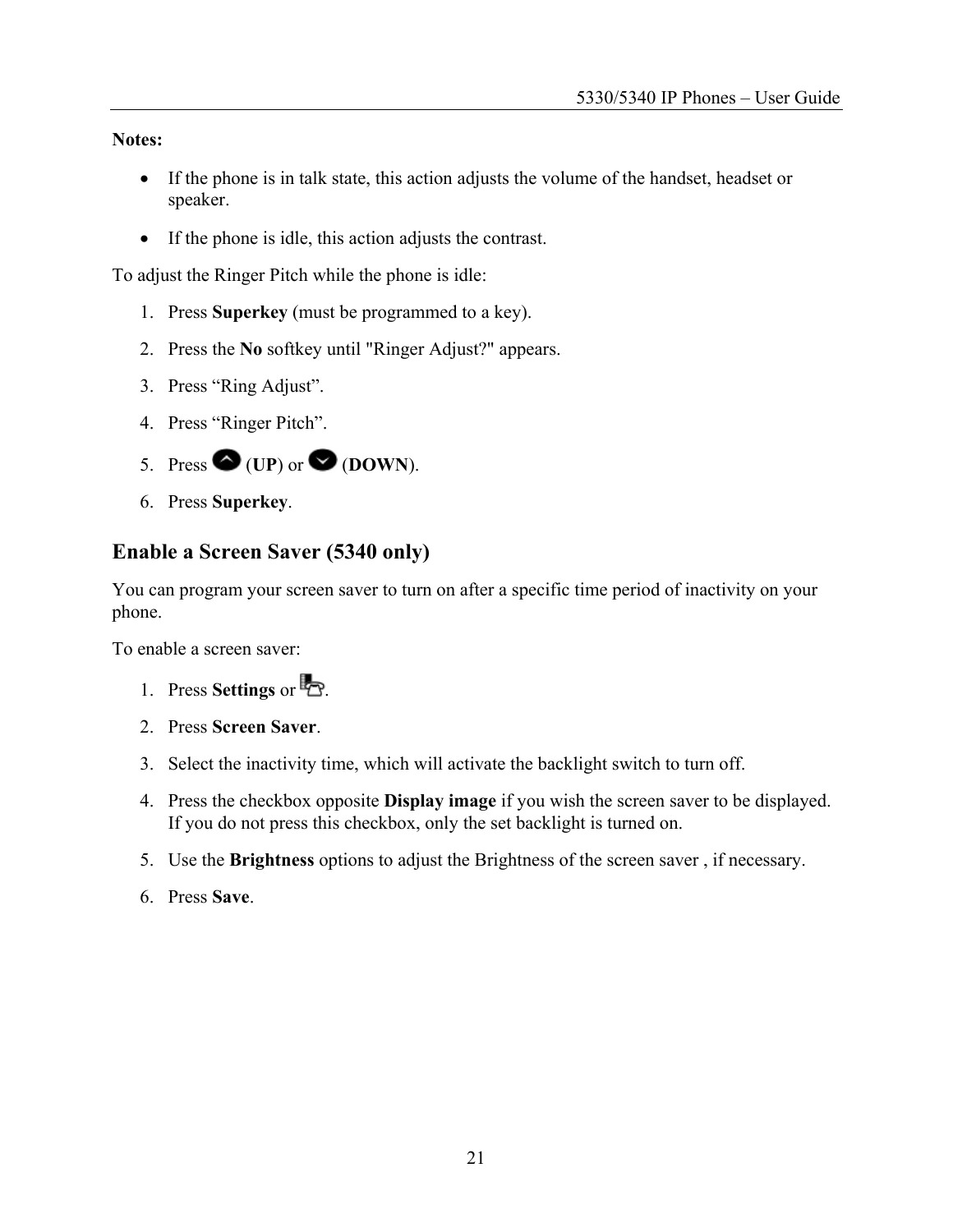**Notes:**

- If the phone is in talk state, this action adjusts the volume of the handset, headset or speaker.
- If the phone is idle, this action adjusts the contrast.

To adjust the Ringer Pitch while the phone is idle:

1. Press **Superkey** (must be programmed to a key).
2. Press the **No** softkey until "Ringer Adjust?" appears.
3. Press “Ring Adjust”.
4. Press “Ringer Pitch”.
5. Press (**UP**) or (**DOWN**).
6. Press **Superkey**.

## Enable a Screen Saver (5340 only)

You can program your screen saver to turn on after a specific time period of inactivity on your phone.

To enable a screen saver:

1. Press **Settings** or .
2. Press **Screen Saver**.
3. Select the inactivity time, which will activate the backlight switch to turn off.
4. Press the checkbox opposite **Display image** if you wish the screen saver to be displayed. If you do not press this checkbox, only the set backlight is turned on.
5. Use the **Brightness** options to adjust the Brightness of the screen saver , if necessary.
6. Press **Save**.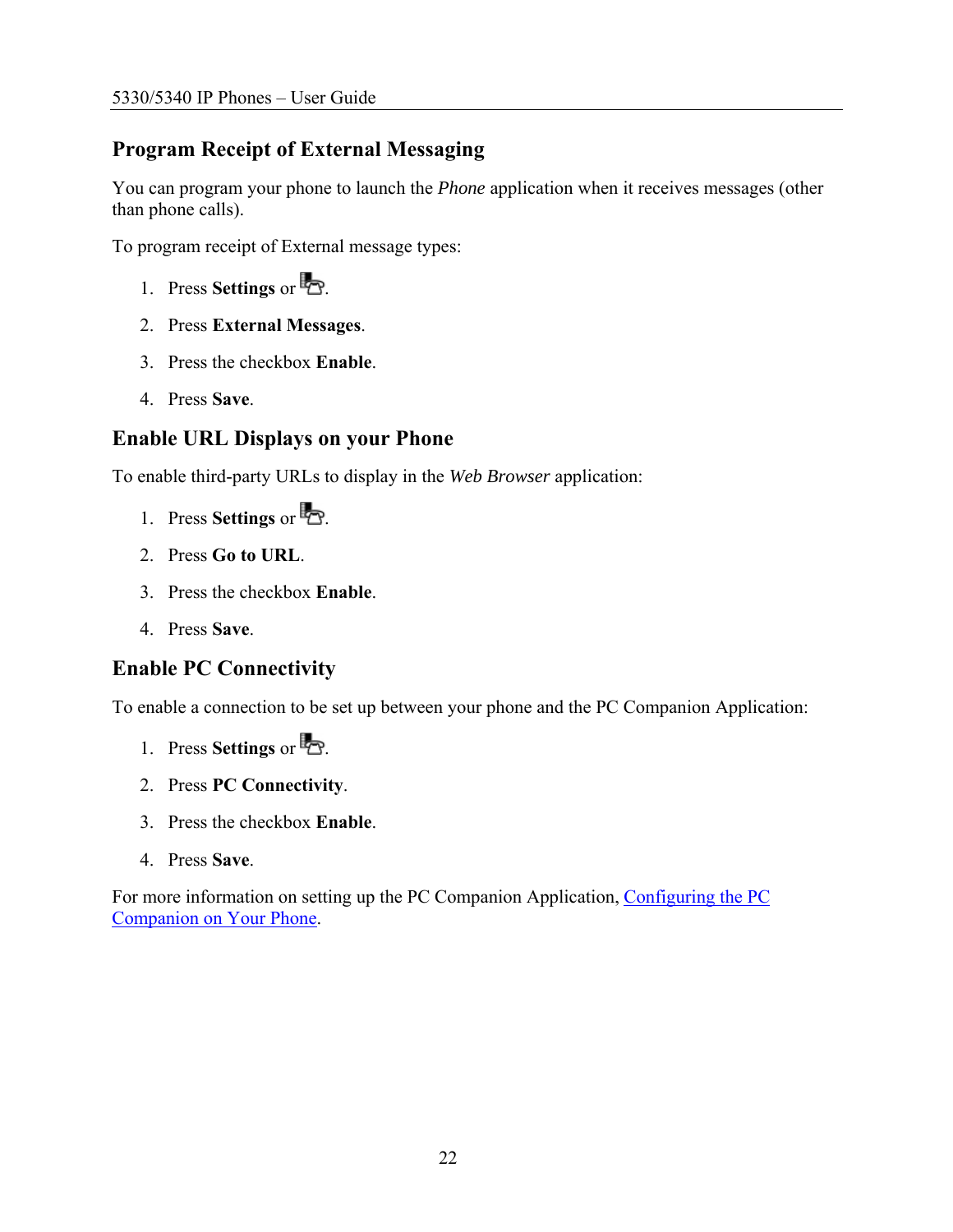## Program Receipt of External Messaging

You can program your phone to launch the *Phone* application when it receives messages (other than phone calls).

To program receipt of External message types:

1. Press **Settings** or .
2. Press **External Messages**.
3. Press the checkbox **Enable**.
4. Press **Save**.

## Enable URL Displays on your Phone

To enable third-party URLs to display in the *Web Browser* application:

1. Press **Settings** or .
2. Press **Go to URL**.
3. Press the checkbox **Enable**.
4. Press **Save**.

## Enable PC Connectivity

To enable a connection to be set up between your phone and the PC Companion Application:

1. Press **Settings** or .
2. Press **PC Connectivity**.
3. Press the checkbox **Enable**.
4. Press **Save**.

For more information on setting up the PC Companion Application, Configuring the PC Companion on Your Phone.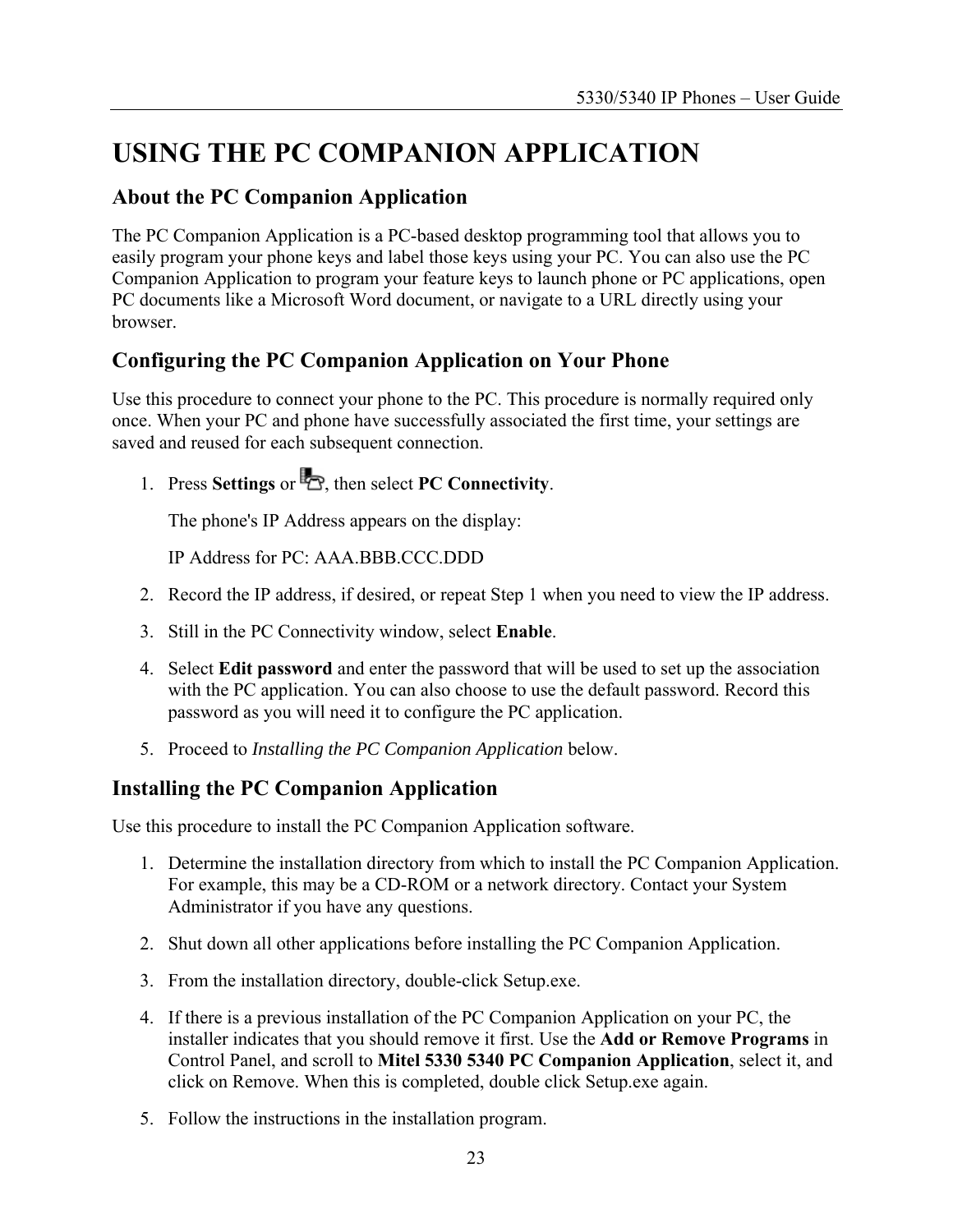# USING THE PC COMPANION APPLICATION

## About the PC Companion Application

The PC Companion Application is a PC-based desktop programming tool that allows you to easily program your phone keys and label those keys using your PC. You can also use the PC Companion Application to program your feature keys to launch phone or PC applications, open PC documents like a Microsoft Word document, or navigate to a URL directly using your browser.

## Configuring the PC Companion Application on Your Phone

Use this procedure to connect your phone to the PC. This procedure is normally required only once. When your PC and phone have successfully associated the first time, your settings are saved and reused for each subsequent connection.

1. Press **Settings** or , then select **PC Connectivity**.

   The phone's IP Address appears on the display:

   IP Address for PC: AAA.BBB.CCC.DDD

2. Record the IP address, if desired, or repeat Step 1 when you need to view the IP address.
3. Still in the PC Connectivity window, select **Enable**.
4. Select **Edit password** and enter the password that will be used to set up the association with the PC application. You can also choose to use the default password. Record this password as you will need it to configure the PC application.
5. Proceed to *Installing the PC Companion Application* below.

## Installing the PC Companion Application

Use this procedure to install the PC Companion Application software.

1. Determine the installation directory from which to install the PC Companion Application. For example, this may be a CD-ROM or a network directory. Contact your System Administrator if you have any questions.
2. Shut down all other applications before installing the PC Companion Application.
3. From the installation directory, double-click Setup.exe.
4. If there is a previous installation of the PC Companion Application on your PC, the installer indicates that you should remove it first. Use the **Add or Remove Programs** in Control Panel, and scroll to **Mitel 5330 5340 PC Companion Application**, select it, and click on Remove. When this is completed, double click Setup.exe again.
5. Follow the instructions in the installation program.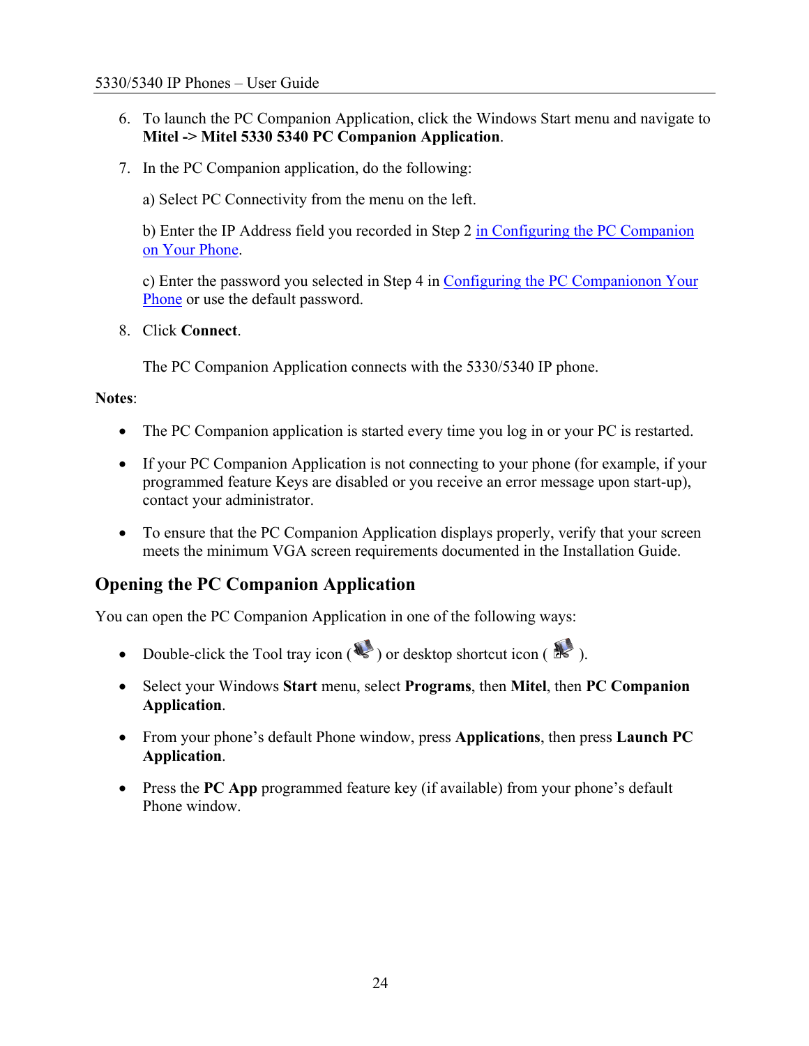6. To launch the PC Companion Application, click the Windows Start menu and navigate to **Mitel -> Mitel 5330 5340 PC Companion Application**.

7. In the PC Companion application, do the following:

   a) Select PC Connectivity from the menu on the left.

   b) Enter the IP Address field you recorded in Step 2 in Configuring the PC Companion on Your Phone.

   c) Enter the password you selected in Step 4 in Configuring the PC Companionon Your Phone or use the default password.

8. Click **Connect**.

   The PC Companion Application connects with the 5330/5340 IP phone.

**Notes**:

- The PC Companion application is started every time you log in or your PC is restarted.
- If your PC Companion Application is not connecting to your phone (for example, if your programmed feature Keys are disabled or you receive an error message upon start-up), contact your administrator.
- To ensure that the PC Companion Application displays properly, verify that your screen meets the minimum VGA screen requirements documented in the Installation Guide.

## Opening the PC Companion Application

You can open the PC Companion Application in one of the following ways:

- Double-click the Tool tray icon ( ) or desktop shortcut icon ( ).
- Select your Windows **Start** menu, select **Programs**, then **Mitel**, then **PC Companion Application**.
- From your phone's default Phone window, press **Applications**, then press **Launch PC Application**.
- Press the **PC App** programmed feature key (if available) from your phone's default Phone window.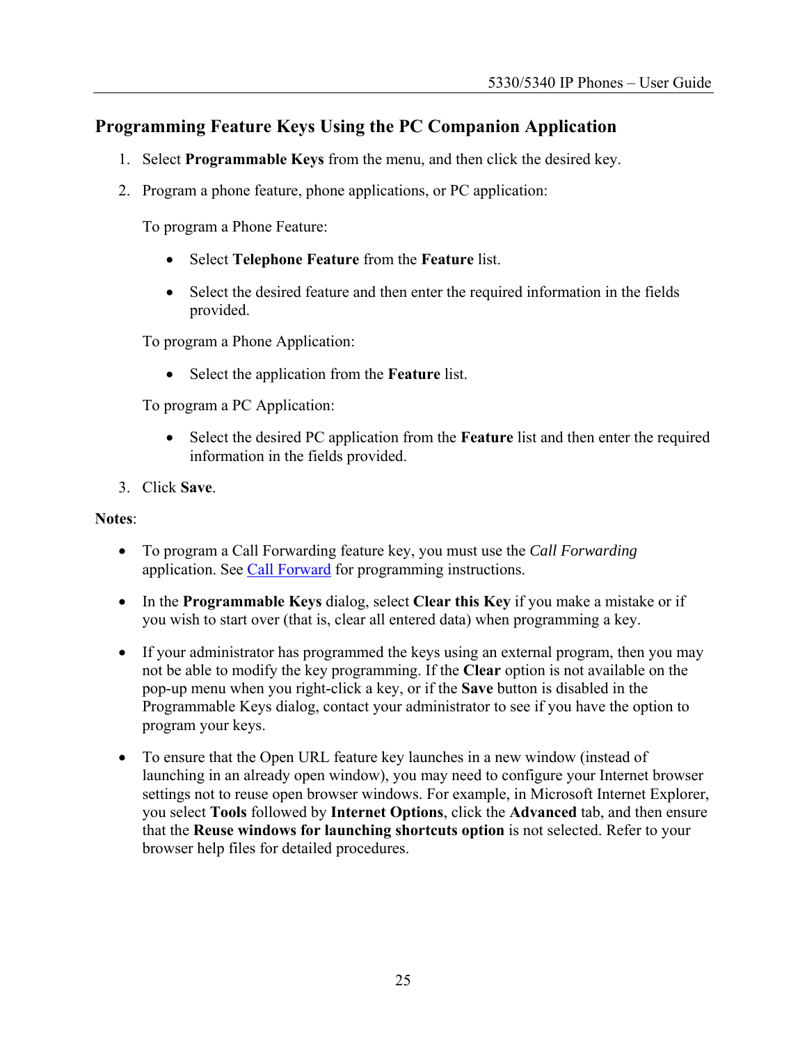## Programming Feature Keys Using the PC Companion Application

1. Select **Programmable Keys** from the menu, and then click the desired key.
2. Program a phone feature, phone applications, or PC application:

   To program a Phone Feature:

   - Select **Telephone Feature** from the **Feature** list.
   - Select the desired feature and then enter the required information in the fields provided.

   To program a Phone Application:

   - Select the application from the **Feature** list.

   To program a PC Application:

   - Select the desired PC application from the **Feature** list and then enter the required information in the fields provided.

3. Click **Save**.

**Notes**:

- To program a Call Forwarding feature key, you must use the *Call Forwarding* application. See Call Forward for programming instructions.
- In the **Programmable Keys** dialog, select **Clear this Key** if you make a mistake or if you wish to start over (that is, clear all entered data) when programming a key.
- If your administrator has programmed the keys using an external program, then you may not be able to modify the key programming. If the **Clear** option is not available on the pop-up menu when you right-click a key, or if the **Save** button is disabled in the Programmable Keys dialog, contact your administrator to see if you have the option to program your keys.
- To ensure that the Open URL feature key launches in a new window (instead of launching in an already open window), you may need to configure your Internet browser settings not to reuse open browser windows. For example, in Microsoft Internet Explorer, you select **Tools** followed by **Internet Options**, click the **Advanced** tab, and then ensure that the **Reuse windows for launching shortcuts option** is not selected. Refer to your browser help files for detailed procedures.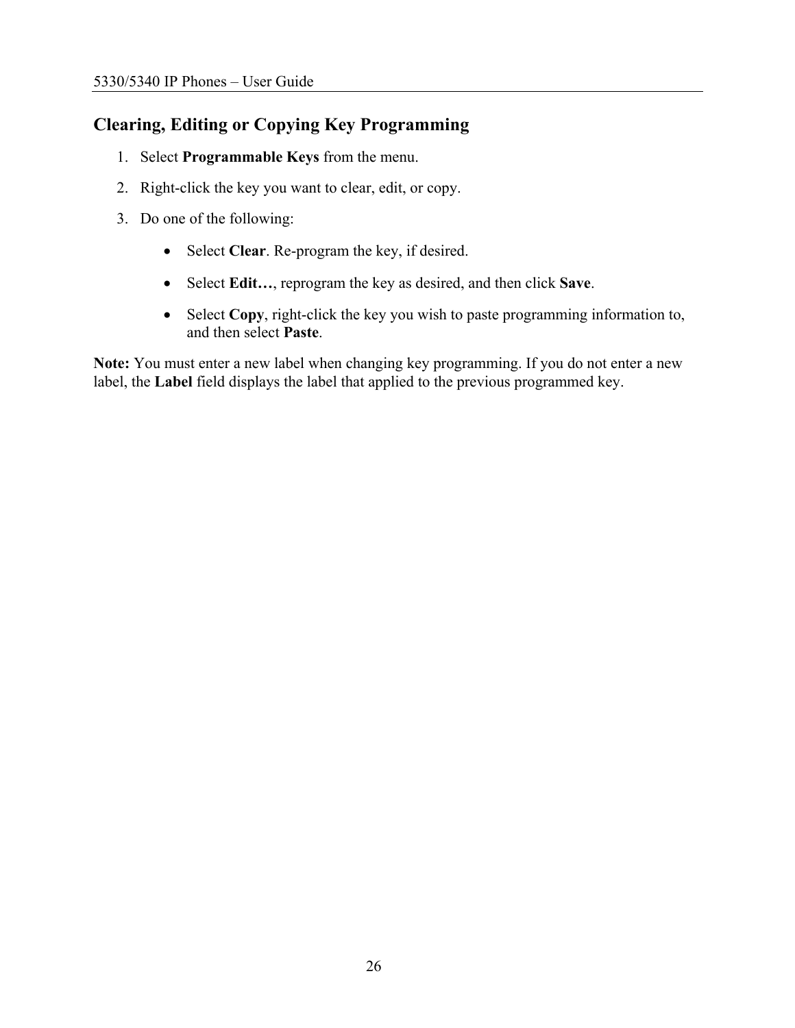## Clearing, Editing or Copying Key Programming

1. Select **Programmable Keys** from the menu.
2. Right-click the key you want to clear, edit, or copy.
3. Do one of the following:
   - Select **Clear**. Re-program the key, if desired.
   - Select **Edit…**, reprogram the key as desired, and then click **Save**.
   - Select **Copy**, right-click the key you wish to paste programming information to, and then select **Paste**.

**Note:** You must enter a new label when changing key programming. If you do not enter a new label, the **Label** field displays the label that applied to the previous programmed key.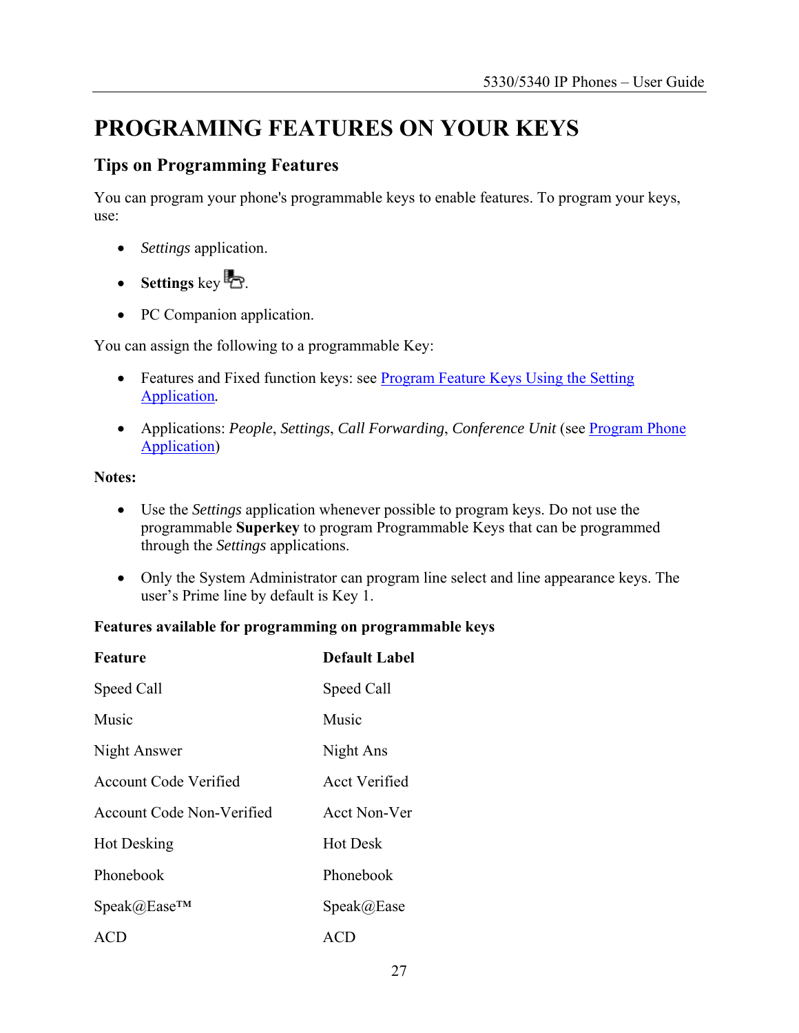# PROGRAMING FEATURES ON YOUR KEYS

## Tips on Programming Features

You can program your phone's programmable keys to enable features. To program your keys, use:

- *Settings* application.
- **Settings** key.
- PC Companion application.

You can assign the following to a programmable Key:

- Features and Fixed function keys: see Program Feature Keys Using the Setting Application.
- Applications: *People*, *Settings*, *Call Forwarding*, *Conference Unit* (see Program Phone Application)

**Notes:**

- Use the *Settings* application whenever possible to program keys. Do not use the programmable **Superkey** to program Programmable Keys that can be programmed through the *Settings* applications.
- Only the System Administrator can program line select and line appearance keys. The user's Prime line by default is Key 1.

**Features available for programming on programmable keys**

| Feature | Default Label |
|---|---|
| Speed Call | Speed Call |
| Music | Music |
| Night Answer | Night Ans |
| Account Code Verified | Acct Verified |
| Account Code Non-Verified | Acct Non-Ver |
| Hot Desking | Hot Desk |
| Phonebook | Phonebook |
| Speak@Ease™ | Speak@Ease |
| ACD | ACD |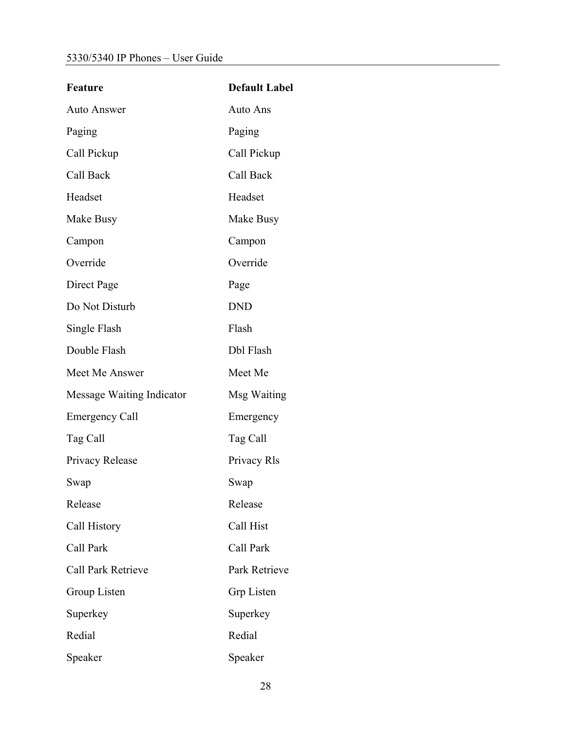| Feature | Default Label |
| --- | --- |
| Auto Answer | Auto Ans |
| Paging | Paging |
| Call Pickup | Call Pickup |
| Call Back | Call Back |
| Headset | Headset |
| Make Busy | Make Busy |
| Campon | Campon |
| Override | Override |
| Direct Page | Page |
| Do Not Disturb | DND |
| Single Flash | Flash |
| Double Flash | Dbl Flash |
| Meet Me Answer | Meet Me |
| Message Waiting Indicator | Msg Waiting |
| Emergency Call | Emergency |
| Tag Call | Tag Call |
| Privacy Release | Privacy Rls |
| Swap | Swap |
| Release | Release |
| Call History | Call Hist |
| Call Park | Call Park |
| Call Park Retrieve | Park Retrieve |
| Group Listen | Grp Listen |
| Superkey | Superkey |
| Redial | Redial |
| Speaker | Speaker |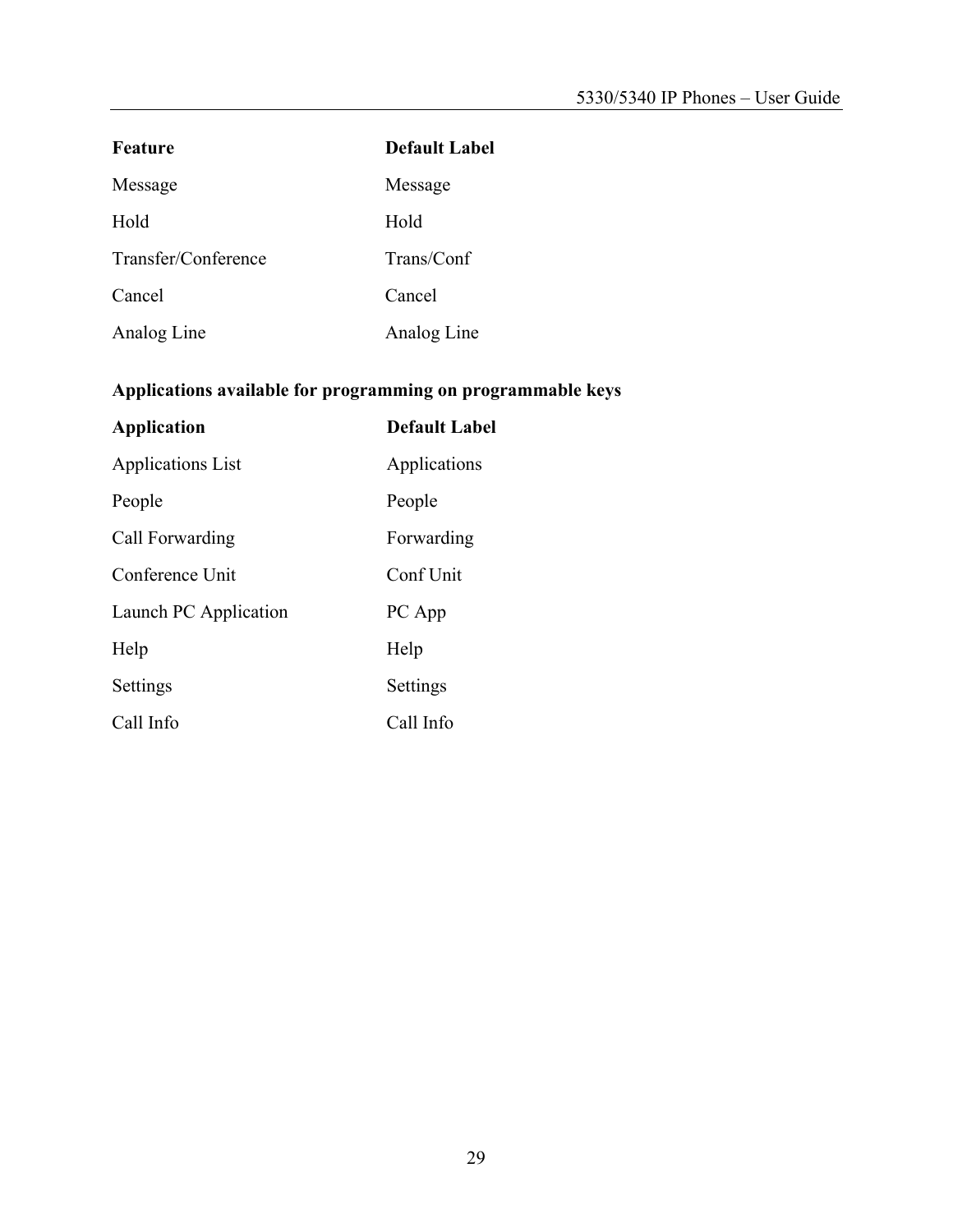| Feature | Default Label |
| --- | --- |
| Message | Message |
| Hold | Hold |
| Transfer/Conference | Trans/Conf |
| Cancel | Cancel |
| Analog Line | Analog Line |

**Applications available for programming on programmable keys**

| Application | Default Label |
| --- | --- |
| Applications List | Applications |
| People | People |
| Call Forwarding | Forwarding |
| Conference Unit | Conf Unit |
| Launch PC Application | PC App |
| Help | Help |
| Settings | Settings |
| Call Info | Call Info |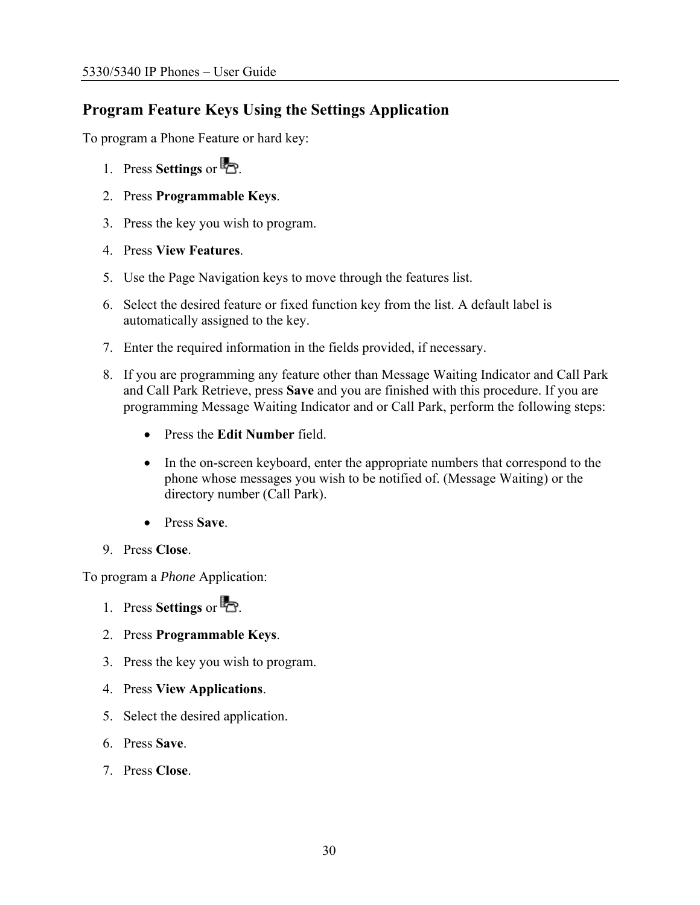## Program Feature Keys Using the Settings Application

To program a Phone Feature or hard key:

1. Press **Settings** or .
2. Press **Programmable Keys**.
3. Press the key you wish to program.
4. Press **View Features**.
5. Use the Page Navigation keys to move through the features list.
6. Select the desired feature or fixed function key from the list. A default label is automatically assigned to the key.
7. Enter the required information in the fields provided, if necessary.
8. If you are programming any feature other than Message Waiting Indicator and Call Park and Call Park Retrieve, press **Save** and you are finished with this procedure. If you are programming Message Waiting Indicator and or Call Park, perform the following steps:
    - Press the **Edit Number** field.
    - In the on-screen keyboard, enter the appropriate numbers that correspond to the phone whose messages you wish to be notified of. (Message Waiting) or the directory number (Call Park).
    - Press **Save**.
9. Press **Close**.

To program a *Phone* Application:

1. Press **Settings** or .
2. Press **Programmable Keys**.
3. Press the key you wish to program.
4. Press **View Applications**.
5. Select the desired application.
6. Press **Save**.
7. Press **Close**.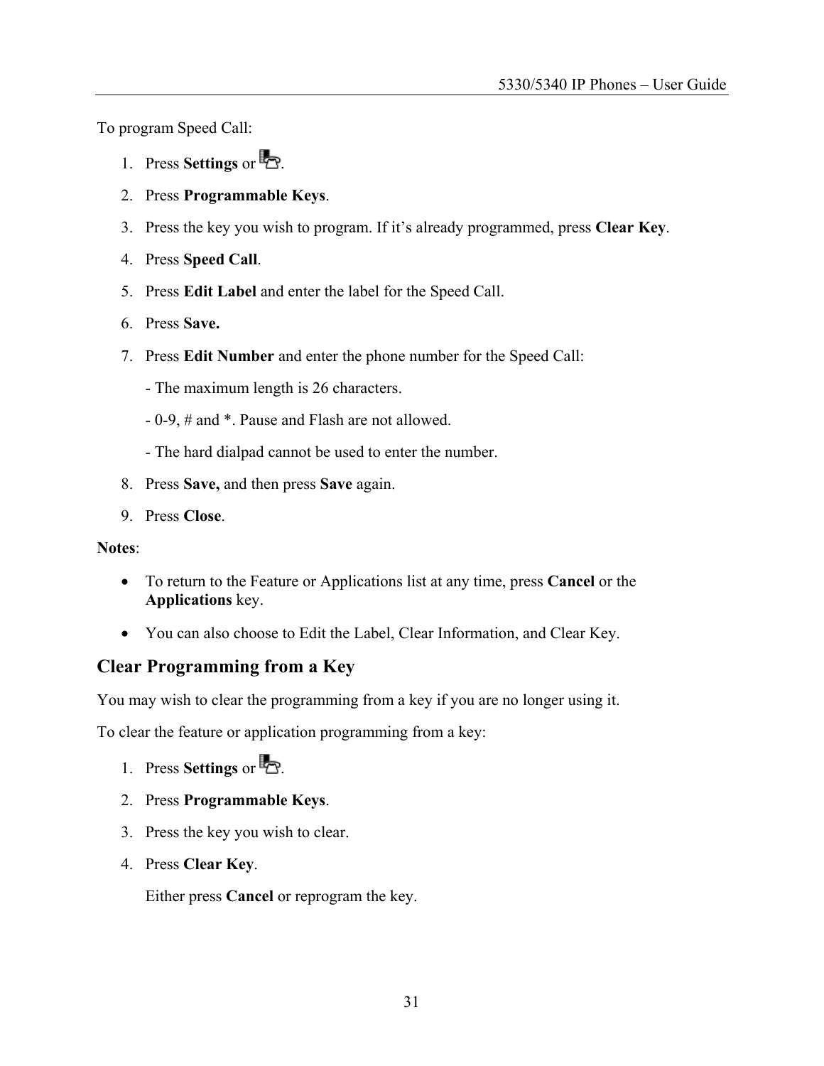To program Speed Call:

1. Press **Settings** or .
2. Press **Programmable Keys**.
3. Press the key you wish to program. If it's already programmed, press **Clear Key**.
4. Press **Speed Call**.
5. Press **Edit Label** and enter the label for the Speed Call.
6. Press **Save.**
7. Press **Edit Number** and enter the phone number for the Speed Call:

   - The maximum length is 26 characters.

   - 0-9, # and *. Pause and Flash are not allowed.

   - The hard dialpad cannot be used to enter the number.
8. Press **Save,** and then press **Save** again.
9. Press **Close**.

**Notes**:

- To return to the Feature or Applications list at any time, press **Cancel** or the **Applications** key.
- You can also choose to Edit the Label, Clear Information, and Clear Key.

## Clear Programming from a Key

You may wish to clear the programming from a key if you are no longer using it.

To clear the feature or application programming from a key:

1. Press **Settings** or .
2. Press **Programmable Keys**.
3. Press the key you wish to clear.
4. Press **Clear Key**.

   Either press **Cancel** or reprogram the key.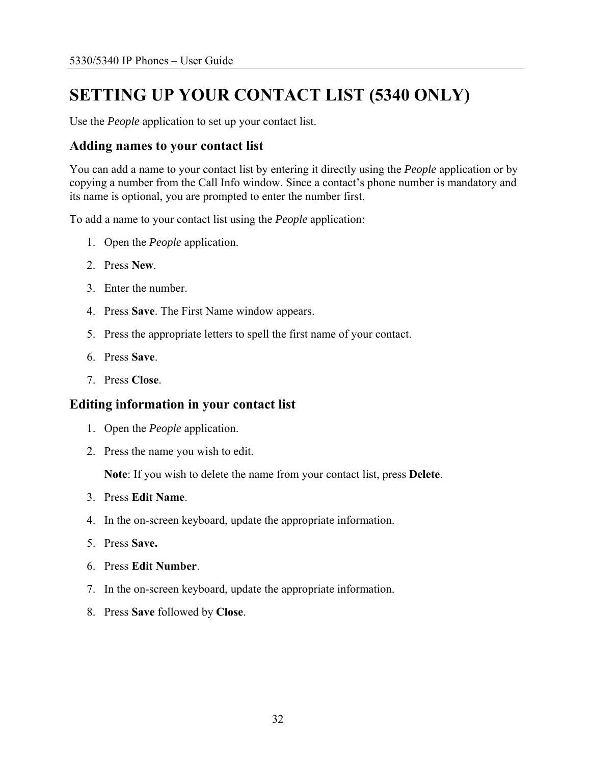# SETTING UP YOUR CONTACT LIST (5340 ONLY)

Use the *People* application to set up your contact list.

## Adding names to your contact list

You can add a name to your contact list by entering it directly using the *People* application or by copying a number from the Call Info window. Since a contact's phone number is mandatory and its name is optional, you are prompted to enter the number first.

To add a name to your contact list using the *People* application:

1. Open the *People* application.
2. Press **New**.
3. Enter the number.
4. Press **Save**. The First Name window appears.
5. Press the appropriate letters to spell the first name of your contact.
6. Press **Save**.
7. Press **Close**.

## Editing information in your contact list

1. Open the *People* application.
2. Press the name you wish to edit.

   **Note**: If you wish to delete the name from your contact list, press **Delete**.
3. Press **Edit Name**.
4. In the on-screen keyboard, update the appropriate information.
5. Press **Save.**
6. Press **Edit Number**.
7. In the on-screen keyboard, update the appropriate information.
8. Press **Save** followed by **Close**.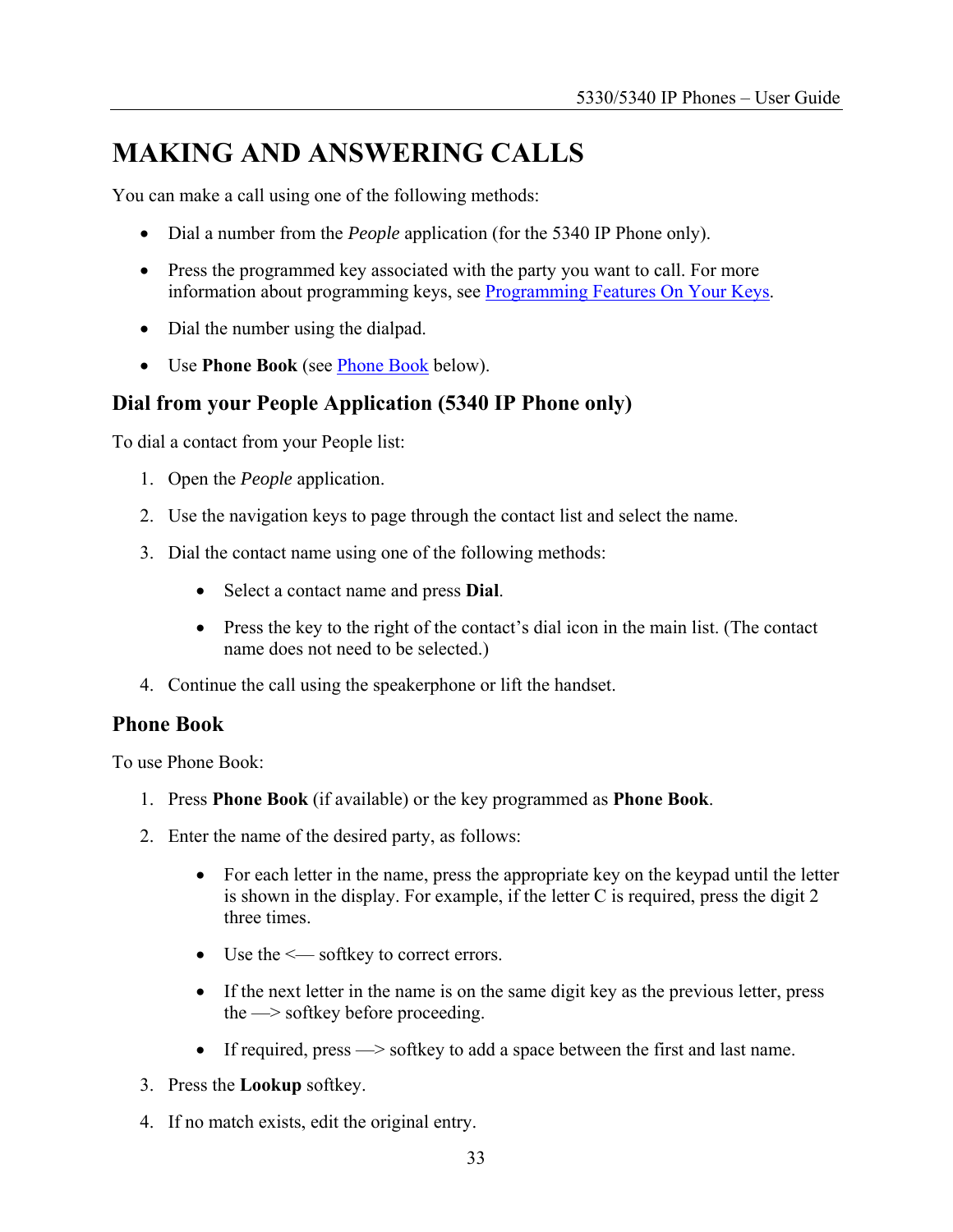# MAKING AND ANSWERING CALLS

You can make a call using one of the following methods:

- Dial a number from the *People* application (for the 5340 IP Phone only).
- Press the programmed key associated with the party you want to call. For more information about programming keys, see Programming Features On Your Keys.
- Dial the number using the dialpad.
- Use **Phone Book** (see Phone Book below).

## Dial from your People Application (5340 IP Phone only)

To dial a contact from your People list:

1. Open the *People* application.
2. Use the navigation keys to page through the contact list and select the name.
3. Dial the contact name using one of the following methods:
   - Select a contact name and press **Dial**.
   - Press the key to the right of the contact's dial icon in the main list. (The contact name does not need to be selected.)
4. Continue the call using the speakerphone or lift the handset.

## Phone Book

To use Phone Book:

1. Press **Phone Book** (if available) or the key programmed as **Phone Book**.
2. Enter the name of the desired party, as follows:
   - For each letter in the name, press the appropriate key on the keypad until the letter is shown in the display. For example, if the letter C is required, press the digit 2 three times.
   - Use the <— softkey to correct errors.
   - If the next letter in the name is on the same digit key as the previous letter, press the —> softkey before proceeding.
   - If required, press —> softkey to add a space between the first and last name.
3. Press the **Lookup** softkey.
4. If no match exists, edit the original entry.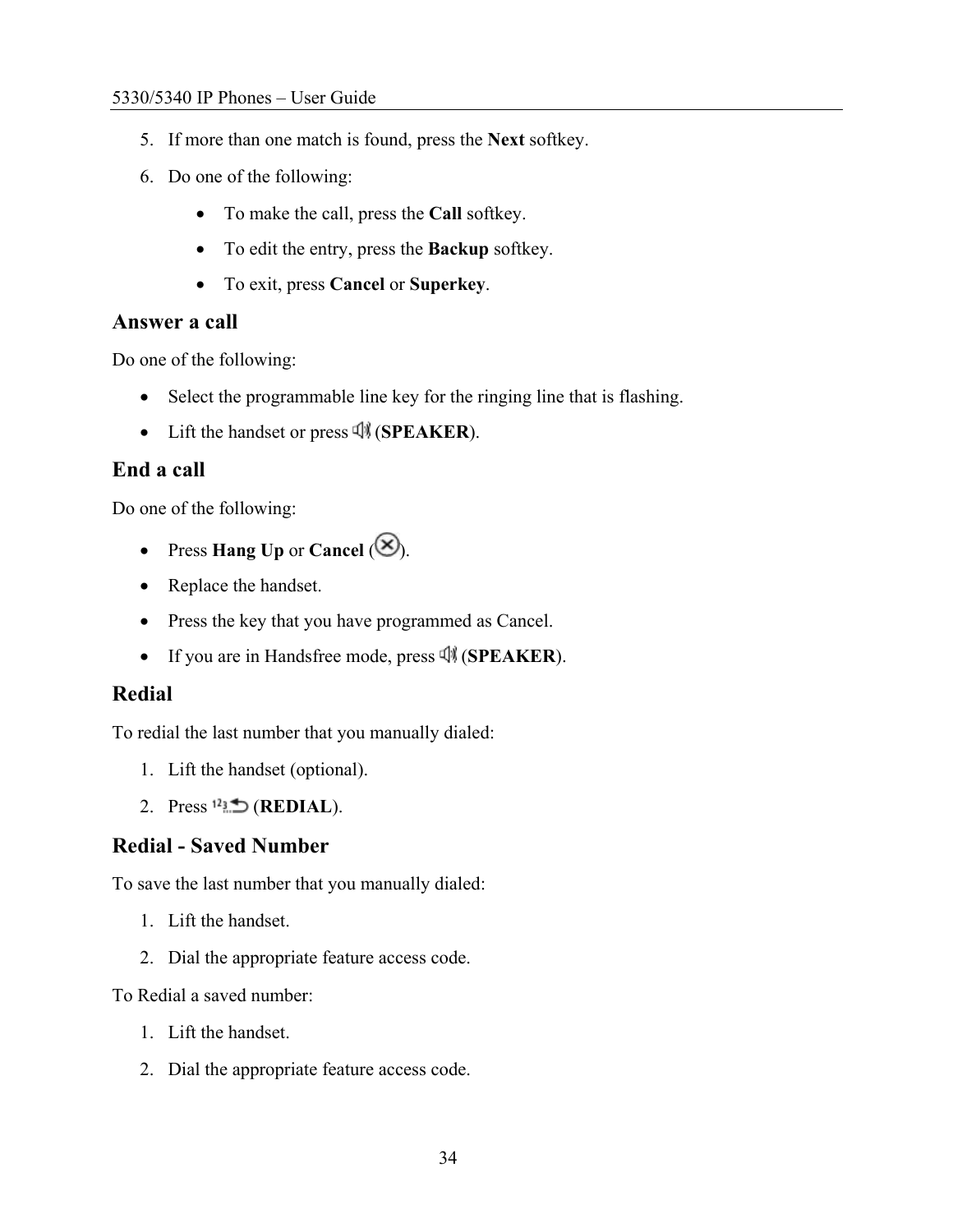5. If more than one match is found, press the **Next** softkey.
6. Do one of the following:
   - To make the call, press the **Call** softkey.
   - To edit the entry, press the **Backup** softkey.
   - To exit, press **Cancel** or **Superkey**.

### Answer a call

Do one of the following:

- Select the programmable line key for the ringing line that is flashing.
- Lift the handset or press (**SPEAKER**).

### End a call

Do one of the following:

- Press **Hang Up** or **Cancel** ( ).
- Replace the handset.
- Press the key that you have programmed as Cancel.
- If you are in Handsfree mode, press (**SPEAKER**).

### Redial

To redial the last number that you manually dialed:

1. Lift the handset (optional).
2. Press (**REDIAL**).

### Redial - Saved Number

To save the last number that you manually dialed:

1. Lift the handset.
2. Dial the appropriate feature access code.

To Redial a saved number:

1. Lift the handset.
2. Dial the appropriate feature access code.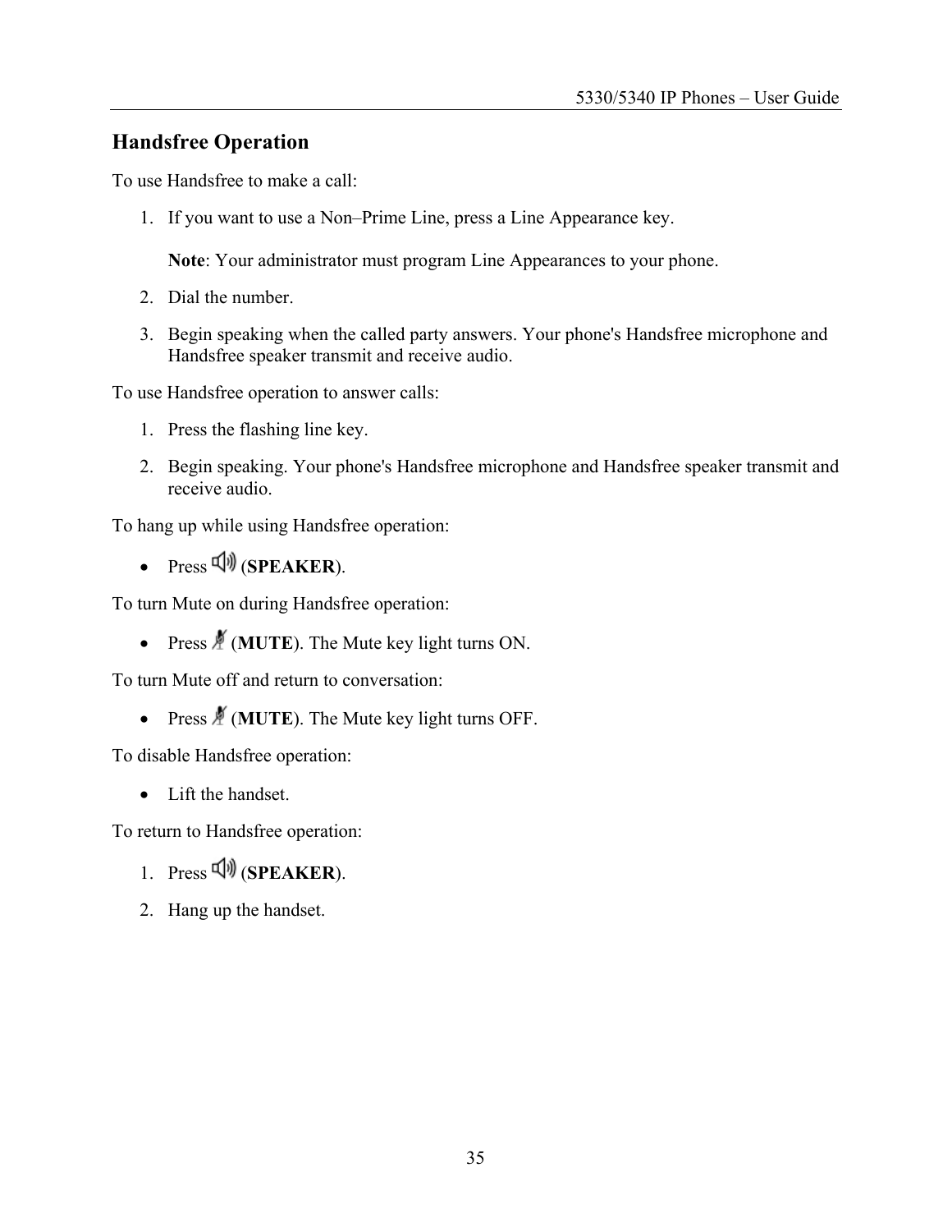## Handsfree Operation

To use Handsfree to make a call:

1. If you want to use a Non–Prime Line, press a Line Appearance key.

   **Note**: Your administrator must program Line Appearances to your phone.

2. Dial the number.
3. Begin speaking when the called party answers. Your phone's Handsfree microphone and Handsfree speaker transmit and receive audio.

To use Handsfree operation to answer calls:

1. Press the flashing line key.
2. Begin speaking. Your phone's Handsfree microphone and Handsfree speaker transmit and receive audio.

To hang up while using Handsfree operation:

- Press (**SPEAKER**).

To turn Mute on during Handsfree operation:

- Press (**MUTE**). The Mute key light turns ON.

To turn Mute off and return to conversation:

- Press (**MUTE**). The Mute key light turns OFF.

To disable Handsfree operation:

- Lift the handset.

To return to Handsfree operation:

1. Press (**SPEAKER**).
2. Hang up the handset.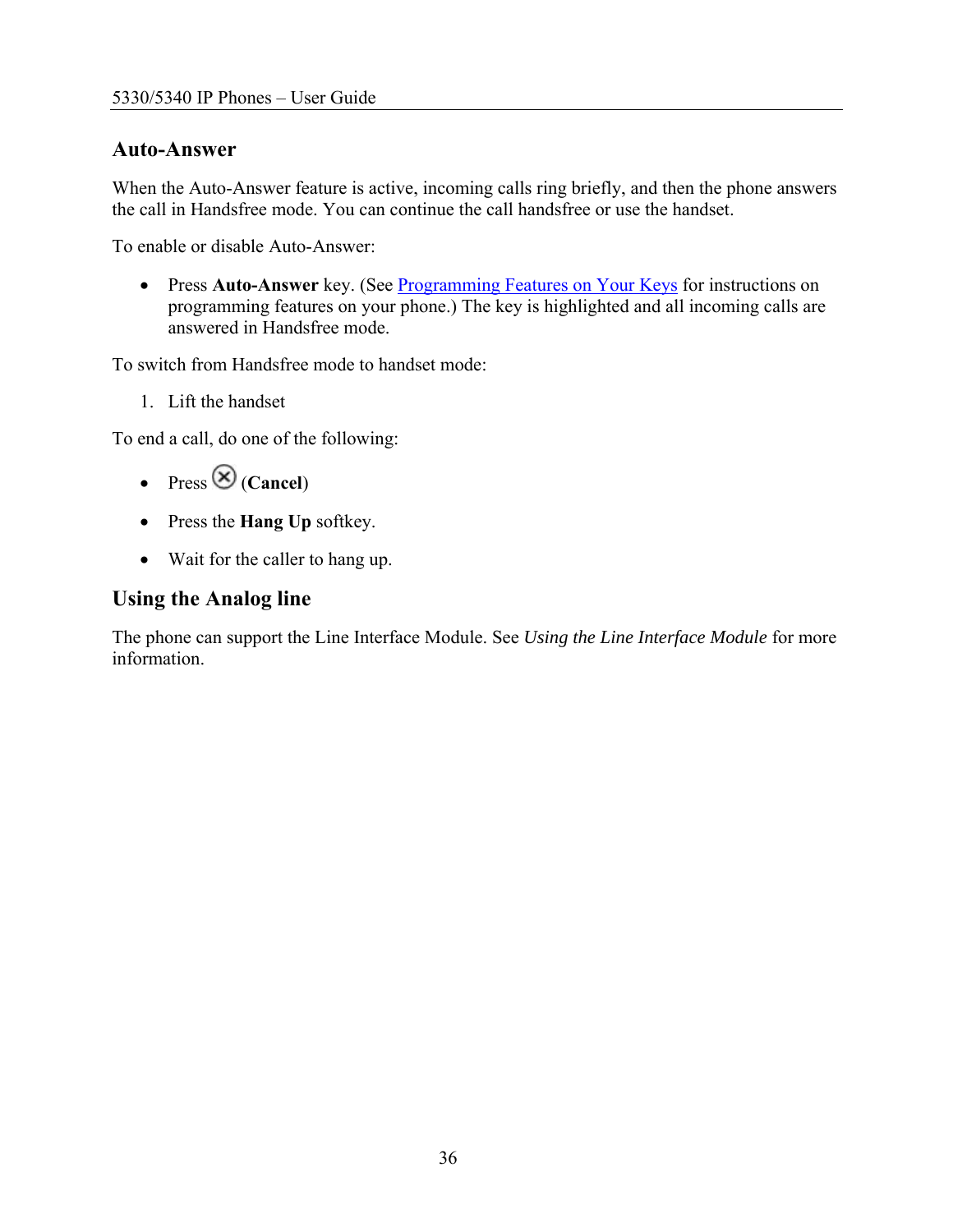## Auto-Answer

When the Auto-Answer feature is active, incoming calls ring briefly, and then the phone answers the call in Handsfree mode. You can continue the call handsfree or use the handset.

To enable or disable Auto-Answer:

- Press **Auto-Answer** key. (See Programming Features on Your Keys for instructions on programming features on your phone.) The key is highlighted and all incoming calls are answered in Handsfree mode.

To switch from Handsfree mode to handset mode:

1. Lift the handset

To end a call, do one of the following:

- Press ⊗ (**Cancel**)
- Press the **Hang Up** softkey.
- Wait for the caller to hang up.

## Using the Analog line

The phone can support the Line Interface Module. See *Using the Line Interface Module* for more information.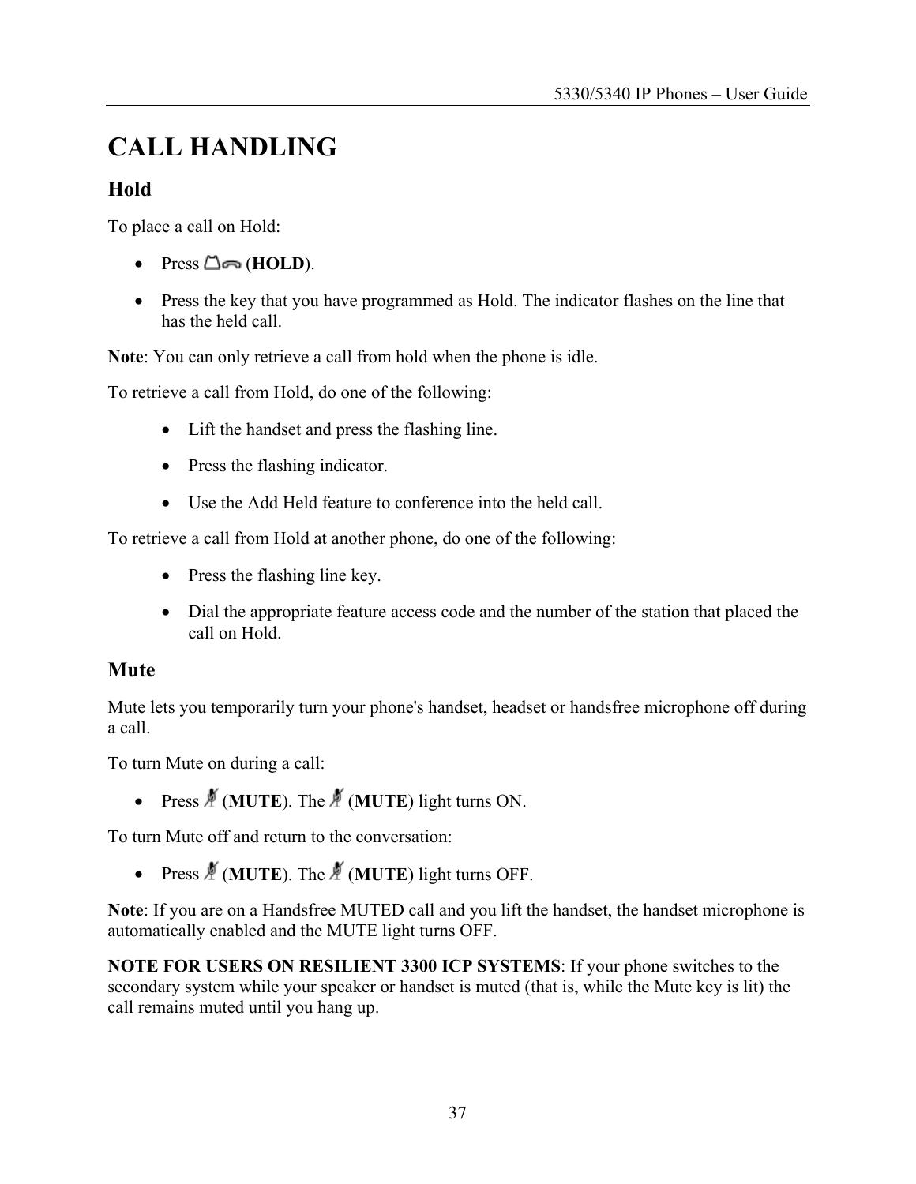# CALL HANDLING

## Hold

To place a call on Hold:

- Press (**HOLD**).
- Press the key that you have programmed as Hold. The indicator flashes on the line that has the held call.

**Note**: You can only retrieve a call from hold when the phone is idle.

To retrieve a call from Hold, do one of the following:

- Lift the handset and press the flashing line.
- Press the flashing indicator.
- Use the Add Held feature to conference into the held call.

To retrieve a call from Hold at another phone, do one of the following:

- Press the flashing line key.
- Dial the appropriate feature access code and the number of the station that placed the call on Hold.

## Mute

Mute lets you temporarily turn your phone's handset, headset or handsfree microphone off during a call.

To turn Mute on during a call:

- Press (**MUTE**). The (**MUTE**) light turns ON.

To turn Mute off and return to the conversation:

- Press (**MUTE**). The (**MUTE**) light turns OFF.

**Note**: If you are on a Handsfree MUTED call and you lift the handset, the handset microphone is automatically enabled and the MUTE light turns OFF.

**NOTE FOR USERS ON RESILIENT 3300 ICP SYSTEMS**: If your phone switches to the secondary system while your speaker or handset is muted (that is, while the Mute key is lit) the call remains muted until you hang up.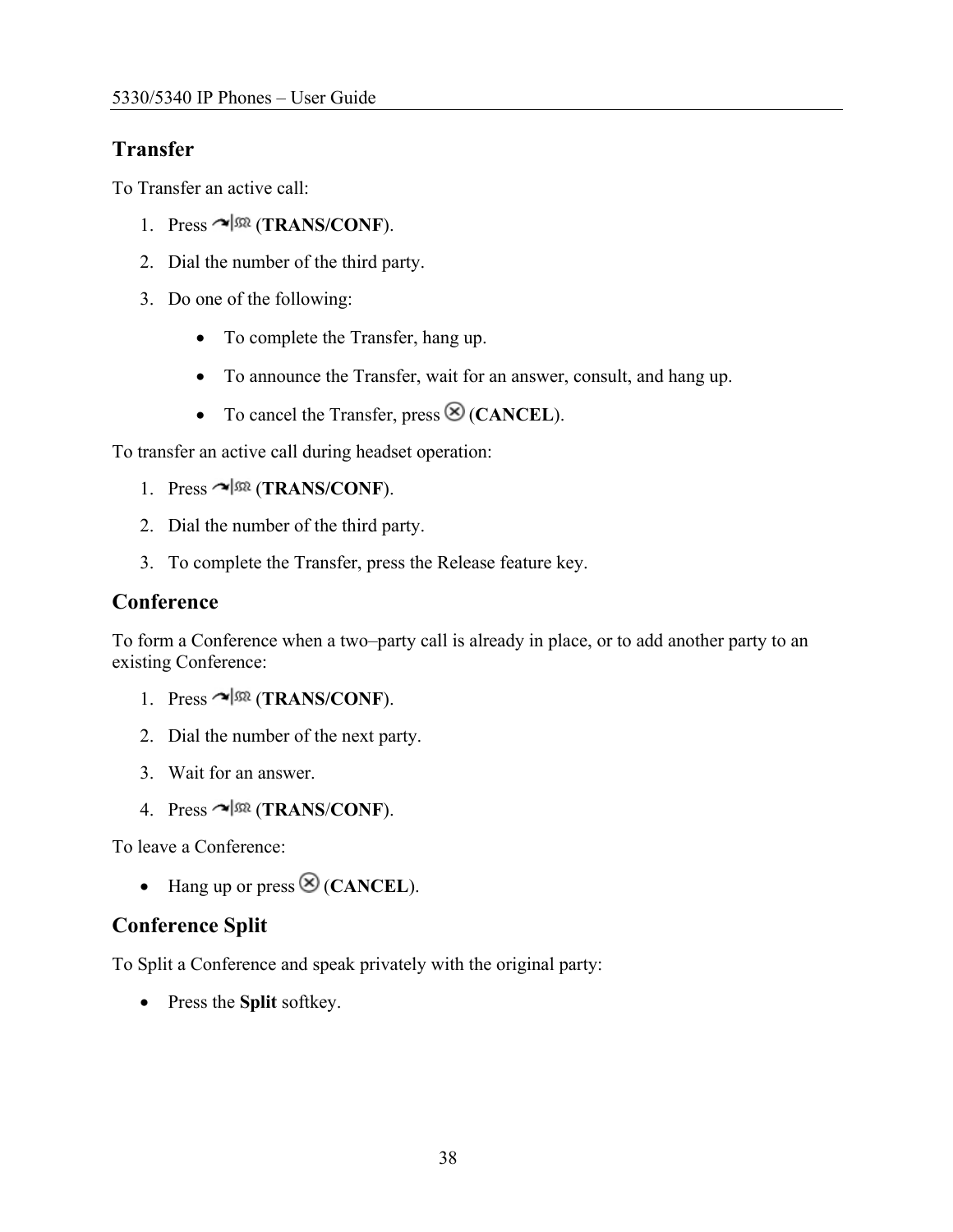## Transfer

To Transfer an active call:

1. Press (**TRANS/CONF**).
2. Dial the number of the third party.
3. Do one of the following:
   - To complete the Transfer, hang up.
   - To announce the Transfer, wait for an answer, consult, and hang up.
   - To cancel the Transfer, press (**CANCEL**).

To transfer an active call during headset operation:

1. Press (**TRANS/CONF**).
2. Dial the number of the third party.
3. To complete the Transfer, press the Release feature key.

## Conference

To form a Conference when a two–party call is already in place, or to add another party to an existing Conference:

1. Press (**TRANS/CONF**).
2. Dial the number of the next party.
3. Wait for an answer.
4. Press (**TRANS**/**CONF**).

To leave a Conference:

- Hang up or press (**CANCEL**).

## Conference Split

To Split a Conference and speak privately with the original party:

- Press the **Split** softkey.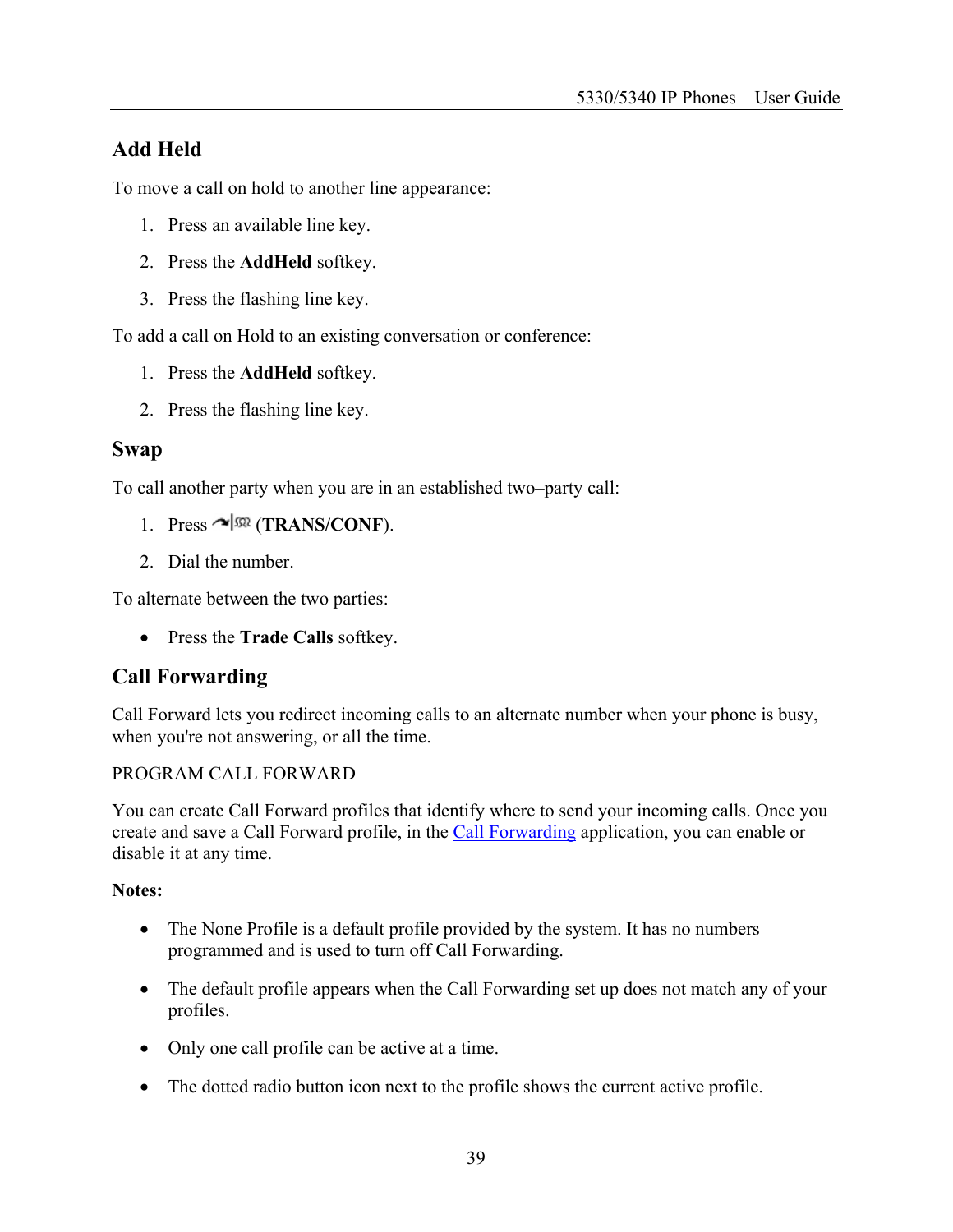## Add Held

To move a call on hold to another line appearance:

1. Press an available line key.
2. Press the **AddHeld** softkey.
3. Press the flashing line key.

To add a call on Hold to an existing conversation or conference:

1. Press the **AddHeld** softkey.
2. Press the flashing line key.

## Swap

To call another party when you are in an established two–party call:

1. Press (**TRANS/CONF**).
2. Dial the number.

To alternate between the two parties:

- Press the **Trade Calls** softkey.

## Call Forwarding

Call Forward lets you redirect incoming calls to an alternate number when your phone is busy, when you're not answering, or all the time.

PROGRAM CALL FORWARD

You can create Call Forward profiles that identify where to send your incoming calls. Once you create and save a Call Forward profile, in the Call Forwarding application, you can enable or disable it at any time.

**Notes:**

- The None Profile is a default profile provided by the system. It has no numbers programmed and is used to turn off Call Forwarding.
- The default profile appears when the Call Forwarding set up does not match any of your profiles.
- Only one call profile can be active at a time.
- The dotted radio button icon next to the profile shows the current active profile.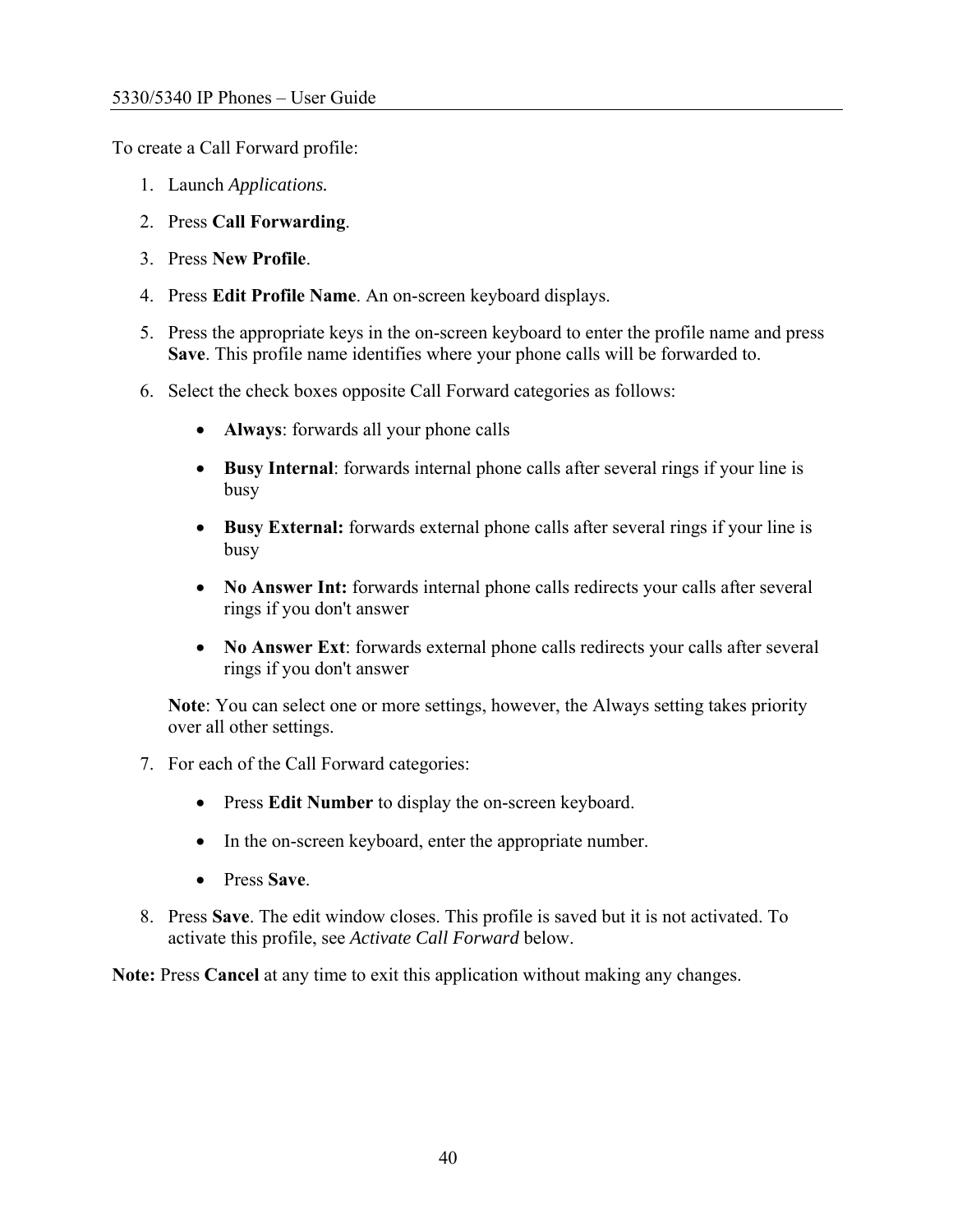To create a Call Forward profile:

1. Launch *Applications.*
2. Press **Call Forwarding**.
3. Press **New Profile**.
4. Press **Edit Profile Name**. An on-screen keyboard displays.
5. Press the appropriate keys in the on-screen keyboard to enter the profile name and press **Save**. This profile name identifies where your phone calls will be forwarded to.
6. Select the check boxes opposite Call Forward categories as follows:
   - **Always**: forwards all your phone calls
   - **Busy Internal**: forwards internal phone calls after several rings if your line is busy
   - **Busy External:** forwards external phone calls after several rings if your line is busy
   - **No Answer Int:** forwards internal phone calls redirects your calls after several rings if you don't answer
   - **No Answer Ext**: forwards external phone calls redirects your calls after several rings if you don't answer

   **Note**: You can select one or more settings, however, the Always setting takes priority over all other settings.
7. For each of the Call Forward categories:
   - Press **Edit Number** to display the on-screen keyboard.
   - In the on-screen keyboard, enter the appropriate number.
   - Press **Save**.
8. Press **Save**. The edit window closes. This profile is saved but it is not activated. To activate this profile, see *Activate Call Forward* below.

**Note:** Press **Cancel** at any time to exit this application without making any changes.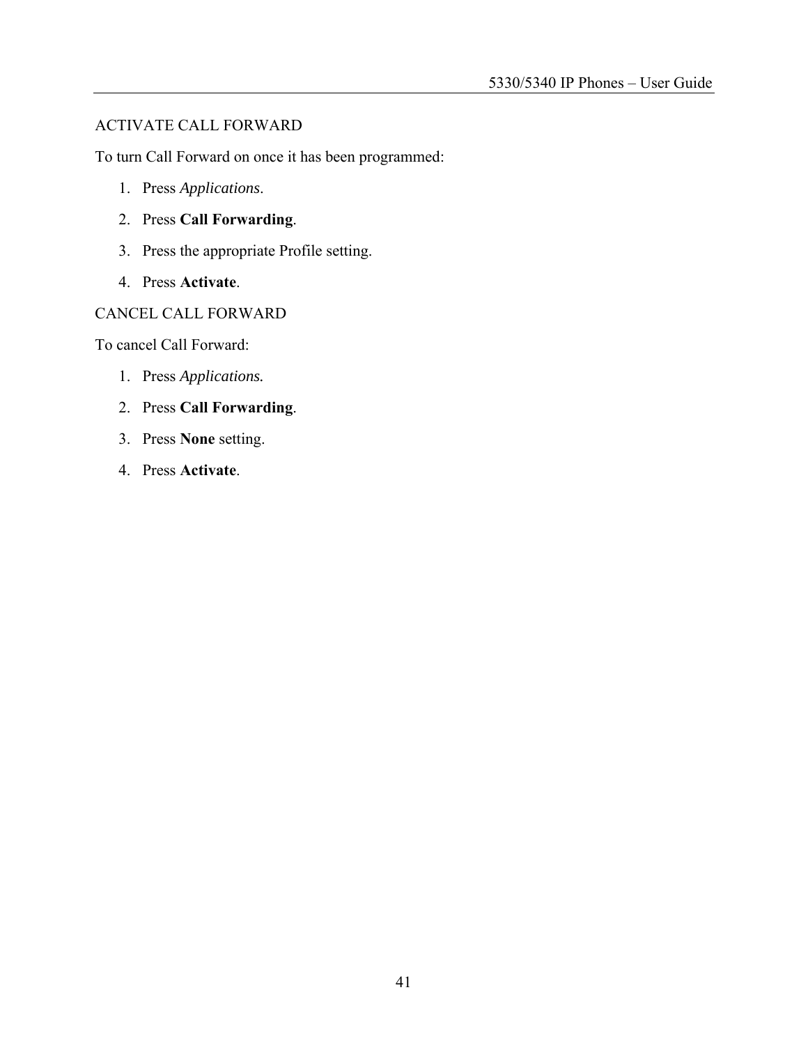### ACTIVATE CALL FORWARD

To turn Call Forward on once it has been programmed:

1. Press *Applications*.
2. Press **Call Forwarding**.
3. Press the appropriate Profile setting.
4. Press **Activate**.

### CANCEL CALL FORWARD

To cancel Call Forward:

1. Press *Applications.*
2. Press **Call Forwarding**.
3. Press **None** setting.
4. Press **Activate**.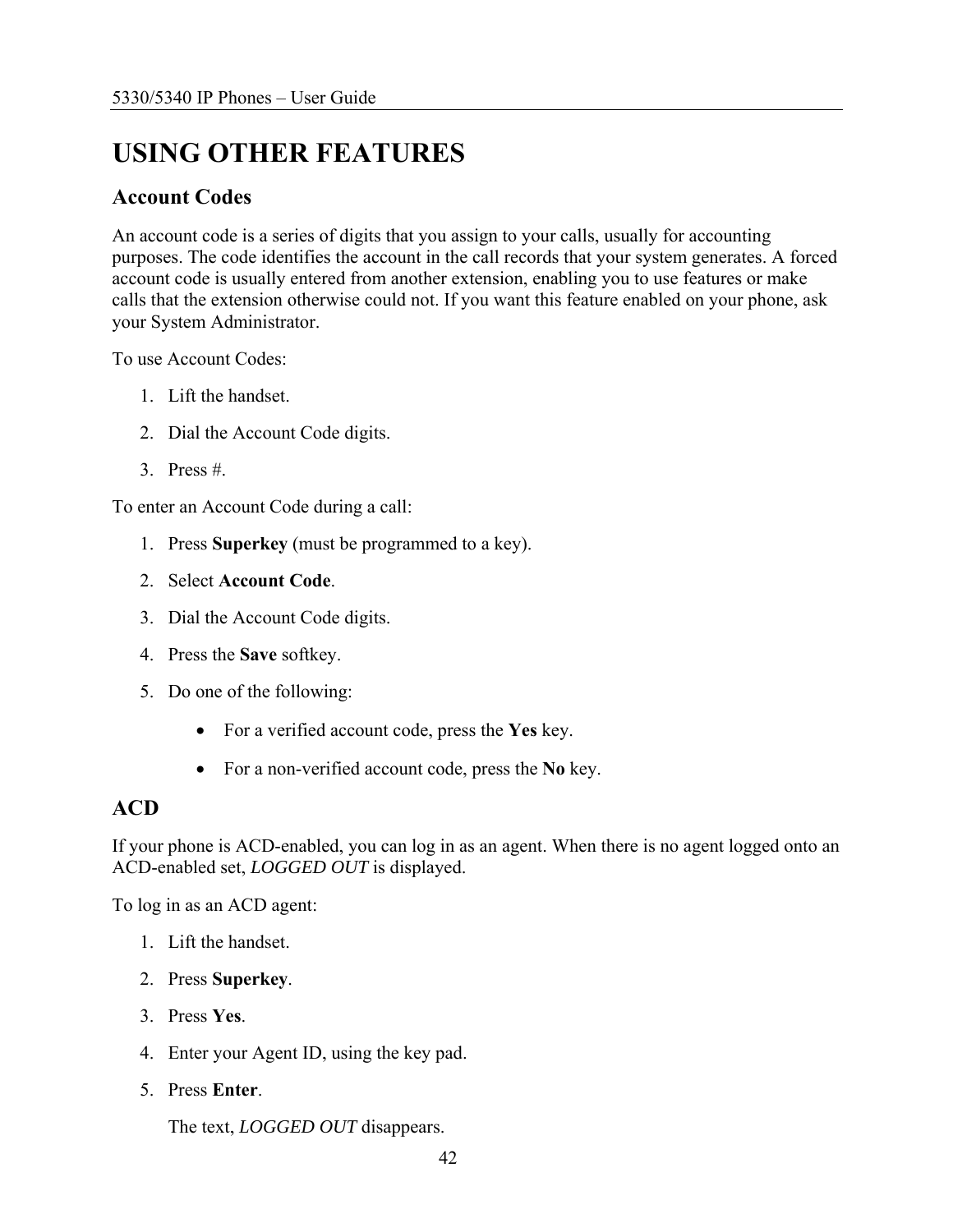# USING OTHER FEATURES

## Account Codes

An account code is a series of digits that you assign to your calls, usually for accounting purposes. The code identifies the account in the call records that your system generates. A forced account code is usually entered from another extension, enabling you to use features or make calls that the extension otherwise could not. If you want this feature enabled on your phone, ask your System Administrator.

To use Account Codes:

1. Lift the handset.
2. Dial the Account Code digits.
3. Press #.

To enter an Account Code during a call:

1. Press **Superkey** (must be programmed to a key).
2. Select **Account Code**.
3. Dial the Account Code digits.
4. Press the **Save** softkey.
5. Do one of the following:
   - For a verified account code, press the **Yes** key.
   - For a non-verified account code, press the **No** key.

## ACD

If your phone is ACD-enabled, you can log in as an agent. When there is no agent logged onto an ACD-enabled set, *LOGGED OUT* is displayed.

To log in as an ACD agent:

1. Lift the handset.
2. Press **Superkey**.
3. Press **Yes**.
4. Enter your Agent ID, using the key pad.
5. Press **Enter**.

   The text, *LOGGED OUT* disappears.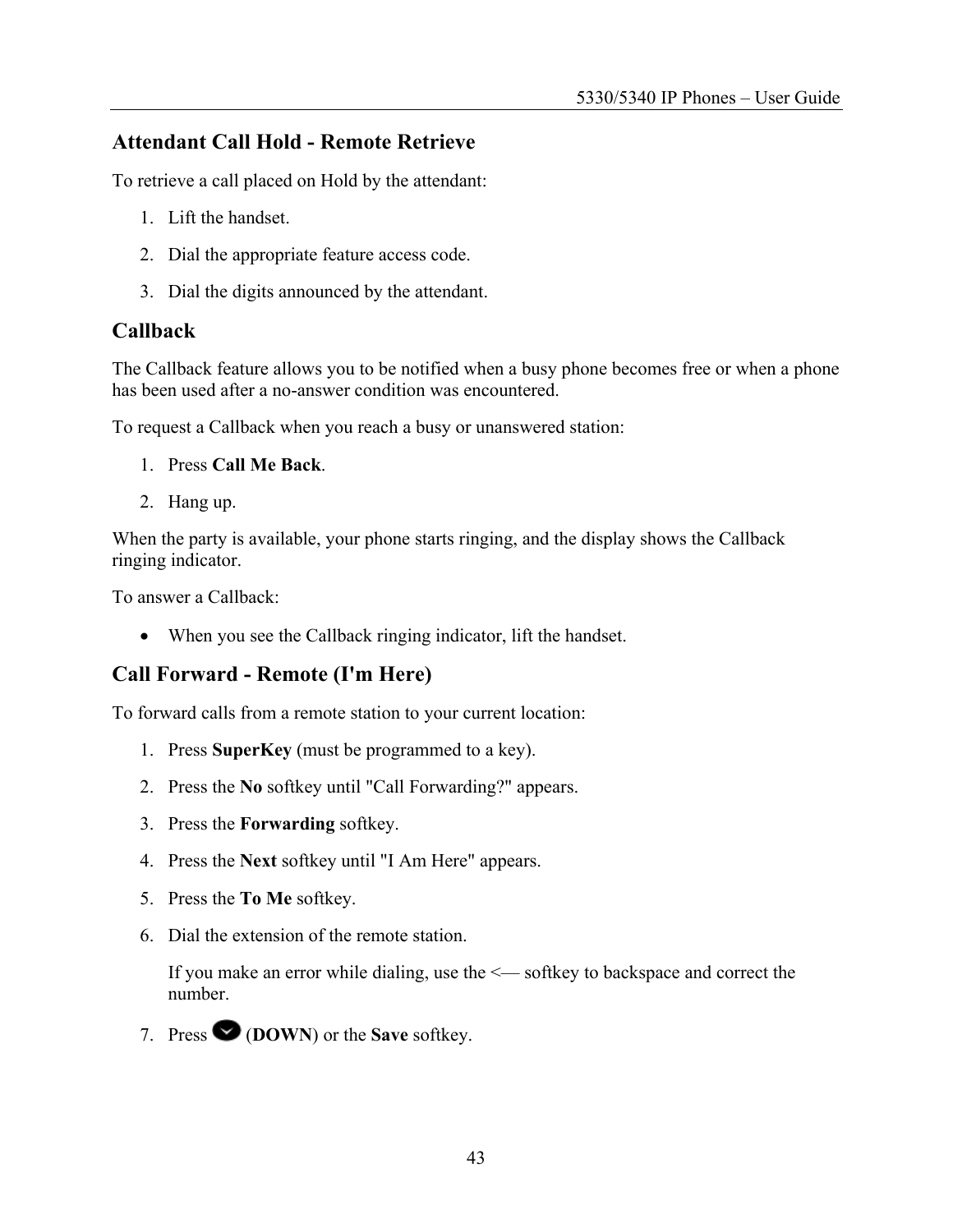## Attendant Call Hold - Remote Retrieve

To retrieve a call placed on Hold by the attendant:

1. Lift the handset.
2. Dial the appropriate feature access code.
3. Dial the digits announced by the attendant.

## Callback

The Callback feature allows you to be notified when a busy phone becomes free or when a phone has been used after a no-answer condition was encountered.

To request a Callback when you reach a busy or unanswered station:

1. Press **Call Me Back**.
2. Hang up.

When the party is available, your phone starts ringing, and the display shows the Callback ringing indicator.

To answer a Callback:

- When you see the Callback ringing indicator, lift the handset.

## Call Forward - Remote (I'm Here)

To forward calls from a remote station to your current location:

1. Press **SuperKey** (must be programmed to a key).
2. Press the **No** softkey until "Call Forwarding?" appears.
3. Press the **Forwarding** softkey.
4. Press the **Next** softkey until "I Am Here" appears.
5. Press the **To Me** softkey.
6. Dial the extension of the remote station.

   If you make an error while dialing, use the <— softkey to backspace and correct the number.
7. Press (**DOWN**) or the **Save** softkey.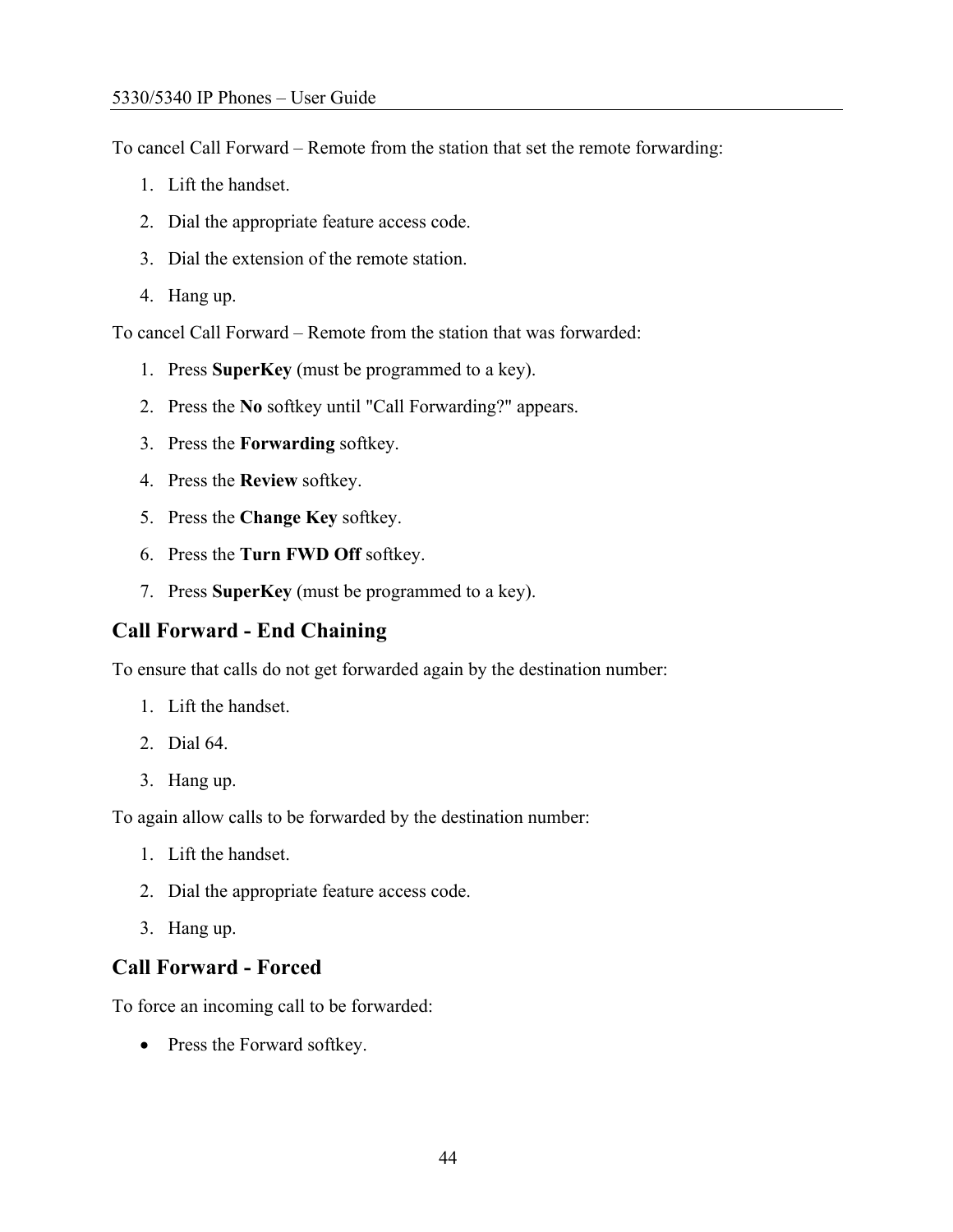To cancel Call Forward – Remote from the station that set the remote forwarding:

1. Lift the handset.
2. Dial the appropriate feature access code.
3. Dial the extension of the remote station.
4. Hang up.

To cancel Call Forward – Remote from the station that was forwarded:

1. Press **SuperKey** (must be programmed to a key).
2. Press the **No** softkey until "Call Forwarding?" appears.
3. Press the **Forwarding** softkey.
4. Press the **Review** softkey.
5. Press the **Change Key** softkey.
6. Press the **Turn FWD Off** softkey.
7. Press **SuperKey** (must be programmed to a key).

## Call Forward - End Chaining

To ensure that calls do not get forwarded again by the destination number:

1. Lift the handset.
2. Dial 64.
3. Hang up.

To again allow calls to be forwarded by the destination number:

1. Lift the handset.
2. Dial the appropriate feature access code.
3. Hang up.

## Call Forward - Forced

To force an incoming call to be forwarded:

- Press the Forward softkey.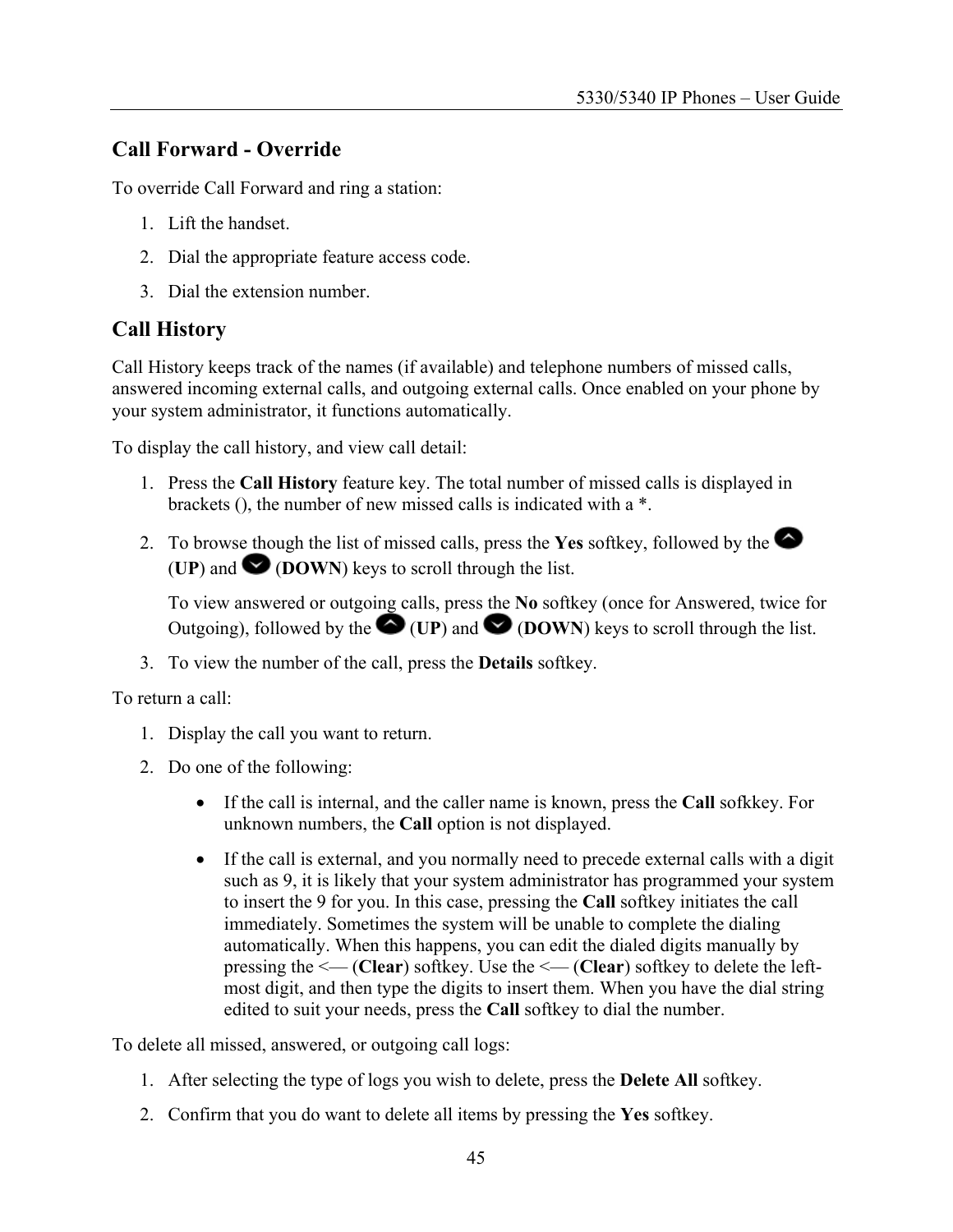## Call Forward - Override

To override Call Forward and ring a station:

1. Lift the handset.
2. Dial the appropriate feature access code.
3. Dial the extension number.

## Call History

Call History keeps track of the names (if available) and telephone numbers of missed calls, answered incoming external calls, and outgoing external calls. Once enabled on your phone by your system administrator, it functions automatically.

To display the call history, and view call detail:

1. Press the **Call History** feature key. The total number of missed calls is displayed in brackets (), the number of new missed calls is indicated with a *.
2. To browse though the list of missed calls, press the **Yes** softkey, followed by the (**UP**) and (**DOWN**) keys to scroll through the list.

   To view answered or outgoing calls, press the **No** softkey (once for Answered, twice for Outgoing), followed by the (**UP**) and (**DOWN**) keys to scroll through the list.
3. To view the number of the call, press the **Details** softkey.

To return a call:

1. Display the call you want to return.
2. Do one of the following:
   - If the call is internal, and the caller name is known, press the **Call** sofkkey. For unknown numbers, the **Call** option is not displayed.
   - If the call is external, and you normally need to precede external calls with a digit such as 9, it is likely that your system administrator has programmed your system to insert the 9 for you. In this case, pressing the **Call** softkey initiates the call immediately. Sometimes the system will be unable to complete the dialing automatically. When this happens, you can edit the dialed digits manually by pressing the <— (**Clear**) softkey. Use the <— (**Clear**) softkey to delete the left-most digit, and then type the digits to insert them. When you have the dial string edited to suit your needs, press the **Call** softkey to dial the number.

To delete all missed, answered, or outgoing call logs:

1. After selecting the type of logs you wish to delete, press the **Delete All** softkey.
2. Confirm that you do want to delete all items by pressing the **Yes** softkey.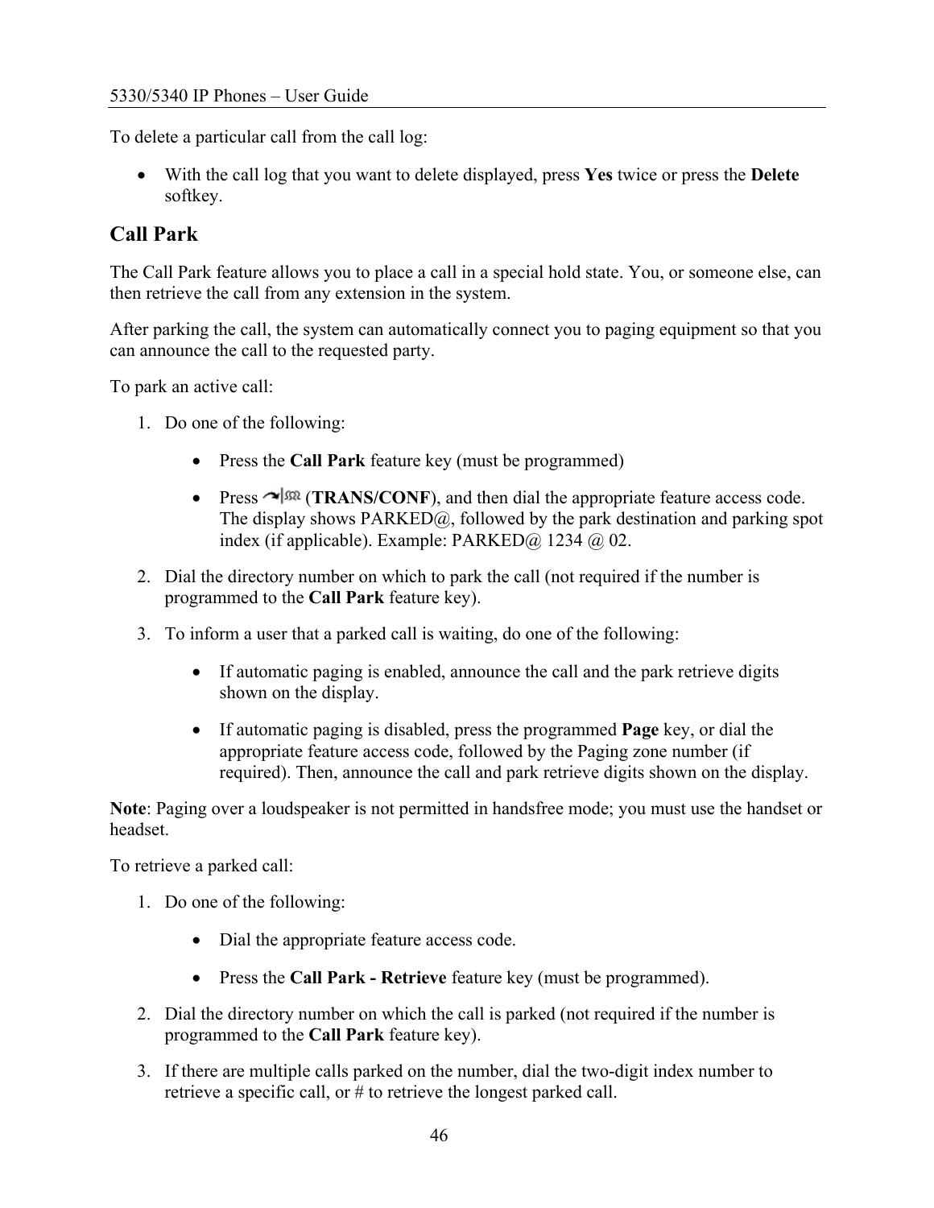To delete a particular call from the call log:

- With the call log that you want to delete displayed, press **Yes** twice or press the **Delete** softkey.

## Call Park

The Call Park feature allows you to place a call in a special hold state. You, or someone else, can then retrieve the call from any extension in the system.

After parking the call, the system can automatically connect you to paging equipment so that you can announce the call to the requested party.

To park an active call:

1. Do one of the following:
   - Press the **Call Park** feature key (must be programmed)
   - Press (**TRANS/CONF**), and then dial the appropriate feature access code. The display shows PARKED@, followed by the park destination and parking spot index (if applicable). Example: PARKED@ 1234 @ 02.
2. Dial the directory number on which to park the call (not required if the number is programmed to the **Call Park** feature key).
3. To inform a user that a parked call is waiting, do one of the following:
   - If automatic paging is enabled, announce the call and the park retrieve digits shown on the display.
   - If automatic paging is disabled, press the programmed **Page** key, or dial the appropriate feature access code, followed by the Paging zone number (if required). Then, announce the call and park retrieve digits shown on the display.

**Note**: Paging over a loudspeaker is not permitted in handsfree mode; you must use the handset or headset.

To retrieve a parked call:

1. Do one of the following:
   - Dial the appropriate feature access code.
   - Press the **Call Park - Retrieve** feature key (must be programmed).
2. Dial the directory number on which the call is parked (not required if the number is programmed to the **Call Park** feature key).
3. If there are multiple calls parked on the number, dial the two-digit index number to retrieve a specific call, or # to retrieve the longest parked call.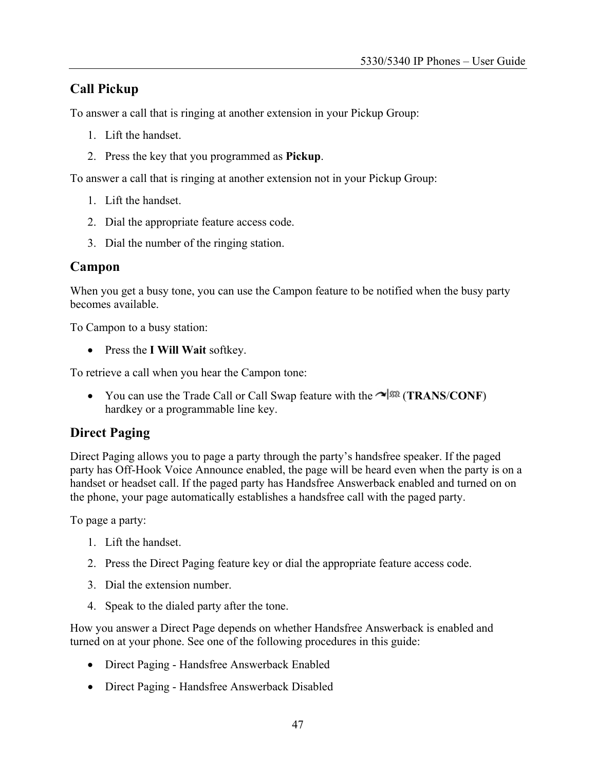## Call Pickup

To answer a call that is ringing at another extension in your Pickup Group:

1. Lift the handset.
2. Press the key that you programmed as **Pickup**.

To answer a call that is ringing at another extension not in your Pickup Group:

1. Lift the handset.
2. Dial the appropriate feature access code.
3. Dial the number of the ringing station.

## Campon

When you get a busy tone, you can use the Campon feature to be notified when the busy party becomes available.

To Campon to a busy station:

- Press the **I Will Wait** softkey.

To retrieve a call when you hear the Campon tone:

- You can use the Trade Call or Call Swap feature with the (**TRANS/CONF**) hardkey or a programmable line key.

## Direct Paging

Direct Paging allows you to page a party through the party's handsfree speaker. If the paged party has Off-Hook Voice Announce enabled, the page will be heard even when the party is on a handset or headset call. If the paged party has Handsfree Answerback enabled and turned on on the phone, your page automatically establishes a handsfree call with the paged party.

To page a party:

1. Lift the handset.
2. Press the Direct Paging feature key or dial the appropriate feature access code.
3. Dial the extension number.
4. Speak to the dialed party after the tone.

How you answer a Direct Page depends on whether Handsfree Answerback is enabled and turned on at your phone. See one of the following procedures in this guide:

- Direct Paging - Handsfree Answerback Enabled
- Direct Paging - Handsfree Answerback Disabled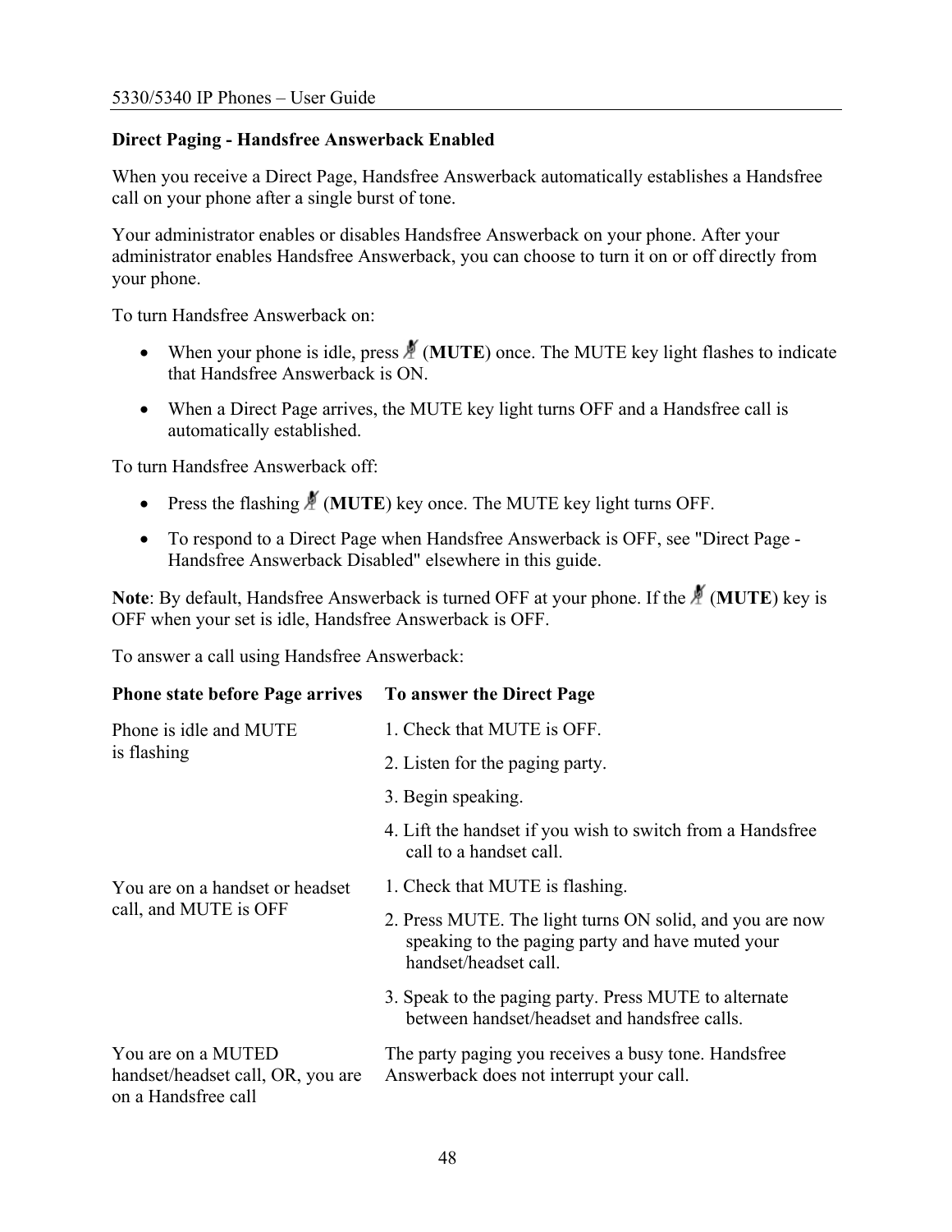### Direct Paging - Handsfree Answerback Enabled

When you receive a Direct Page, Handsfree Answerback automatically establishes a Handsfree call on your phone after a single burst of tone.

Your administrator enables or disables Handsfree Answerback on your phone. After your administrator enables Handsfree Answerback, you can choose to turn it on or off directly from your phone.

To turn Handsfree Answerback on:

- When your phone is idle, press (**MUTE**) once. The MUTE key light flashes to indicate that Handsfree Answerback is ON.
- When a Direct Page arrives, the MUTE key light turns OFF and a Handsfree call is automatically established.

To turn Handsfree Answerback off:

- Press the flashing (**MUTE**) key once. The MUTE key light turns OFF.
- To respond to a Direct Page when Handsfree Answerback is OFF, see "Direct Page - Handsfree Answerback Disabled" elsewhere in this guide.

**Note**: By default, Handsfree Answerback is turned OFF at your phone. If the (**MUTE**) key is OFF when your set is idle, Handsfree Answerback is OFF.

To answer a call using Handsfree Answerback:

| Phone state before Page arrives | To answer the Direct Page |
|---|---|
| Phone is idle and MUTE is flashing | 1. Check that MUTE is OFF.<br>2. Listen for the paging party.<br>3. Begin speaking.<br>4. Lift the handset if you wish to switch from a Handsfree call to a handset call. |
| You are on a handset or headset call, and MUTE is OFF | 1. Check that MUTE is flashing.<br>2. Press MUTE. The light turns ON solid, and you are now speaking to the paging party and have muted your handset/headset call.<br>3. Speak to the paging party. Press MUTE to alternate between handset/headset and handsfree calls. |
| You are on a MUTED handset/headset call, OR, you are on a Handsfree call | The party paging you receives a busy tone. Handsfree Answerback does not interrupt your call. |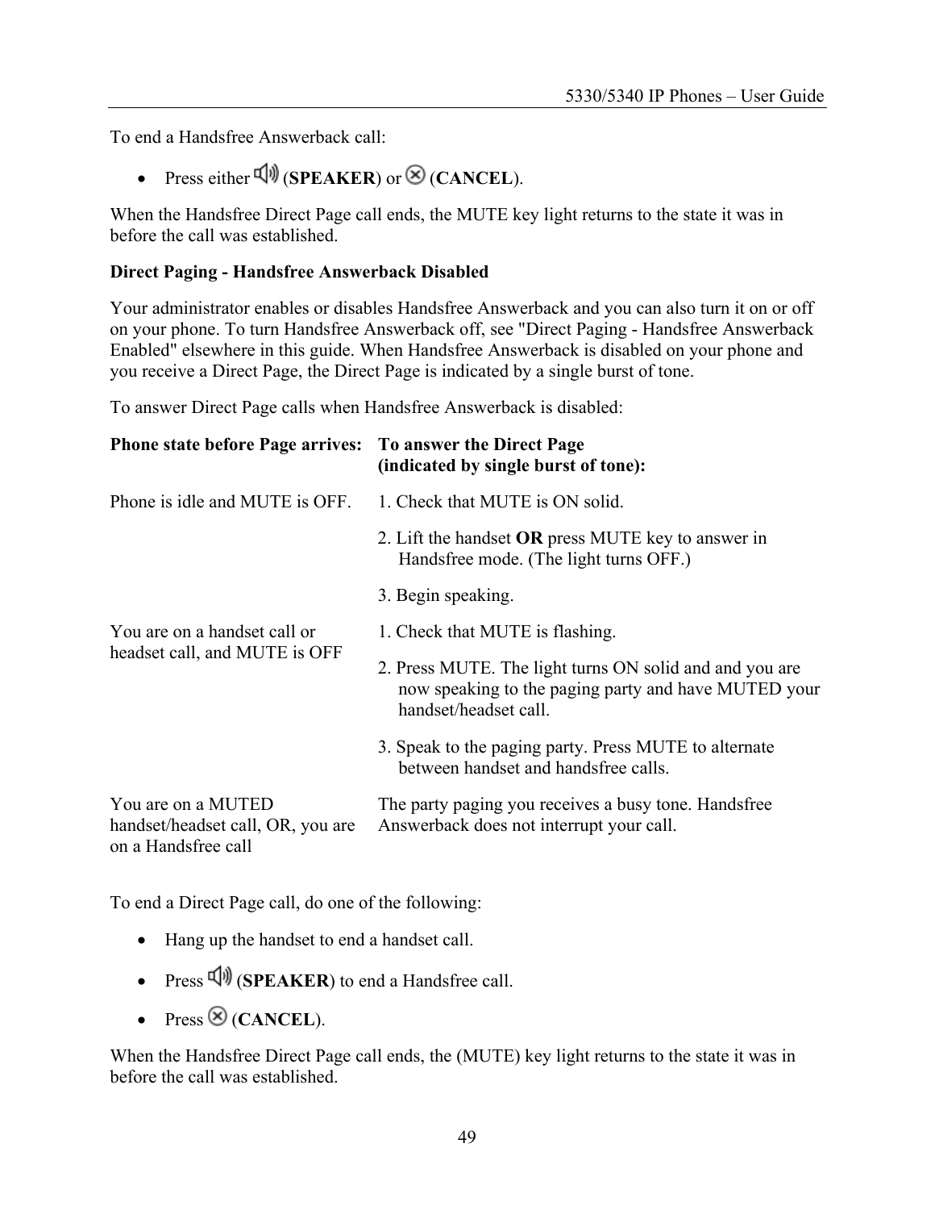To end a Handsfree Answerback call:

- Press either (**SPEAKER**) or (**CANCEL**).

When the Handsfree Direct Page call ends, the MUTE key light returns to the state it was in before the call was established.

**Direct Paging - Handsfree Answerback Disabled**

Your administrator enables or disables Handsfree Answerback and you can also turn it on or off on your phone. To turn Handsfree Answerback off, see "Direct Paging - Handsfree Answerback Enabled" elsewhere in this guide. When Handsfree Answerback is disabled on your phone and you receive a Direct Page, the Direct Page is indicated by a single burst of tone.

To answer Direct Page calls when Handsfree Answerback is disabled:

| **Phone state before Page arrives:** | **To answer the Direct Page (indicated by single burst of tone):** |
|---|---|
| Phone is idle and MUTE is OFF. | 1. Check that MUTE is ON solid.<br>2. Lift the handset **OR** press MUTE key to answer in Handsfree mode. (The light turns OFF.)<br>3. Begin speaking. |
| You are on a handset call or headset call, and MUTE is OFF | 1. Check that MUTE is flashing.<br>2. Press MUTE. The light turns ON solid and and you are now speaking to the paging party and have MUTED your handset/headset call.<br>3. Speak to the paging party. Press MUTE to alternate between handset and handsfree calls. |
| You are on a MUTED handset/headset call, OR, you are on a Handsfree call | The party paging you receives a busy tone. Handsfree Answerback does not interrupt your call. |

To end a Direct Page call, do one of the following:

- Hang up the handset to end a handset call.
- Press (**SPEAKER**) to end a Handsfree call.
- Press (**CANCEL**).

When the Handsfree Direct Page call ends, the (MUTE) key light returns to the state it was in before the call was established.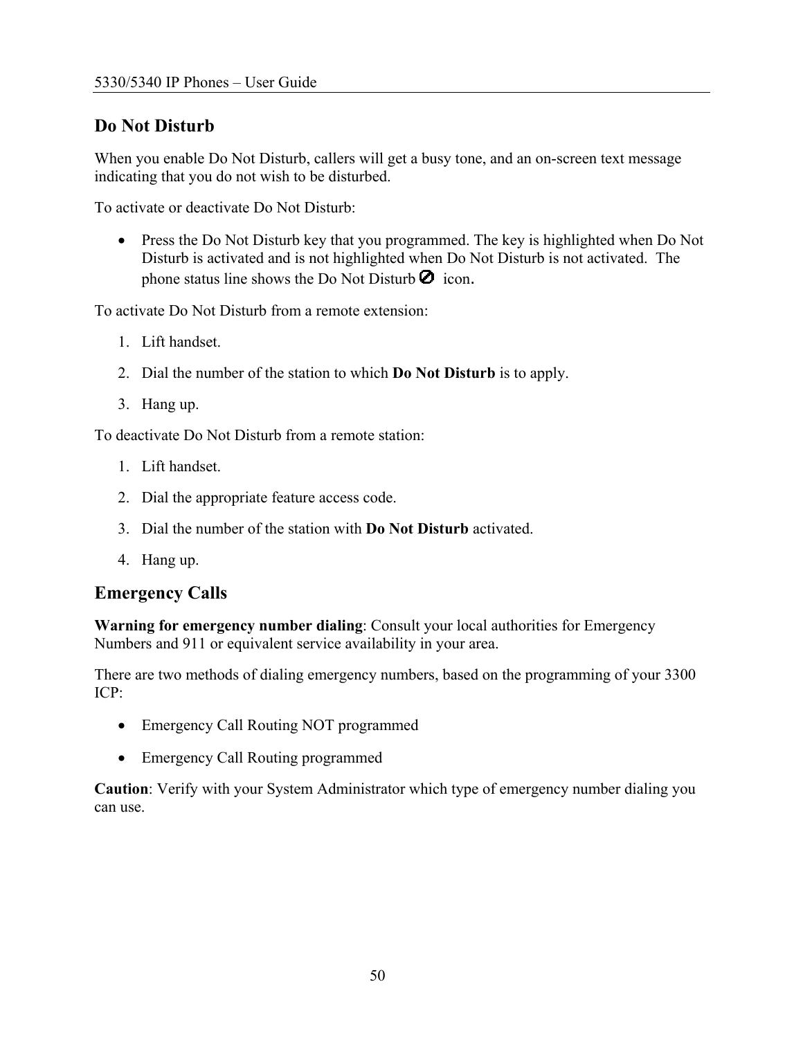## Do Not Disturb

When you enable Do Not Disturb, callers will get a busy tone, and an on-screen text message indicating that you do not wish to be disturbed.

To activate or deactivate Do Not Disturb:

- Press the Do Not Disturb key that you programmed. The key is highlighted when Do Not Disturb is activated and is not highlighted when Do Not Disturb is not activated. The phone status line shows the Do Not Disturb ⊘ icon.

To activate Do Not Disturb from a remote extension:

1. Lift handset.
2. Dial the number of the station to which **Do Not Disturb** is to apply.
3. Hang up.

To deactivate Do Not Disturb from a remote station:

1. Lift handset.
2. Dial the appropriate feature access code.
3. Dial the number of the station with **Do Not Disturb** activated.
4. Hang up.

## Emergency Calls

**Warning for emergency number dialing**: Consult your local authorities for Emergency Numbers and 911 or equivalent service availability in your area.

There are two methods of dialing emergency numbers, based on the programming of your 3300 ICP:

- Emergency Call Routing NOT programmed
- Emergency Call Routing programmed

**Caution**: Verify with your System Administrator which type of emergency number dialing you can use.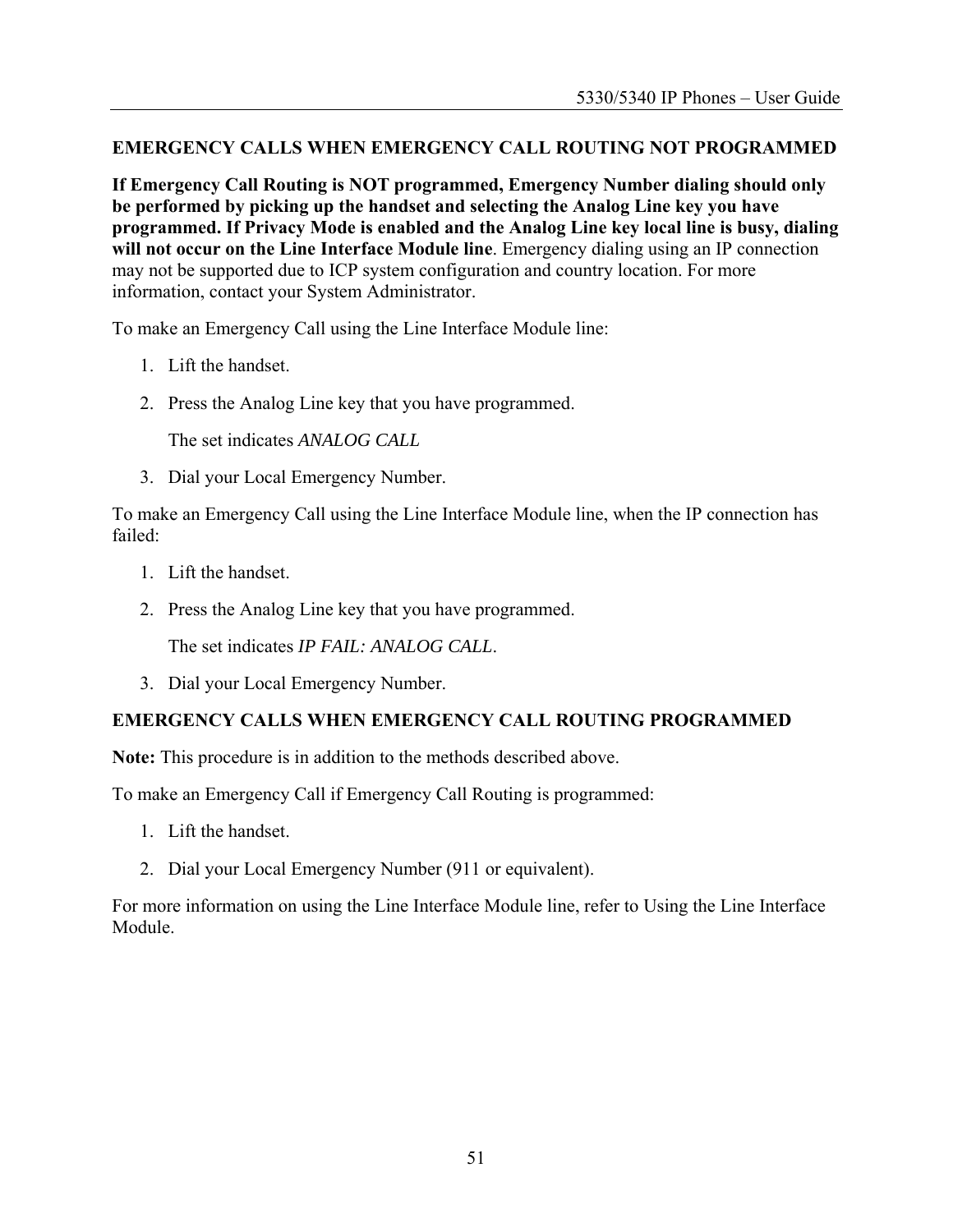## EMERGENCY CALLS WHEN EMERGENCY CALL ROUTING NOT PROGRAMMED

**If Emergency Call Routing is NOT programmed, Emergency Number dialing should only be performed by picking up the handset and selecting the Analog Line key you have programmed. If Privacy Mode is enabled and the Analog Line key local line is busy, dialing will not occur on the Line Interface Module line**. Emergency dialing using an IP connection may not be supported due to ICP system configuration and country location. For more information, contact your System Administrator.

To make an Emergency Call using the Line Interface Module line:

1. Lift the handset.
2. Press the Analog Line key that you have programmed.

   The set indicates *ANALOG CALL*
3. Dial your Local Emergency Number.

To make an Emergency Call using the Line Interface Module line, when the IP connection has failed:

1. Lift the handset.
2. Press the Analog Line key that you have programmed.

   The set indicates *IP FAIL: ANALOG CALL*.
3. Dial your Local Emergency Number.

## EMERGENCY CALLS WHEN EMERGENCY CALL ROUTING PROGRAMMED

**Note:** This procedure is in addition to the methods described above.

To make an Emergency Call if Emergency Call Routing is programmed:

1. Lift the handset.
2. Dial your Local Emergency Number (911 or equivalent).

For more information on using the Line Interface Module line, refer to Using the Line Interface Module.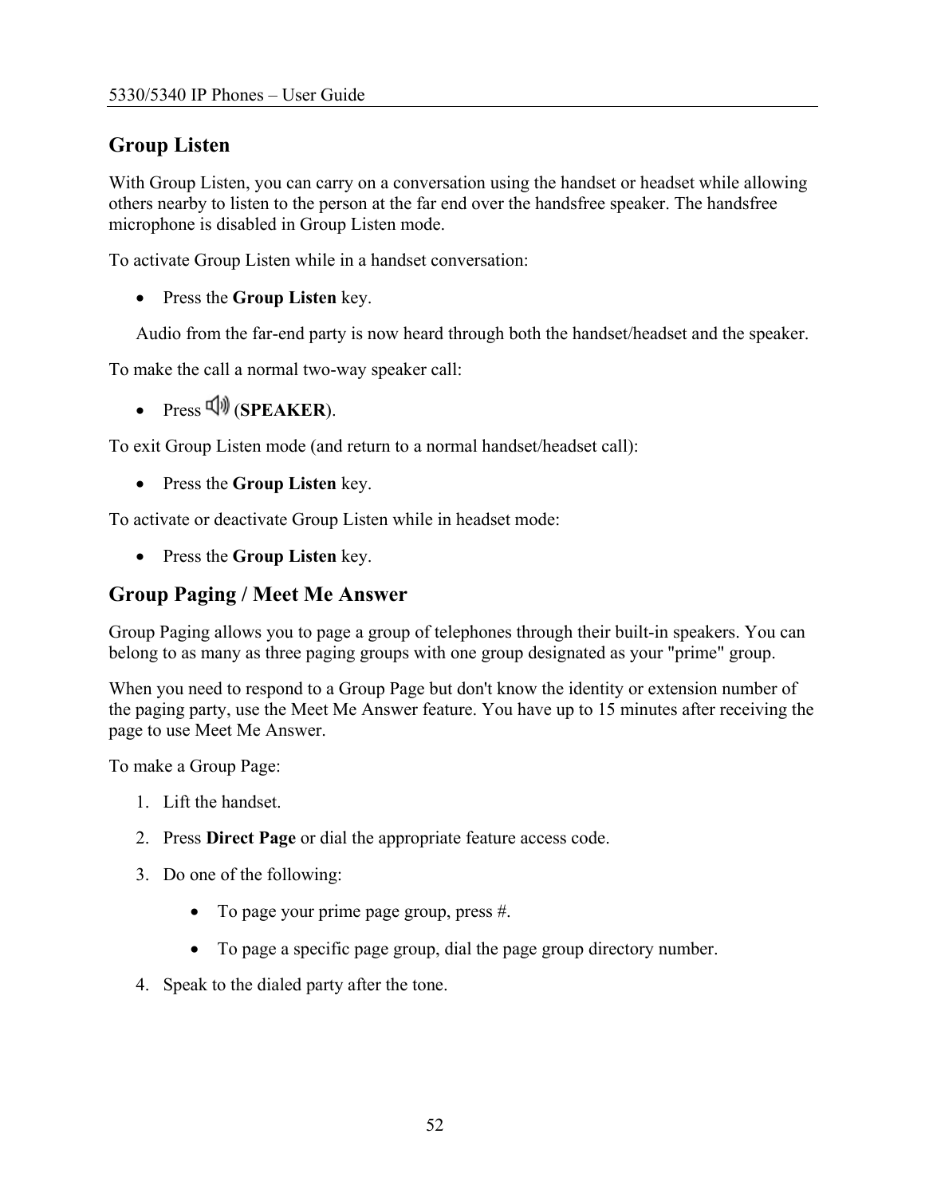## Group Listen

With Group Listen, you can carry on a conversation using the handset or headset while allowing others nearby to listen to the person at the far end over the handsfree speaker. The handsfree microphone is disabled in Group Listen mode.

To activate Group Listen while in a handset conversation:

- Press the **Group Listen** key.

  Audio from the far-end party is now heard through both the handset/headset and the speaker.

To make the call a normal two-way speaker call:

- Press (**SPEAKER**).

To exit Group Listen mode (and return to a normal handset/headset call):

- Press the **Group Listen** key.

To activate or deactivate Group Listen while in headset mode:

- Press the **Group Listen** key.

## Group Paging / Meet Me Answer

Group Paging allows you to page a group of telephones through their built-in speakers. You can belong to as many as three paging groups with one group designated as your "prime" group.

When you need to respond to a Group Page but don't know the identity or extension number of the paging party, use the Meet Me Answer feature. You have up to 15 minutes after receiving the page to use Meet Me Answer.

To make a Group Page:

1. Lift the handset.
2. Press **Direct Page** or dial the appropriate feature access code.
3. Do one of the following:
   - To page your prime page group, press #.
   - To page a specific page group, dial the page group directory number.
4. Speak to the dialed party after the tone.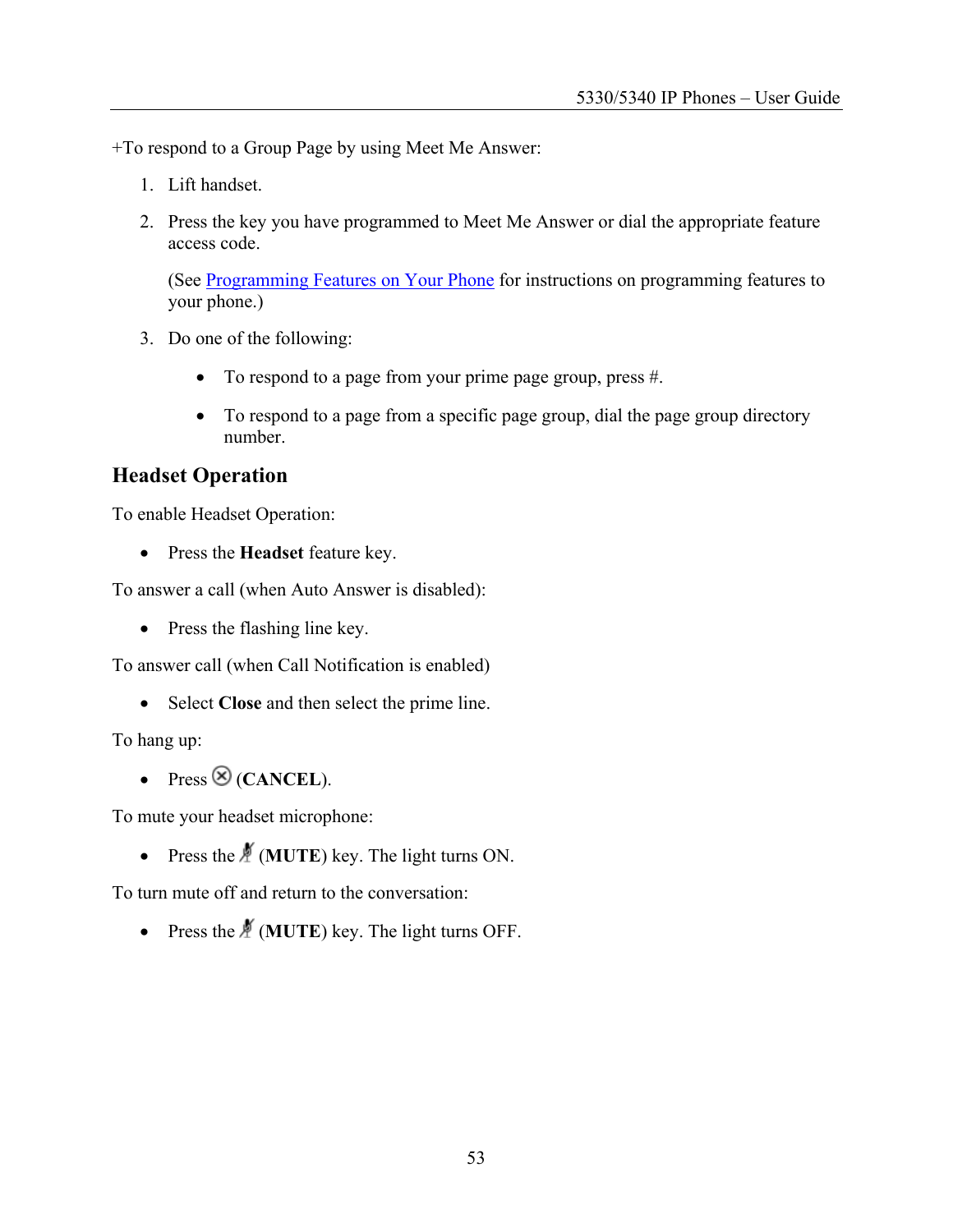+To respond to a Group Page by using Meet Me Answer:

1. Lift handset.
2. Press the key you have programmed to Meet Me Answer or dial the appropriate feature access code.

   (See Programming Features on Your Phone for instructions on programming features to your phone.)
3. Do one of the following:
   - To respond to a page from your prime page group, press #.
   - To respond to a page from a specific page group, dial the page group directory number.

## Headset Operation

To enable Headset Operation:

- Press the **Headset** feature key.

To answer a call (when Auto Answer is disabled):

- Press the flashing line key.

To answer call (when Call Notification is enabled)

- Select **Close** and then select the prime line.

To hang up:

- Press (**CANCEL**).

To mute your headset microphone:

- Press the (**MUTE**) key. The light turns ON.

To turn mute off and return to the conversation:

- Press the (**MUTE**) key. The light turns OFF.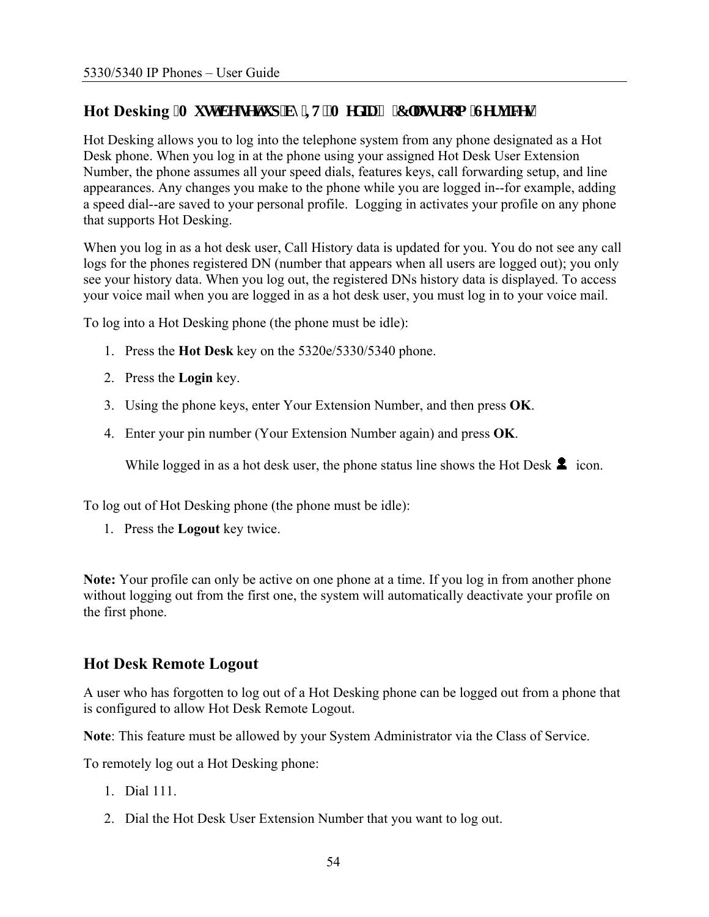## Hot Desking ‑0XWWEHNVHFXS‑E\ ‑,7 ‑0HGLD‑ ‑&DOWURRP ‑6HUYLFHV

Hot Desking allows you to log into the telephone system from any phone designated as a Hot Desk phone. When you log in at the phone using your assigned Hot Desk User Extension Number, the phone assumes all your speed dials, features keys, call forwarding setup, and line appearances. Any changes you make to the phone while you are logged in--for example, adding a speed dial--are saved to your personal profile. Logging in activates your profile on any phone that supports Hot Desking.

When you log in as a hot desk user, Call History data is updated for you. You do not see any call logs for the phones registered DN (number that appears when all users are logged out); you only see your history data. When you log out, the registered DNs history data is displayed. To access your voice mail when you are logged in as a hot desk user, you must log in to your voice mail.

To log into a Hot Desking phone (the phone must be idle):

1. Press the **Hot Desk** key on the 5320e/5330/5340 phone.
2. Press the **Login** key.
3. Using the phone keys, enter Your Extension Number, and then press **OK**.
4. Enter your pin number (Your Extension Number again) and press **OK**.

   While logged in as a hot desk user, the phone status line shows the Hot Desk icon.

To log out of Hot Desking phone (the phone must be idle):

1. Press the **Logout** key twice.

**Note:** Your profile can only be active on one phone at a time. If you log in from another phone without logging out from the first one, the system will automatically deactivate your profile on the first phone.

## Hot Desk Remote Logout

A user who has forgotten to log out of a Hot Desking phone can be logged out from a phone that is configured to allow Hot Desk Remote Logout.

**Note**: This feature must be allowed by your System Administrator via the Class of Service.

To remotely log out a Hot Desking phone:

1. Dial 111.
2. Dial the Hot Desk User Extension Number that you want to log out.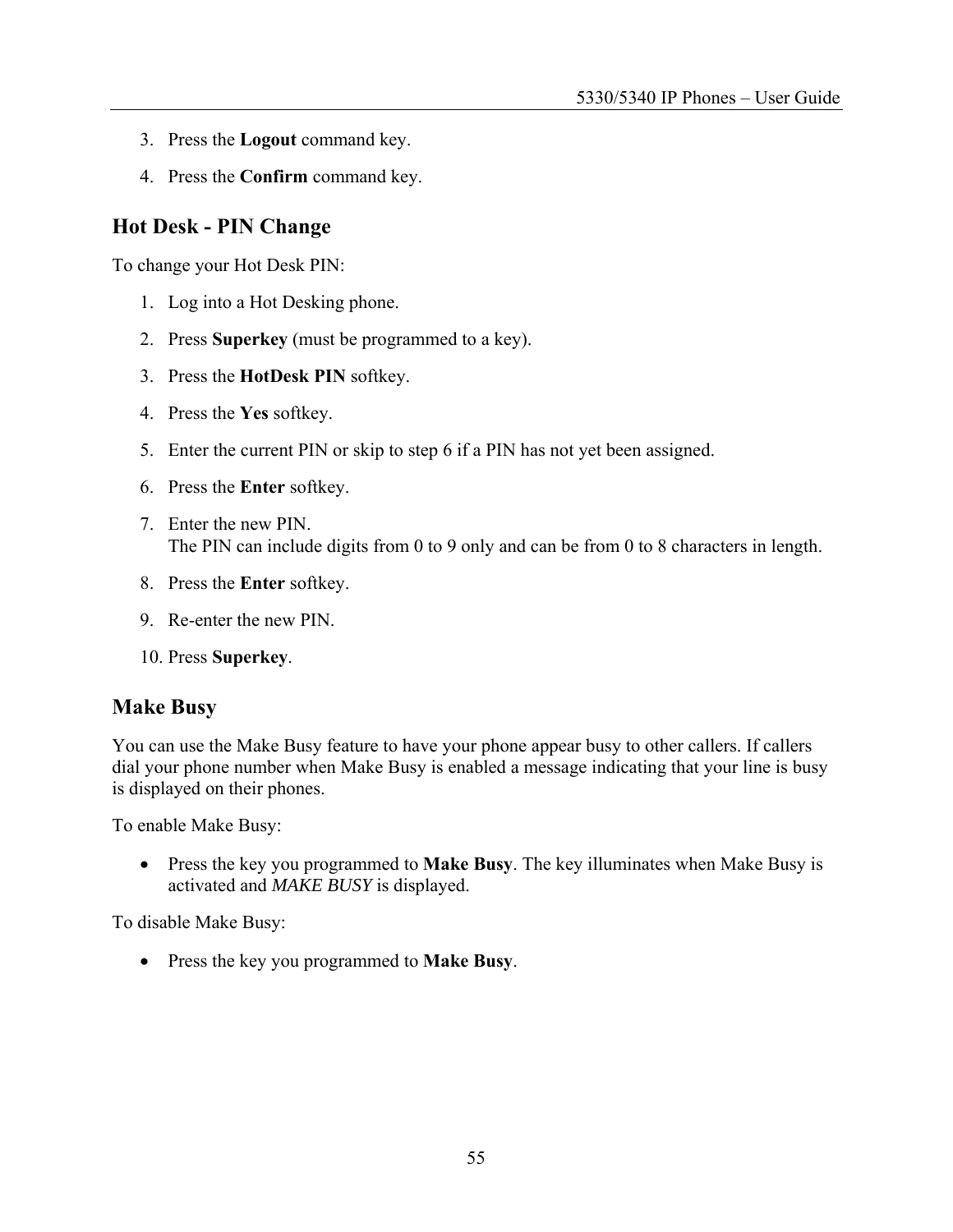3. Press the **Logout** command key.
4. Press the **Confirm** command key.

## Hot Desk - PIN Change

To change your Hot Desk PIN:

1. Log into a Hot Desking phone.
2. Press **Superkey** (must be programmed to a key).
3. Press the **HotDesk PIN** softkey.
4. Press the **Yes** softkey.
5. Enter the current PIN or skip to step 6 if a PIN has not yet been assigned.
6. Press the **Enter** softkey.
7. Enter the new PIN.
   The PIN can include digits from 0 to 9 only and can be from 0 to 8 characters in length.
8. Press the **Enter** softkey.
9. Re-enter the new PIN.
10. Press **Superkey**.

## Make Busy

You can use the Make Busy feature to have your phone appear busy to other callers. If callers dial your phone number when Make Busy is enabled a message indicating that your line is busy is displayed on their phones.

To enable Make Busy:

- Press the key you programmed to **Make Busy**. The key illuminates when Make Busy is activated and *MAKE BUSY* is displayed.

To disable Make Busy:

- Press the key you programmed to **Make Busy**.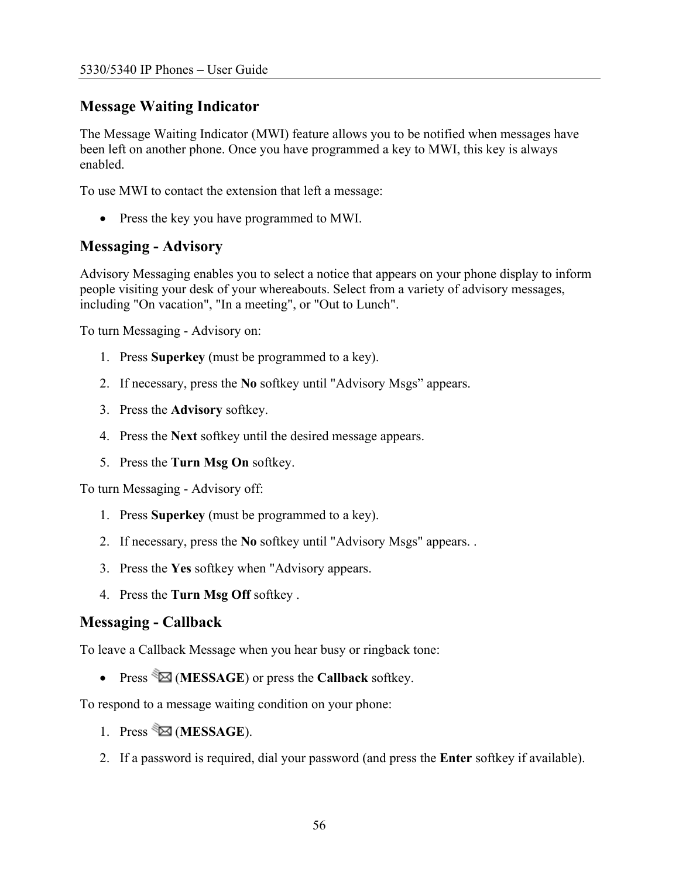## Message Waiting Indicator

The Message Waiting Indicator (MWI) feature allows you to be notified when messages have been left on another phone. Once you have programmed a key to MWI, this key is always enabled.

To use MWI to contact the extension that left a message:

- Press the key you have programmed to MWI.

## Messaging - Advisory

Advisory Messaging enables you to select a notice that appears on your phone display to inform people visiting your desk of your whereabouts. Select from a variety of advisory messages, including "On vacation", "In a meeting", or "Out to Lunch".

To turn Messaging - Advisory on:

1. Press **Superkey** (must be programmed to a key).
2. If necessary, press the **No** softkey until "Advisory Msgs" appears.
3. Press the **Advisory** softkey.
4. Press the **Next** softkey until the desired message appears.
5. Press the **Turn Msg On** softkey.

To turn Messaging - Advisory off:

1. Press **Superkey** (must be programmed to a key).
2. If necessary, press the **No** softkey until "Advisory Msgs" appears. .
3. Press the **Yes** softkey when "Advisory appears.
4. Press the **Turn Msg Off** softkey .

## Messaging - Callback

To leave a Callback Message when you hear busy or ringback tone:

- Press (**MESSAGE**) or press the **Callback** softkey.

To respond to a message waiting condition on your phone:

1. Press (**MESSAGE**).
2. If a password is required, dial your password (and press the **Enter** softkey if available).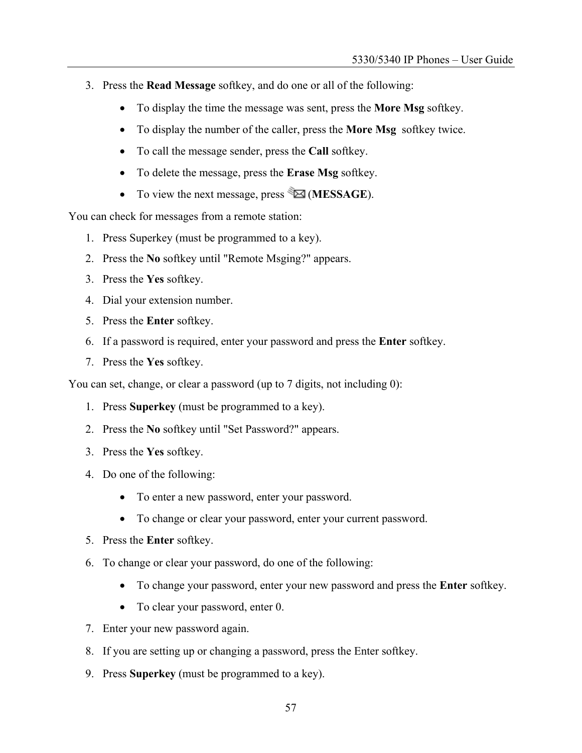3. Press the **Read Message** softkey, and do one or all of the following:
   - To display the time the message was sent, press the **More Msg** softkey.
   - To display the number of the caller, press the **More Msg** softkey twice.
   - To call the message sender, press the **Call** softkey.
   - To delete the message, press the **Erase Msg** softkey.
   - To view the next message, press (**MESSAGE**).

You can check for messages from a remote station:

1. Press Superkey (must be programmed to a key).
2. Press the **No** softkey until "Remote Msging?" appears.
3. Press the **Yes** softkey.
4. Dial your extension number.
5. Press the **Enter** softkey.
6. If a password is required, enter your password and press the **Enter** softkey.
7. Press the **Yes** softkey.

You can set, change, or clear a password (up to 7 digits, not including 0):

1. Press **Superkey** (must be programmed to a key).
2. Press the **No** softkey until "Set Password?" appears.
3. Press the **Yes** softkey.
4. Do one of the following:
   - To enter a new password, enter your password.
   - To change or clear your password, enter your current password.
5. Press the **Enter** softkey.
6. To change or clear your password, do one of the following:
   - To change your password, enter your new password and press the **Enter** softkey.
   - To clear your password, enter 0.
7. Enter your new password again.
8. If you are setting up or changing a password, press the Enter softkey.
9. Press **Superkey** (must be programmed to a key).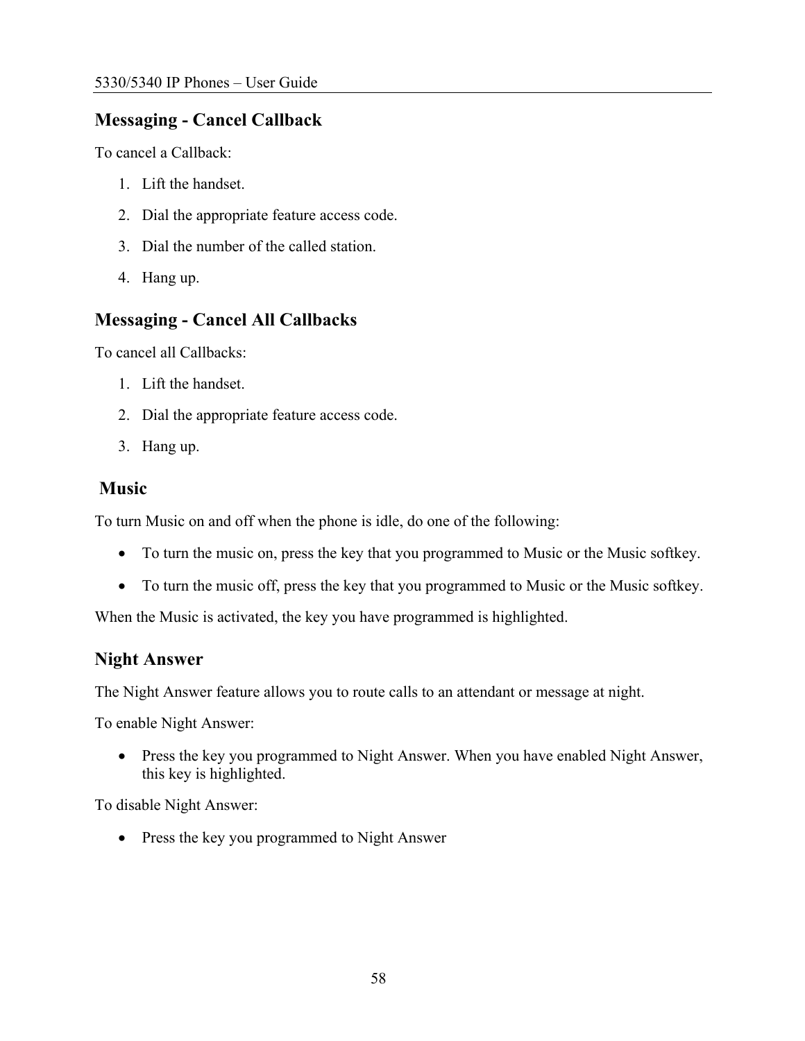## Messaging - Cancel Callback

To cancel a Callback:

1. Lift the handset.
2. Dial the appropriate feature access code.
3. Dial the number of the called station.
4. Hang up.

## Messaging - Cancel All Callbacks

To cancel all Callbacks:

1. Lift the handset.
2. Dial the appropriate feature access code.
3. Hang up.

## Music

To turn Music on and off when the phone is idle, do one of the following:

- To turn the music on, press the key that you programmed to Music or the Music softkey.
- To turn the music off, press the key that you programmed to Music or the Music softkey.

When the Music is activated, the key you have programmed is highlighted.

## Night Answer

The Night Answer feature allows you to route calls to an attendant or message at night.

To enable Night Answer:

- Press the key you programmed to Night Answer. When you have enabled Night Answer, this key is highlighted.

To disable Night Answer:

- Press the key you programmed to Night Answer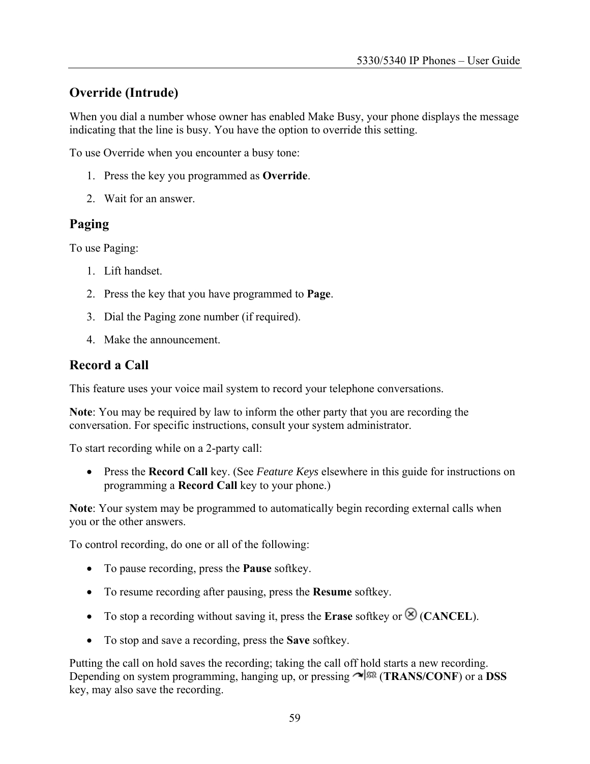## Override (Intrude)

When you dial a number whose owner has enabled Make Busy, your phone displays the message indicating that the line is busy. You have the option to override this setting.

To use Override when you encounter a busy tone:

1. Press the key you programmed as **Override**.
2. Wait for an answer.

## Paging

To use Paging:

1. Lift handset.
2. Press the key that you have programmed to **Page**.
3. Dial the Paging zone number (if required).
4. Make the announcement.

## Record a Call

This feature uses your voice mail system to record your telephone conversations.

**Note**: You may be required by law to inform the other party that you are recording the conversation. For specific instructions, consult your system administrator.

To start recording while on a 2-party call:

- Press the **Record Call** key. (See *Feature Keys* elsewhere in this guide for instructions on programming a **Record Call** key to your phone.)

**Note**: Your system may be programmed to automatically begin recording external calls when you or the other answers.

To control recording, do one or all of the following:

- To pause recording, press the **Pause** softkey.
- To resume recording after pausing, press the **Resume** softkey.
- To stop a recording without saving it, press the **Erase** softkey or ⊗ (**CANCEL**).
- To stop and save a recording, press the **Save** softkey.

Putting the call on hold saves the recording; taking the call off hold starts a new recording. Depending on system programming, hanging up, or pressing (**TRANS/CONF**) or a **DSS** key, may also save the recording.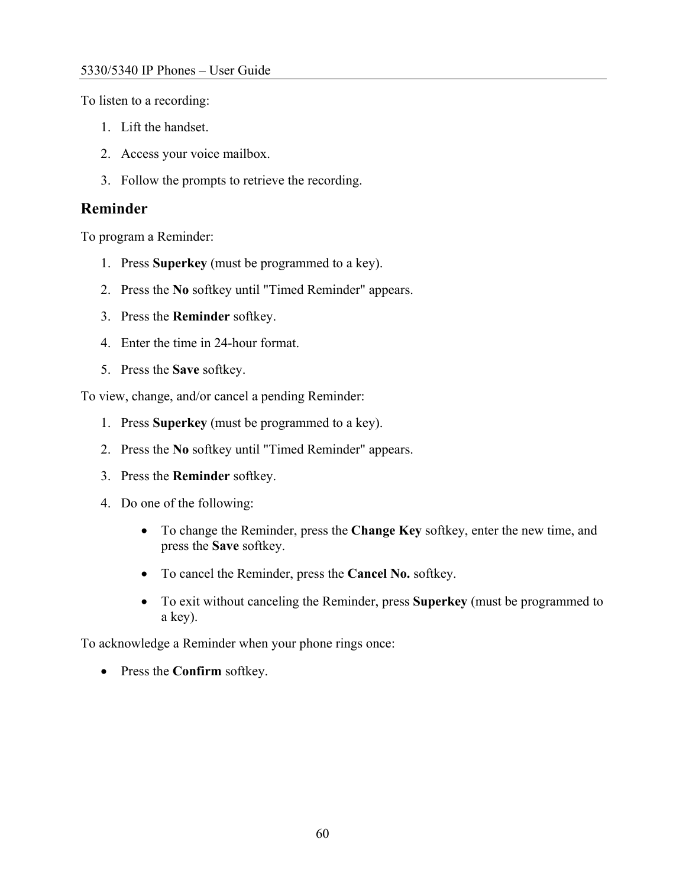To listen to a recording:

1. Lift the handset.
2. Access your voice mailbox.
3. Follow the prompts to retrieve the recording.

## Reminder

To program a Reminder:

1. Press **Superkey** (must be programmed to a key).
2. Press the **No** softkey until "Timed Reminder" appears.
3. Press the **Reminder** softkey.
4. Enter the time in 24-hour format.
5. Press the **Save** softkey.

To view, change, and/or cancel a pending Reminder:

1. Press **Superkey** (must be programmed to a key).
2. Press the **No** softkey until "Timed Reminder" appears.
3. Press the **Reminder** softkey.
4. Do one of the following:
    - To change the Reminder, press the **Change Key** softkey, enter the new time, and press the **Save** softkey.
    - To cancel the Reminder, press the **Cancel No.** softkey.
    - To exit without canceling the Reminder, press **Superkey** (must be programmed to a key).

To acknowledge a Reminder when your phone rings once:

- Press the **Confirm** softkey.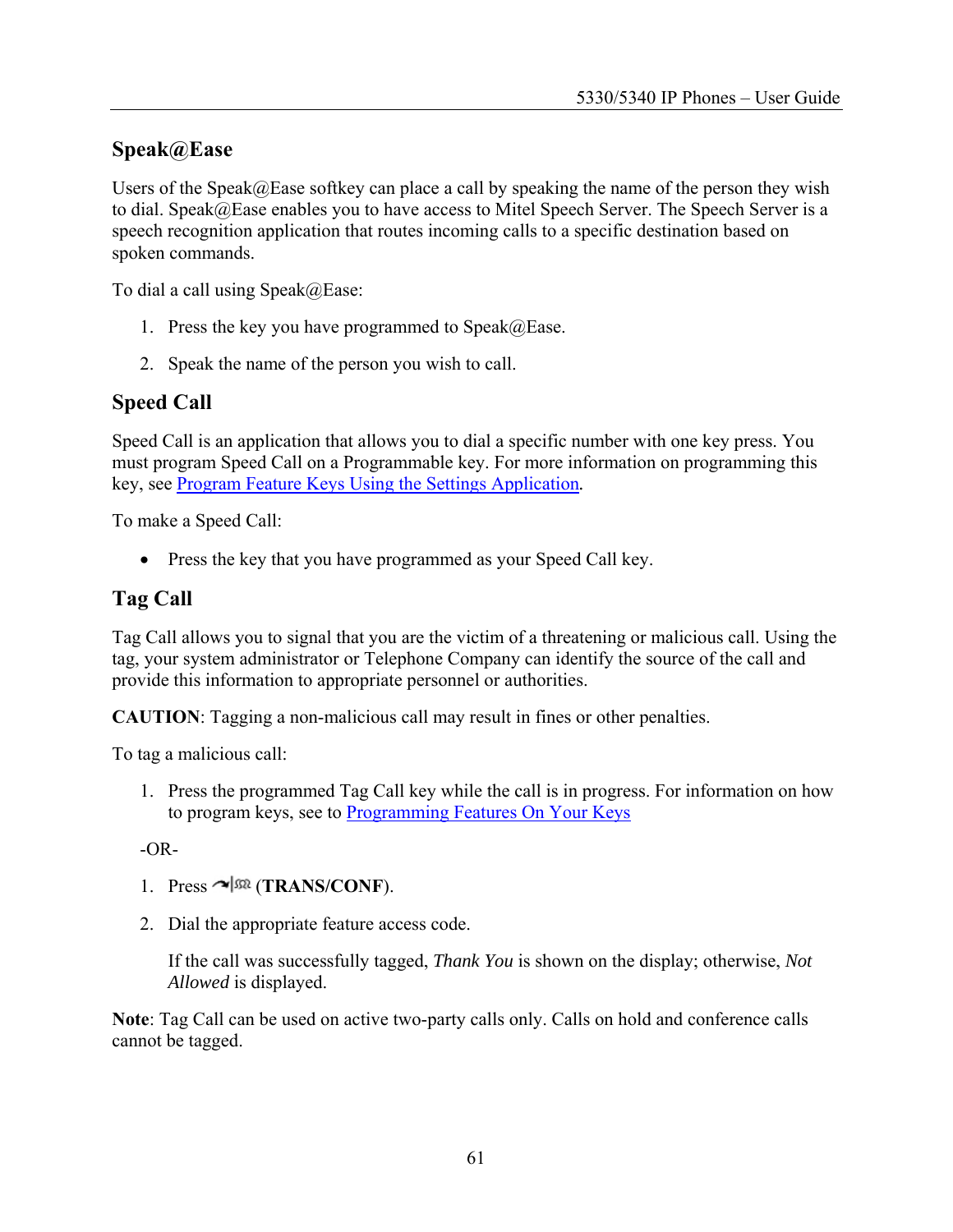## Speak@Ease

Users of the Speak@Ease softkey can place a call by speaking the name of the person they wish to dial. Speak@Ease enables you to have access to Mitel Speech Server. The Speech Server is a speech recognition application that routes incoming calls to a specific destination based on spoken commands.

To dial a call using Speak@Ease:

1. Press the key you have programmed to Speak@Ease.
2. Speak the name of the person you wish to call.

## Speed Call

Speed Call is an application that allows you to dial a specific number with one key press. You must program Speed Call on a Programmable key. For more information on programming this key, see Program Feature Keys Using the Settings Application.

To make a Speed Call:

- Press the key that you have programmed as your Speed Call key.

## Tag Call

Tag Call allows you to signal that you are the victim of a threatening or malicious call. Using the tag, your system administrator or Telephone Company can identify the source of the call and provide this information to appropriate personnel or authorities.

**CAUTION**: Tagging a non-malicious call may result in fines or other penalties.

To tag a malicious call:

1. Press the programmed Tag Call key while the call is in progress. For information on how to program keys, see to Programming Features On Your Keys

-OR-

1. Press (**TRANS/CONF**).
2. Dial the appropriate feature access code.

   If the call was successfully tagged, *Thank You* is shown on the display; otherwise, *Not Allowed* is displayed.

**Note**: Tag Call can be used on active two-party calls only. Calls on hold and conference calls cannot be tagged.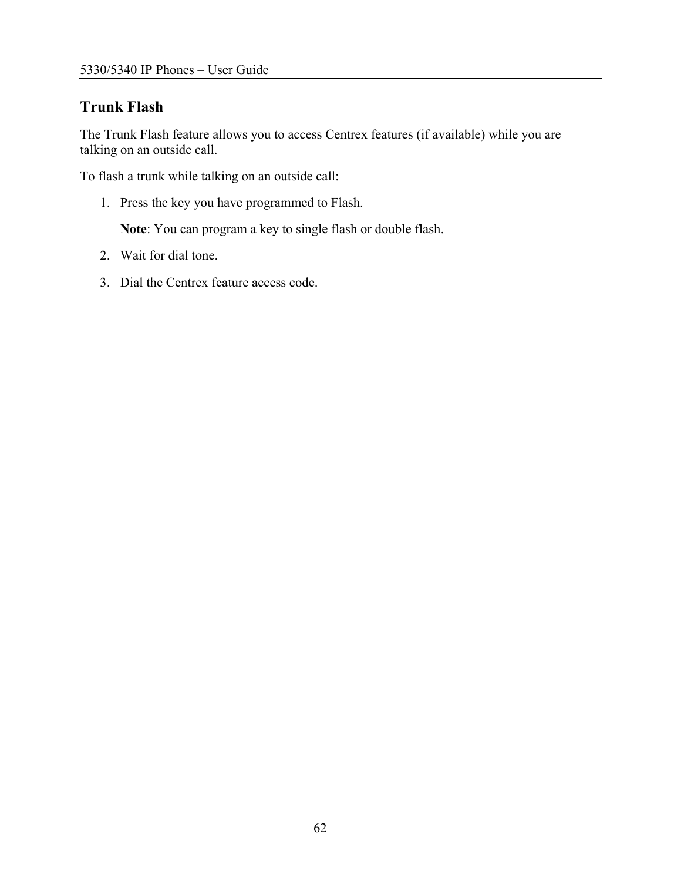## Trunk Flash

The Trunk Flash feature allows you to access Centrex features (if available) while you are talking on an outside call.

To flash a trunk while talking on an outside call:

1. Press the key you have programmed to Flash.

   **Note**: You can program a key to single flash or double flash.

2. Wait for dial tone.
3. Dial the Centrex feature access code.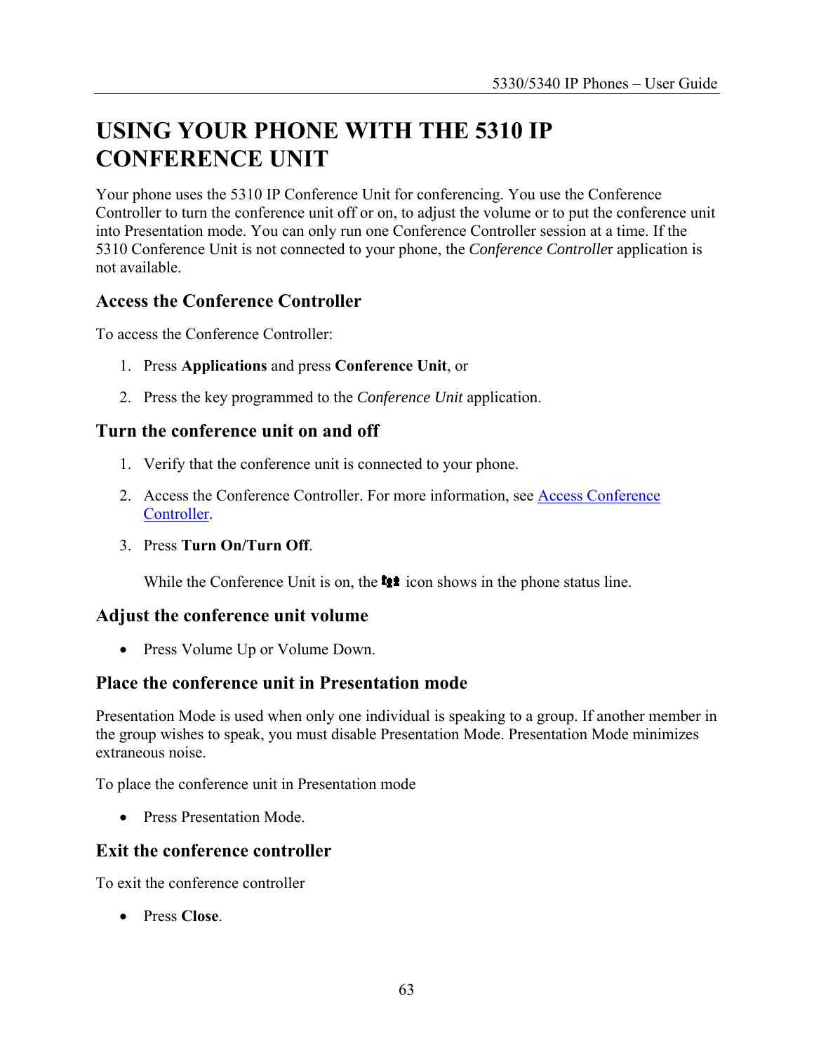# USING YOUR PHONE WITH THE 5310 IP CONFERENCE UNIT

Your phone uses the 5310 IP Conference Unit for conferencing. You use the Conference Controller to turn the conference unit off or on, to adjust the volume or to put the conference unit into Presentation mode. You can only run one Conference Controller session at a time. If the 5310 Conference Unit is not connected to your phone, the *Conference Controlle*r application is not available.

## Access the Conference Controller

To access the Conference Controller:

1. Press **Applications** and press **Conference Unit**, or
2. Press the key programmed to the *Conference Unit* application.

## Turn the conference unit on and off

1. Verify that the conference unit is connected to your phone.
2. Access the Conference Controller. For more information, see Access Conference Controller.
3. Press **Turn On/Turn Off**.

   While the Conference Unit is on, the icon shows in the phone status line.

## Adjust the conference unit volume

- Press Volume Up or Volume Down.

## Place the conference unit in Presentation mode

Presentation Mode is used when only one individual is speaking to a group. If another member in the group wishes to speak, you must disable Presentation Mode. Presentation Mode minimizes extraneous noise.

To place the conference unit in Presentation mode

- Press Presentation Mode.

## Exit the conference controller

To exit the conference controller

- Press **Close**.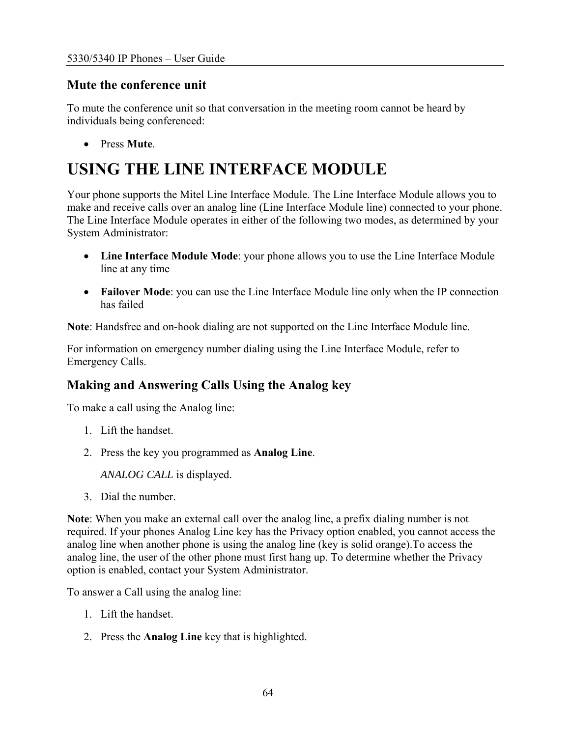### Mute the conference unit

To mute the conference unit so that conversation in the meeting room cannot be heard by individuals being conferenced:

- Press **Mute**.

# USING THE LINE INTERFACE MODULE

Your phone supports the Mitel Line Interface Module. The Line Interface Module allows you to make and receive calls over an analog line (Line Interface Module line) connected to your phone. The Line Interface Module operates in either of the following two modes, as determined by your System Administrator:

- **Line Interface Module Mode**: your phone allows you to use the Line Interface Module line at any time
- **Failover Mode**: you can use the Line Interface Module line only when the IP connection has failed

**Note**: Handsfree and on-hook dialing are not supported on the Line Interface Module line.

For information on emergency number dialing using the Line Interface Module, refer to Emergency Calls.

### Making and Answering Calls Using the Analog key

To make a call using the Analog line:

1. Lift the handset.
2. Press the key you programmed as **Analog Line**.

   *ANALOG CALL* is displayed.
3. Dial the number.

**Note**: When you make an external call over the analog line, a prefix dialing number is not required. If your phones Analog Line key has the Privacy option enabled, you cannot access the analog line when another phone is using the analog line (key is solid orange).To access the analog line, the user of the other phone must first hang up. To determine whether the Privacy option is enabled, contact your System Administrator.

To answer a Call using the analog line:

1. Lift the handset.
2. Press the **Analog Line** key that is highlighted.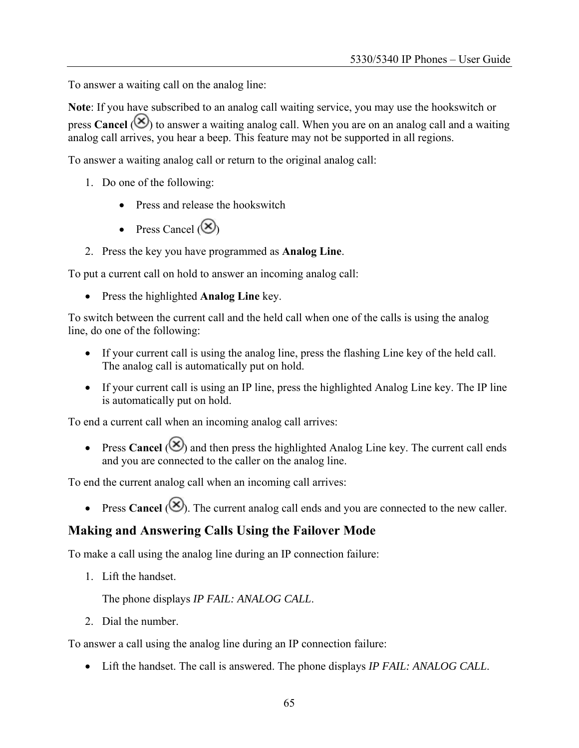To answer a waiting call on the analog line:

**Note**: If you have subscribed to an analog call waiting service, you may use the hookswitch or press **Cancel** (⊗) to answer a waiting analog call. When you are on an analog call and a waiting analog call arrives, you hear a beep. This feature may not be supported in all regions.

To answer a waiting analog call or return to the original analog call:

1. Do one of the following:
   - Press and release the hookswitch
   - Press Cancel (⊗)
2. Press the key you have programmed as **Analog Line**.

To put a current call on hold to answer an incoming analog call:

- Press the highlighted **Analog Line** key.

To switch between the current call and the held call when one of the calls is using the analog line, do one of the following:

- If your current call is using the analog line, press the flashing Line key of the held call. The analog call is automatically put on hold.
- If your current call is using an IP line, press the highlighted Analog Line key. The IP line is automatically put on hold.

To end a current call when an incoming analog call arrives:

- Press **Cancel** (⊗) and then press the highlighted Analog Line key. The current call ends and you are connected to the caller on the analog line.

To end the current analog call when an incoming call arrives:

- Press **Cancel** (⊗). The current analog call ends and you are connected to the new caller.

## Making and Answering Calls Using the Failover Mode

To make a call using the analog line during an IP connection failure:

1. Lift the handset.

   The phone displays *IP FAIL: ANALOG CALL*.
2. Dial the number.

To answer a call using the analog line during an IP connection failure:

- Lift the handset. The call is answered. The phone displays *IP FAIL: ANALOG CALL*.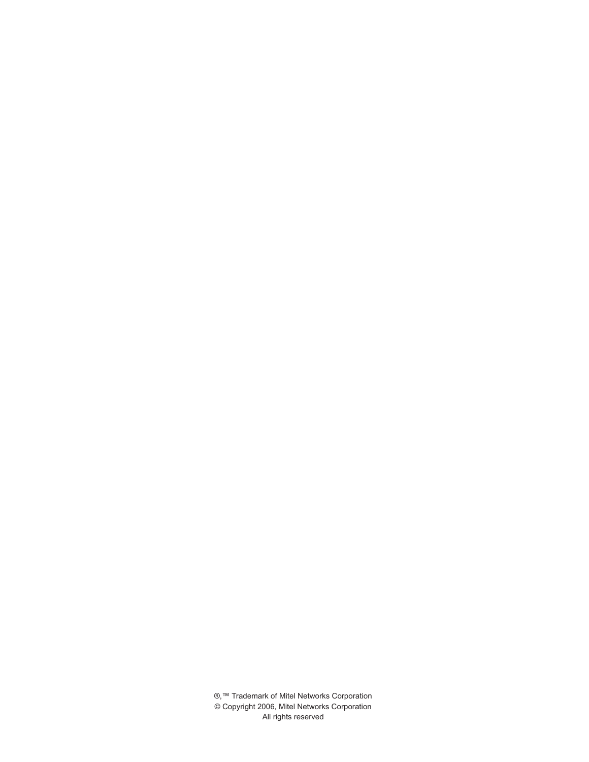®,™ Trademark of Mitel Networks Corporation
© Copyright 2006, Mitel Networks Corporation
All rights reserved